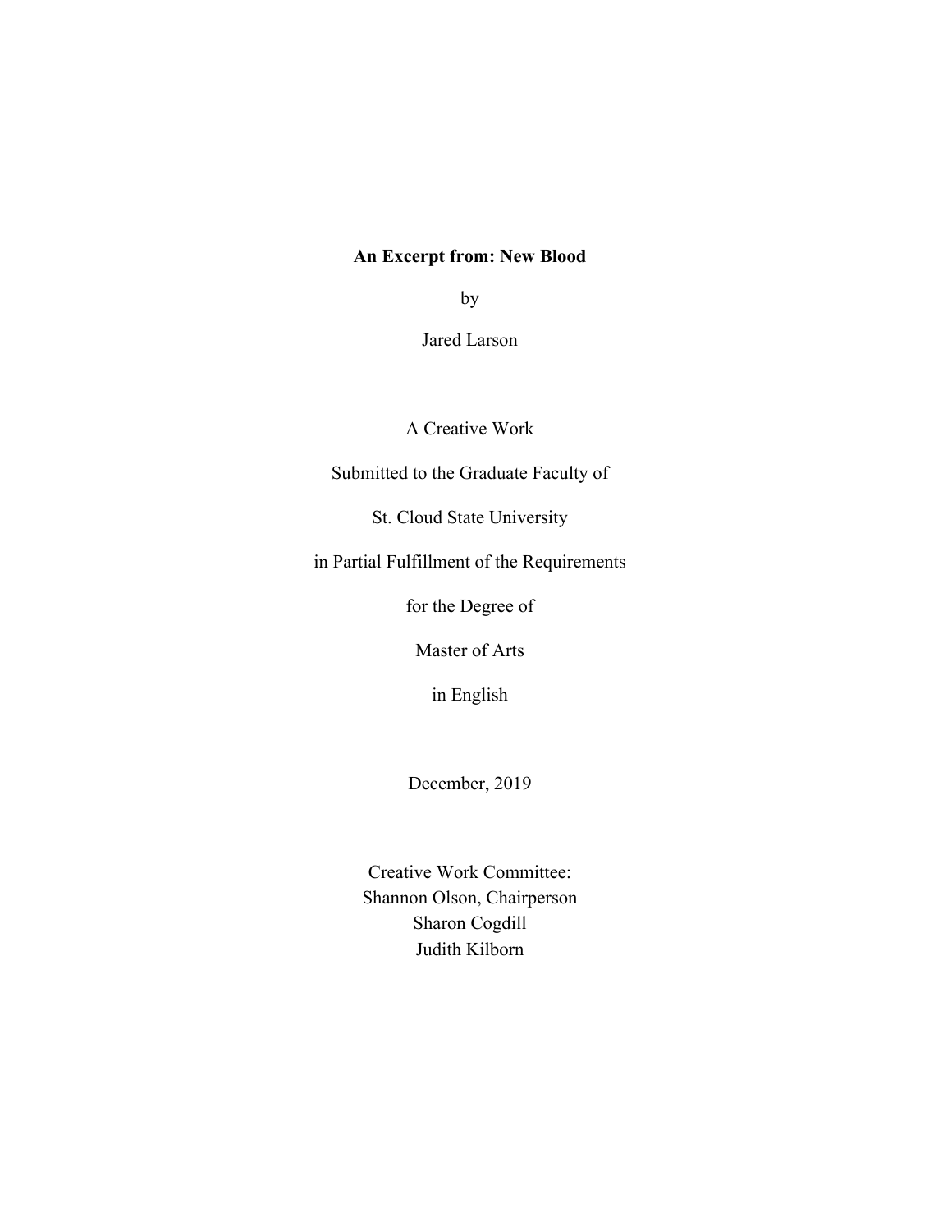# An Excerpt from: New Blood

by

Jared Larson

A Creative Work

Submitted to the Graduate Faculty of

St. Cloud State University

in Partial Fulfillment of the Requirements

for the Degree of

Master of Arts

in English

December, 2019

Creative Work Committee:
Shannon Olson, Chairperson
Sharon Cogdill
Judith Kilborn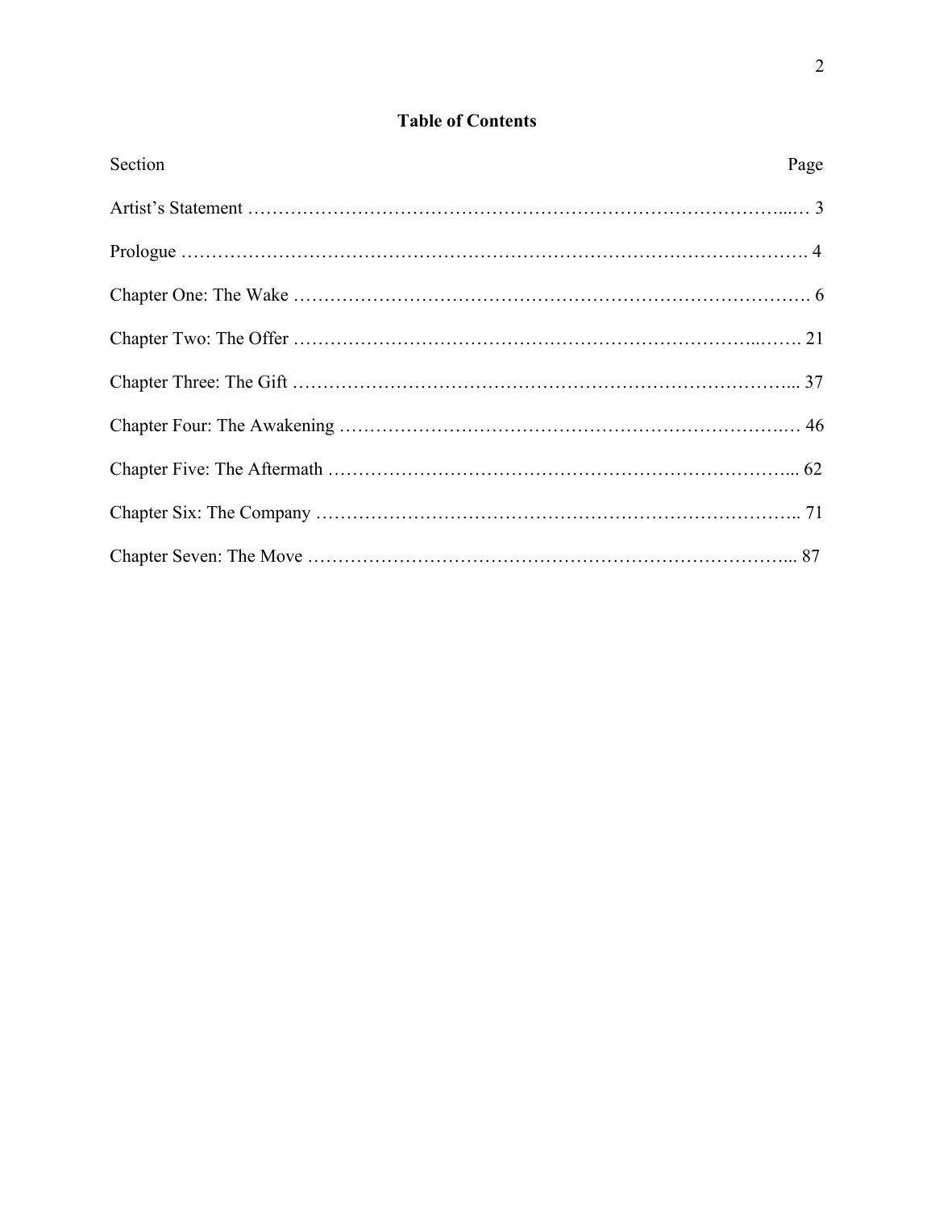# Table of Contents

| Section | Page |
|---|---|
| Artist's Statement | 3 |
| Prologue | 4 |
| Chapter One: The Wake | 6 |
| Chapter Two: The Offer | 21 |
| Chapter Three: The Gift | 37 |
| Chapter Four: The Awakening | 46 |
| Chapter Five: The Aftermath | 62 |
| Chapter Six: The Company | 71 |
| Chapter Seven: The Move | 87 |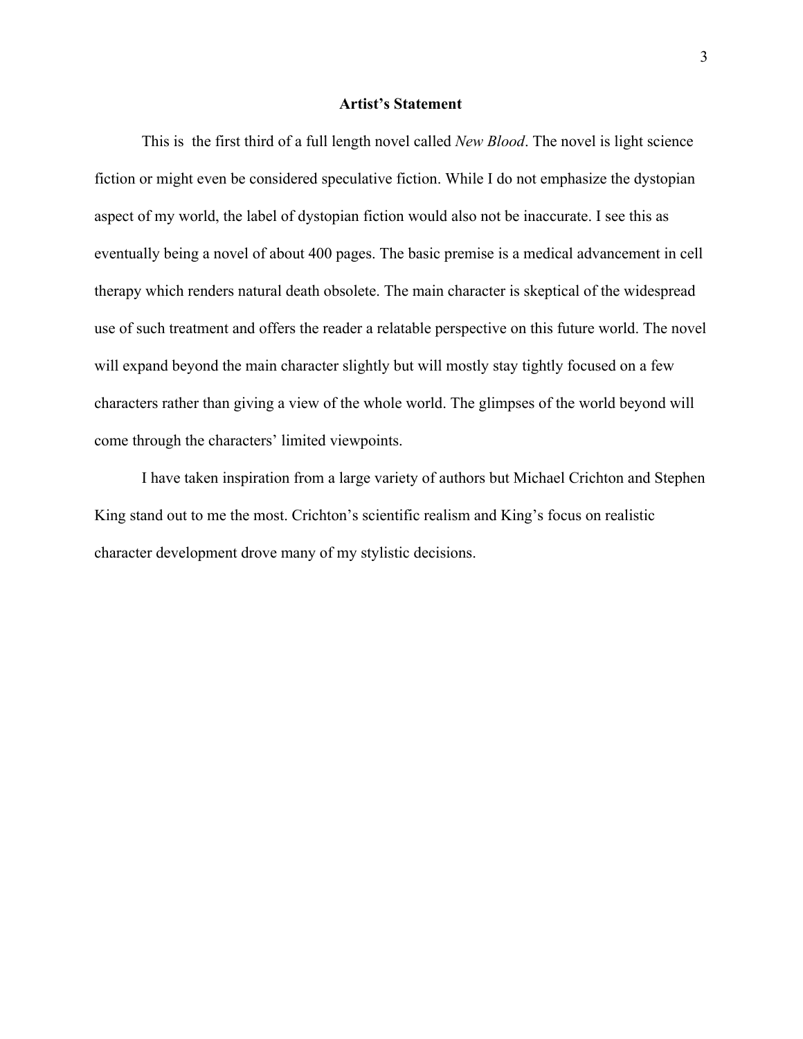**Artist's Statement**

This is  the first third of a full length novel called *New Blood*. The novel is light science fiction or might even be considered speculative fiction. While I do not emphasize the dystopian aspect of my world, the label of dystopian fiction would also not be inaccurate. I see this as eventually being a novel of about 400 pages. The basic premise is a medical advancement in cell therapy which renders natural death obsolete. The main character is skeptical of the widespread use of such treatment and offers the reader a relatable perspective on this future world. The novel will expand beyond the main character slightly but will mostly stay tightly focused on a few characters rather than giving a view of the whole world. The glimpses of the world beyond will come through the characters' limited viewpoints.

I have taken inspiration from a large variety of authors but Michael Crichton and Stephen King stand out to me the most. Crichton's scientific realism and King's focus on realistic character development drove many of my stylistic decisions.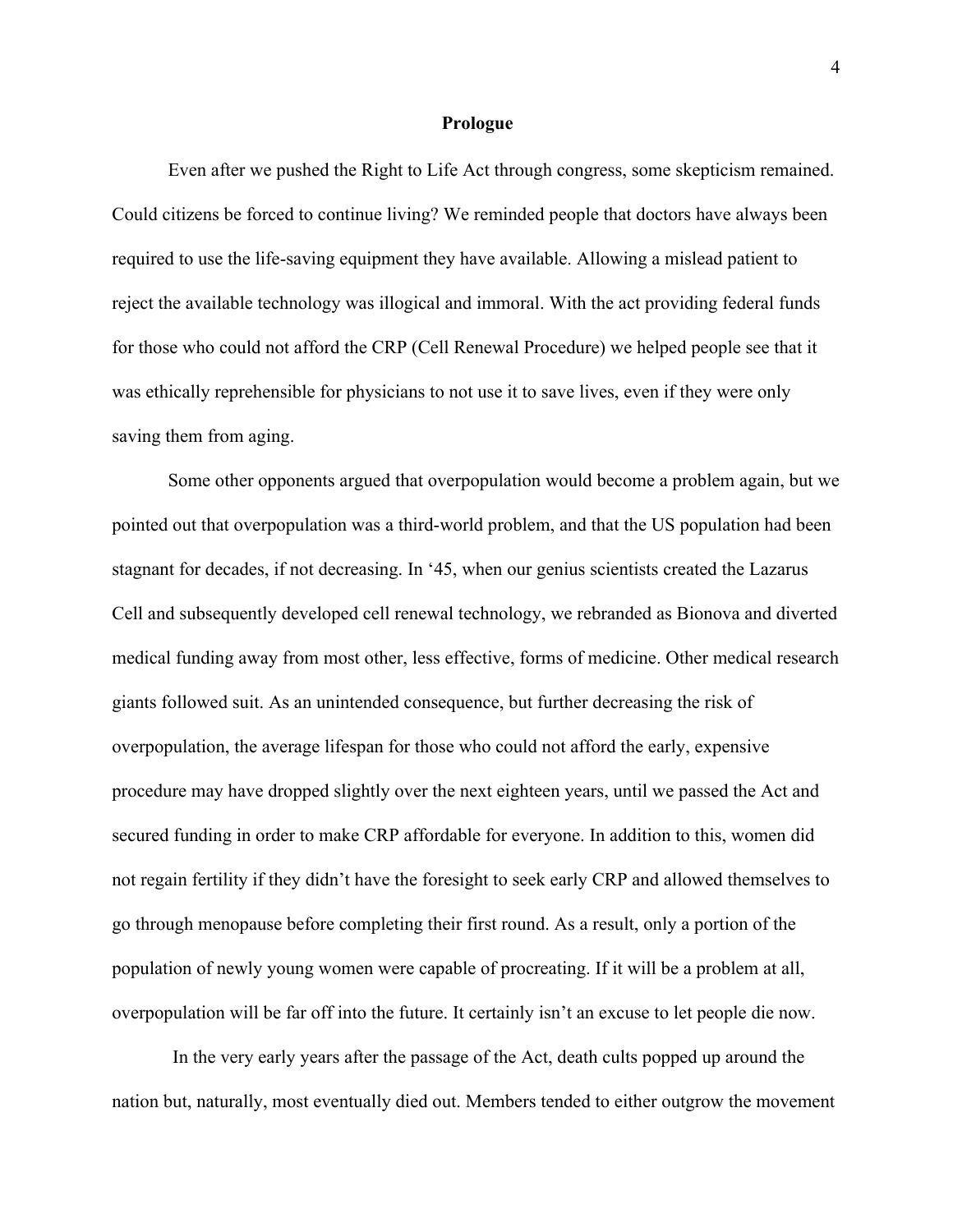# Prologue

Even after we pushed the Right to Life Act through congress, some skepticism remained. Could citizens be forced to continue living? We reminded people that doctors have always been required to use the life-saving equipment they have available. Allowing a mislead patient to reject the available technology was illogical and immoral. With the act providing federal funds for those who could not afford the CRP (Cell Renewal Procedure) we helped people see that it was ethically reprehensible for physicians to not use it to save lives, even if they were only saving them from aging.

Some other opponents argued that overpopulation would become a problem again, but we pointed out that overpopulation was a third-world problem, and that the US population had been stagnant for decades, if not decreasing. In '45, when our genius scientists created the Lazarus Cell and subsequently developed cell renewal technology, we rebranded as Bionova and diverted medical funding away from most other, less effective, forms of medicine. Other medical research giants followed suit. As an unintended consequence, but further decreasing the risk of overpopulation, the average lifespan for those who could not afford the early, expensive procedure may have dropped slightly over the next eighteen years, until we passed the Act and secured funding in order to make CRP affordable for everyone. In addition to this, women did not regain fertility if they didn't have the foresight to seek early CRP and allowed themselves to go through menopause before completing their first round. As a result, only a portion of the population of newly young women were capable of procreating. If it will be a problem at all, overpopulation will be far off into the future. It certainly isn't an excuse to let people die now.

In the very early years after the passage of the Act, death cults popped up around the nation but, naturally, most eventually died out. Members tended to either outgrow the movement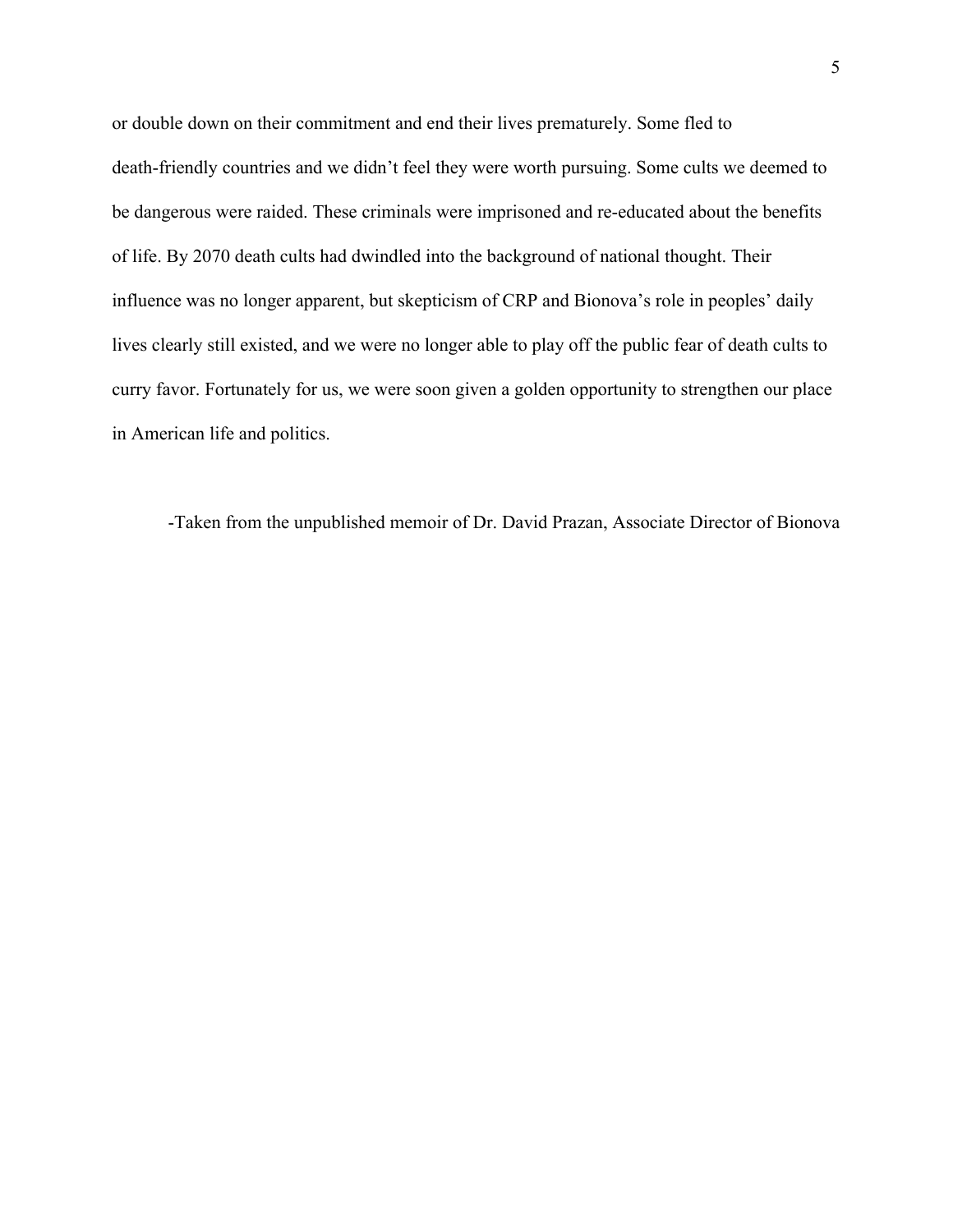or double down on their commitment and end their lives prematurely. Some fled to death-friendly countries and we didn't feel they were worth pursuing. Some cults we deemed to be dangerous were raided. These criminals were imprisoned and re-educated about the benefits of life. By 2070 death cults had dwindled into the background of national thought. Their influence was no longer apparent, but skepticism of CRP and Bionova's role in peoples' daily lives clearly still existed, and we were no longer able to play off the public fear of death cults to curry favor. Fortunately for us, we were soon given a golden opportunity to strengthen our place in American life and politics.

-Taken from the unpublished memoir of Dr. David Prazan, Associate Director of Bionova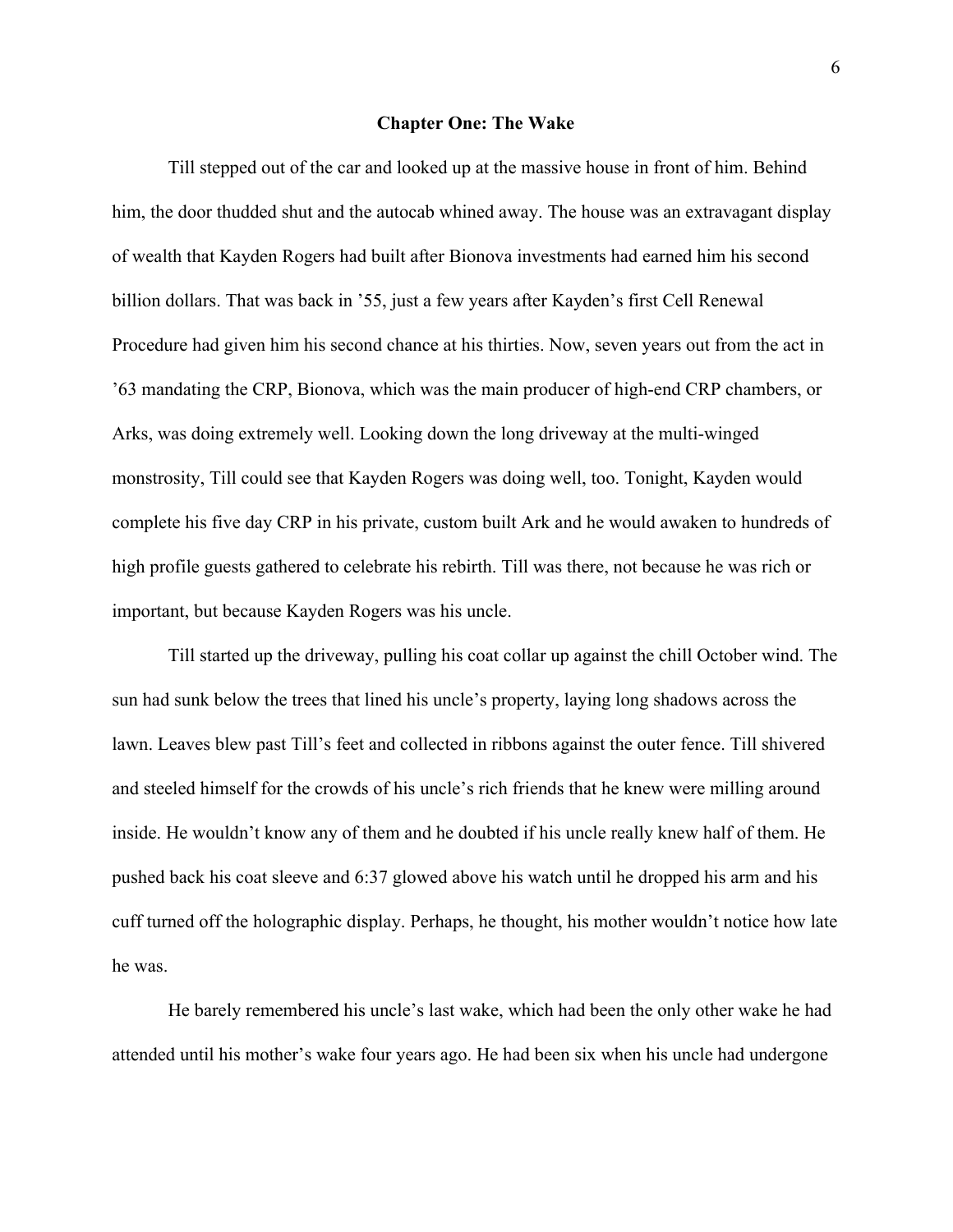## Chapter One: The Wake

Till stepped out of the car and looked up at the massive house in front of him. Behind him, the door thudded shut and the autocab whined away. The house was an extravagant display of wealth that Kayden Rogers had built after Bionova investments had earned him his second billion dollars. That was back in '55, just a few years after Kayden's first Cell Renewal Procedure had given him his second chance at his thirties. Now, seven years out from the act in '63 mandating the CRP, Bionova, which was the main producer of high-end CRP chambers, or Arks, was doing extremely well. Looking down the long driveway at the multi-winged monstrosity, Till could see that Kayden Rogers was doing well, too. Tonight, Kayden would complete his five day CRP in his private, custom built Ark and he would awaken to hundreds of high profile guests gathered to celebrate his rebirth. Till was there, not because he was rich or important, but because Kayden Rogers was his uncle.

Till started up the driveway, pulling his coat collar up against the chill October wind. The sun had sunk below the trees that lined his uncle's property, laying long shadows across the lawn. Leaves blew past Till's feet and collected in ribbons against the outer fence. Till shivered and steeled himself for the crowds of his uncle's rich friends that he knew were milling around inside. He wouldn't know any of them and he doubted if his uncle really knew half of them. He pushed back his coat sleeve and 6:37 glowed above his watch until he dropped his arm and his cuff turned off the holographic display. Perhaps, he thought, his mother wouldn't notice how late he was.

He barely remembered his uncle's last wake, which had been the only other wake he had attended until his mother's wake four years ago. He had been six when his uncle had undergone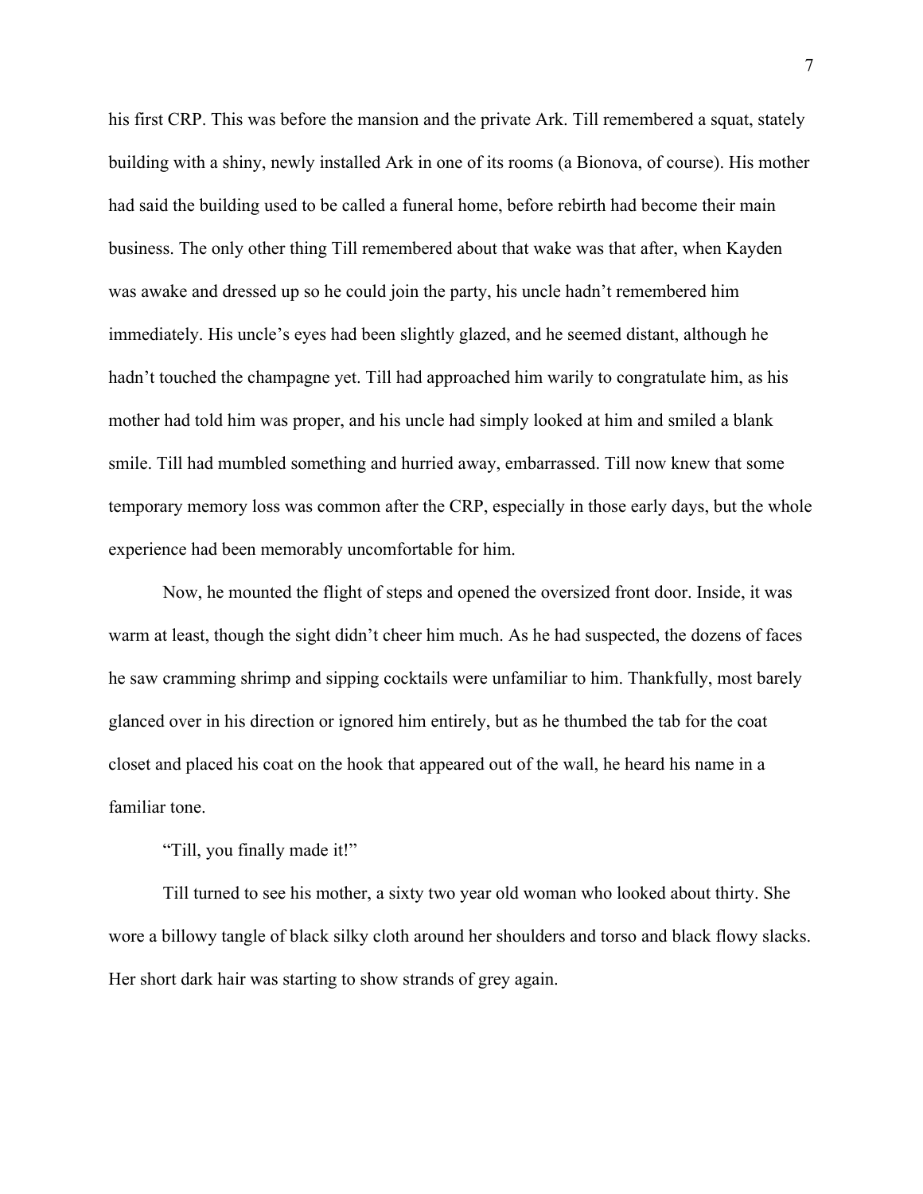his first CRP. This was before the mansion and the private Ark. Till remembered a squat, stately building with a shiny, newly installed Ark in one of its rooms (a Bionova, of course). His mother had said the building used to be called a funeral home, before rebirth had become their main business. The only other thing Till remembered about that wake was that after, when Kayden was awake and dressed up so he could join the party, his uncle hadn't remembered him immediately. His uncle's eyes had been slightly glazed, and he seemed distant, although he hadn't touched the champagne yet. Till had approached him warily to congratulate him, as his mother had told him was proper, and his uncle had simply looked at him and smiled a blank smile. Till had mumbled something and hurried away, embarrassed. Till now knew that some temporary memory loss was common after the CRP, especially in those early days, but the whole experience had been memorably uncomfortable for him.

Now, he mounted the flight of steps and opened the oversized front door. Inside, it was warm at least, though the sight didn't cheer him much. As he had suspected, the dozens of faces he saw cramming shrimp and sipping cocktails were unfamiliar to him. Thankfully, most barely glanced over in his direction or ignored him entirely, but as he thumbed the tab for the coat closet and placed his coat on the hook that appeared out of the wall, he heard his name in a familiar tone.

"Till, you finally made it!"

Till turned to see his mother, a sixty two year old woman who looked about thirty. She wore a billowy tangle of black silky cloth around her shoulders and torso and black flowy slacks. Her short dark hair was starting to show strands of grey again.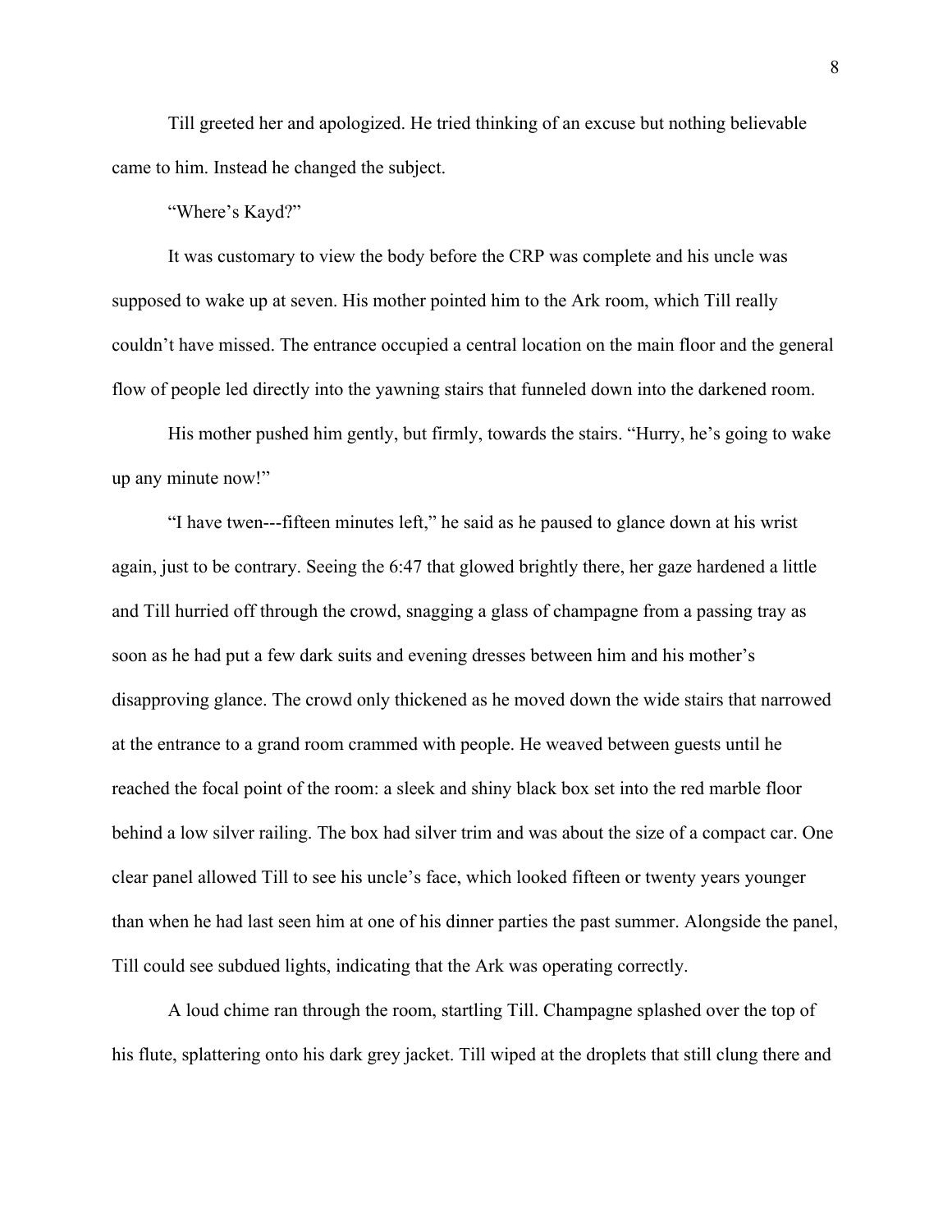Till greeted her and apologized. He tried thinking of an excuse but nothing believable came to him. Instead he changed the subject.

"Where's Kayd?"

It was customary to view the body before the CRP was complete and his uncle was supposed to wake up at seven. His mother pointed him to the Ark room, which Till really couldn't have missed. The entrance occupied a central location on the main floor and the general flow of people led directly into the yawning stairs that funneled down into the darkened room.

His mother pushed him gently, but firmly, towards the stairs. "Hurry, he's going to wake up any minute now!"

"I have twen---fifteen minutes left," he said as he paused to glance down at his wrist again, just to be contrary. Seeing the 6:47 that glowed brightly there, her gaze hardened a little and Till hurried off through the crowd, snagging a glass of champagne from a passing tray as soon as he had put a few dark suits and evening dresses between him and his mother's disapproving glance. The crowd only thickened as he moved down the wide stairs that narrowed at the entrance to a grand room crammed with people. He weaved between guests until he reached the focal point of the room: a sleek and shiny black box set into the red marble floor behind a low silver railing. The box had silver trim and was about the size of a compact car. One clear panel allowed Till to see his uncle's face, which looked fifteen or twenty years younger than when he had last seen him at one of his dinner parties the past summer. Alongside the panel, Till could see subdued lights, indicating that the Ark was operating correctly.

A loud chime ran through the room, startling Till. Champagne splashed over the top of his flute, splattering onto his dark grey jacket. Till wiped at the droplets that still clung there and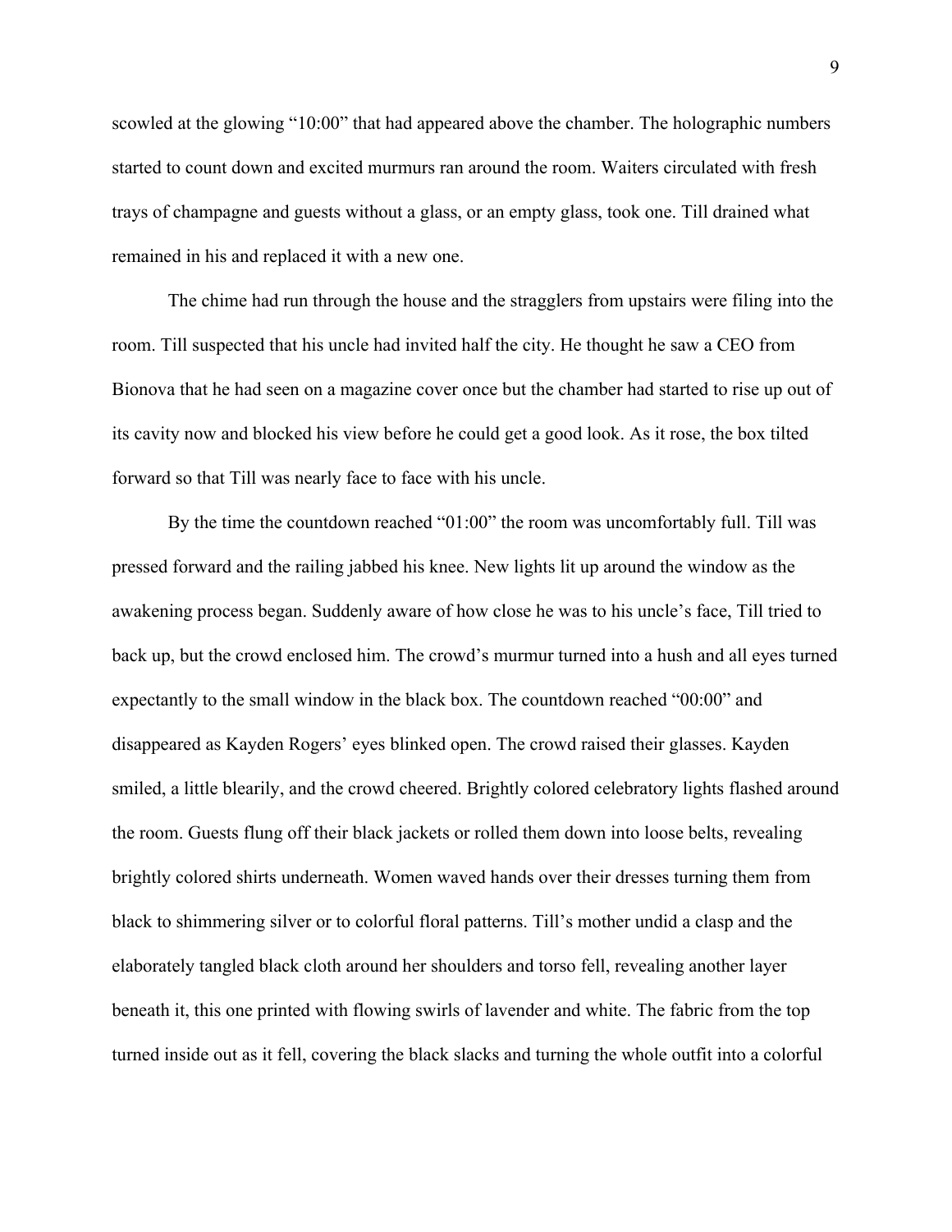scowled at the glowing "10:00" that had appeared above the chamber. The holographic numbers started to count down and excited murmurs ran around the room. Waiters circulated with fresh trays of champagne and guests without a glass, or an empty glass, took one. Till drained what remained in his and replaced it with a new one.

The chime had run through the house and the stragglers from upstairs were filing into the room. Till suspected that his uncle had invited half the city. He thought he saw a CEO from Bionova that he had seen on a magazine cover once but the chamber had started to rise up out of its cavity now and blocked his view before he could get a good look. As it rose, the box tilted forward so that Till was nearly face to face with his uncle.

By the time the countdown reached "01:00" the room was uncomfortably full. Till was pressed forward and the railing jabbed his knee. New lights lit up around the window as the awakening process began. Suddenly aware of how close he was to his uncle's face, Till tried to back up, but the crowd enclosed him. The crowd's murmur turned into a hush and all eyes turned expectantly to the small window in the black box. The countdown reached "00:00" and disappeared as Kayden Rogers' eyes blinked open. The crowd raised their glasses. Kayden smiled, a little blearily, and the crowd cheered. Brightly colored celebratory lights flashed around the room. Guests flung off their black jackets or rolled them down into loose belts, revealing brightly colored shirts underneath. Women waved hands over their dresses turning them from black to shimmering silver or to colorful floral patterns. Till's mother undid a clasp and the elaborately tangled black cloth around her shoulders and torso fell, revealing another layer beneath it, this one printed with flowing swirls of lavender and white. The fabric from the top turned inside out as it fell, covering the black slacks and turning the whole outfit into a colorful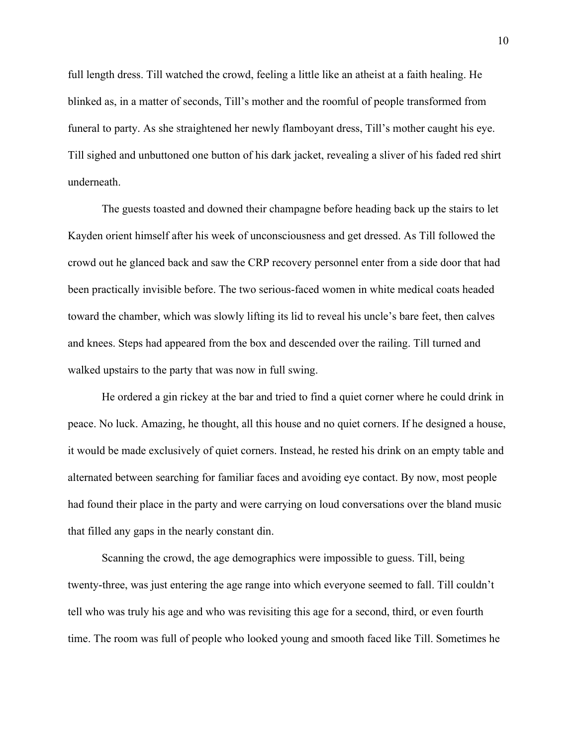full length dress. Till watched the crowd, feeling a little like an atheist at a faith healing. He blinked as, in a matter of seconds, Till's mother and the roomful of people transformed from funeral to party. As she straightened her newly flamboyant dress, Till's mother caught his eye. Till sighed and unbuttoned one button of his dark jacket, revealing a sliver of his faded red shirt underneath.

The guests toasted and downed their champagne before heading back up the stairs to let Kayden orient himself after his week of unconsciousness and get dressed. As Till followed the crowd out he glanced back and saw the CRP recovery personnel enter from a side door that had been practically invisible before. The two serious-faced women in white medical coats headed toward the chamber, which was slowly lifting its lid to reveal his uncle's bare feet, then calves and knees. Steps had appeared from the box and descended over the railing. Till turned and walked upstairs to the party that was now in full swing.

He ordered a gin rickey at the bar and tried to find a quiet corner where he could drink in peace. No luck. Amazing, he thought, all this house and no quiet corners. If he designed a house, it would be made exclusively of quiet corners. Instead, he rested his drink on an empty table and alternated between searching for familiar faces and avoiding eye contact. By now, most people had found their place in the party and were carrying on loud conversations over the bland music that filled any gaps in the nearly constant din.

Scanning the crowd, the age demographics were impossible to guess. Till, being twenty-three, was just entering the age range into which everyone seemed to fall. Till couldn't tell who was truly his age and who was revisiting this age for a second, third, or even fourth time. The room was full of people who looked young and smooth faced like Till. Sometimes he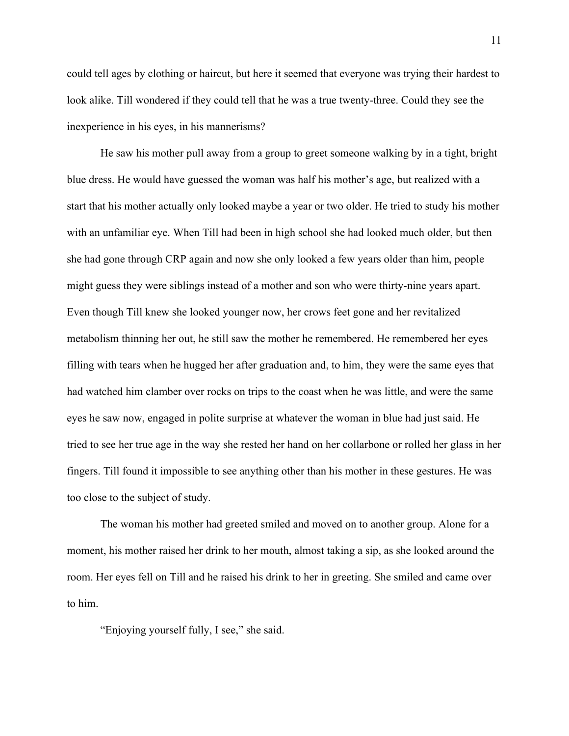could tell ages by clothing or haircut, but here it seemed that everyone was trying their hardest to look alike. Till wondered if they could tell that he was a true twenty-three. Could they see the inexperience in his eyes, in his mannerisms?

He saw his mother pull away from a group to greet someone walking by in a tight, bright blue dress. He would have guessed the woman was half his mother's age, but realized with a start that his mother actually only looked maybe a year or two older. He tried to study his mother with an unfamiliar eye. When Till had been in high school she had looked much older, but then she had gone through CRP again and now she only looked a few years older than him, people might guess they were siblings instead of a mother and son who were thirty-nine years apart. Even though Till knew she looked younger now, her crows feet gone and her revitalized metabolism thinning her out, he still saw the mother he remembered. He remembered her eyes filling with tears when he hugged her after graduation and, to him, they were the same eyes that had watched him clamber over rocks on trips to the coast when he was little, and were the same eyes he saw now, engaged in polite surprise at whatever the woman in blue had just said. He tried to see her true age in the way she rested her hand on her collarbone or rolled her glass in her fingers. Till found it impossible to see anything other than his mother in these gestures. He was too close to the subject of study.

The woman his mother had greeted smiled and moved on to another group. Alone for a moment, his mother raised her drink to her mouth, almost taking a sip, as she looked around the room. Her eyes fell on Till and he raised his drink to her in greeting. She smiled and came over to him.

"Enjoying yourself fully, I see," she said.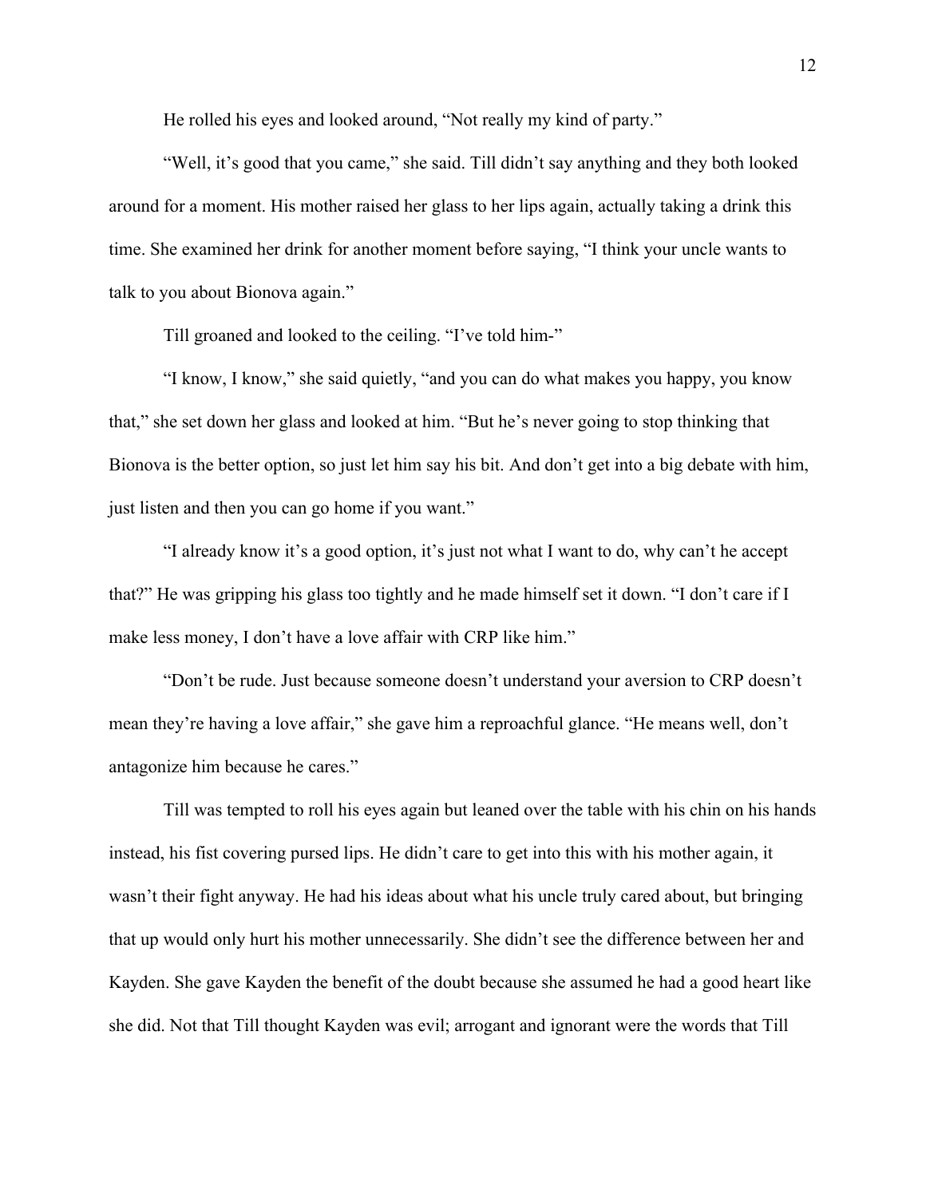He rolled his eyes and looked around, "Not really my kind of party."

"Well, it's good that you came," she said. Till didn't say anything and they both looked around for a moment. His mother raised her glass to her lips again, actually taking a drink this time. She examined her drink for another moment before saying, "I think your uncle wants to talk to you about Bionova again."

Till groaned and looked to the ceiling. "I've told him-"

"I know, I know," she said quietly, "and you can do what makes you happy, you know that," she set down her glass and looked at him. "But he's never going to stop thinking that Bionova is the better option, so just let him say his bit. And don't get into a big debate with him, just listen and then you can go home if you want."

"I already know it's a good option, it's just not what I want to do, why can't he accept that?" He was gripping his glass too tightly and he made himself set it down. "I don't care if I make less money, I don't have a love affair with CRP like him."

"Don't be rude. Just because someone doesn't understand your aversion to CRP doesn't mean they're having a love affair," she gave him a reproachful glance. "He means well, don't antagonize him because he cares."

Till was tempted to roll his eyes again but leaned over the table with his chin on his hands instead, his fist covering pursed lips. He didn't care to get into this with his mother again, it wasn't their fight anyway. He had his ideas about what his uncle truly cared about, but bringing that up would only hurt his mother unnecessarily. She didn't see the difference between her and Kayden. She gave Kayden the benefit of the doubt because she assumed he had a good heart like she did. Not that Till thought Kayden was evil; arrogant and ignorant were the words that Till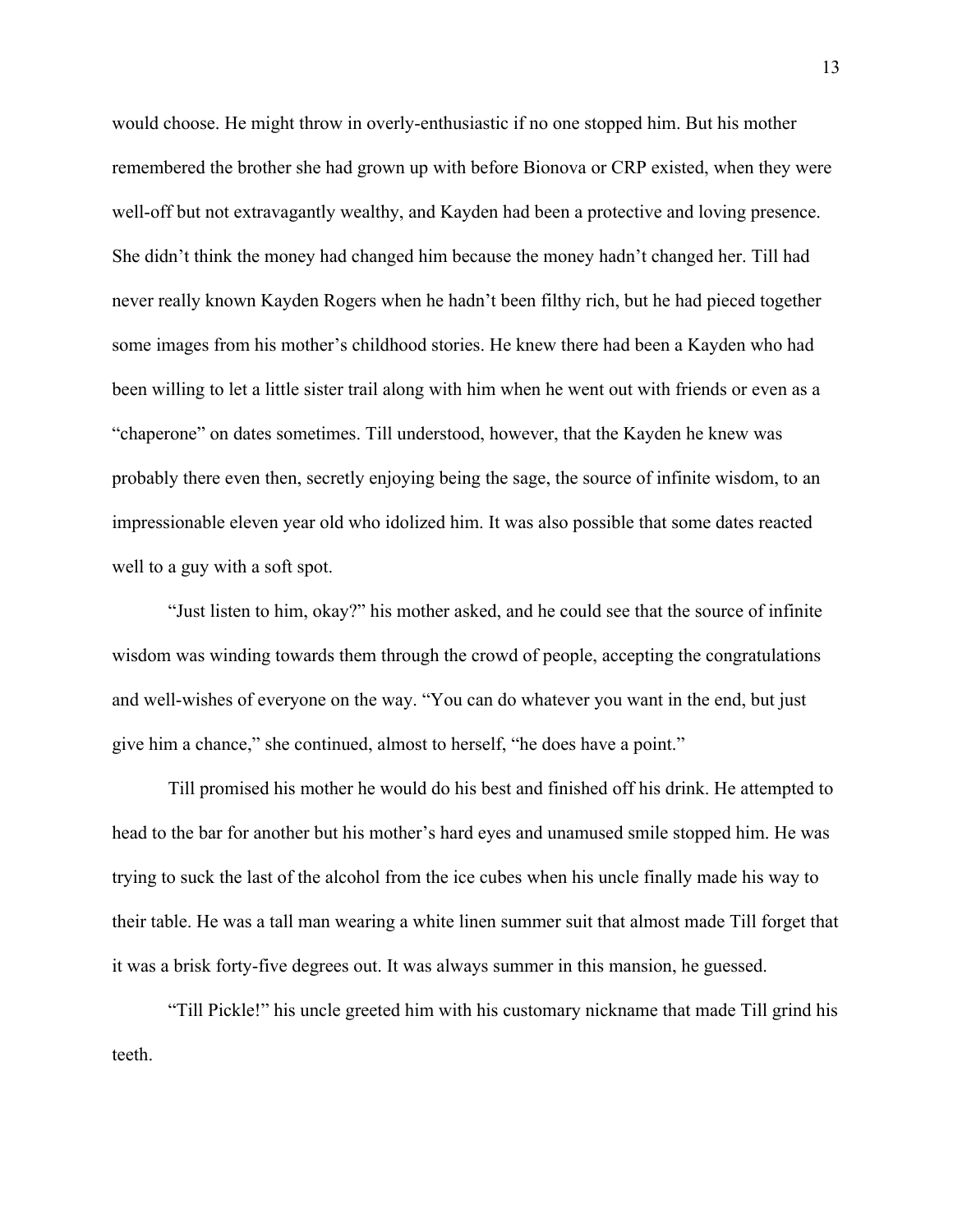would choose. He might throw in overly-enthusiastic if no one stopped him. But his mother remembered the brother she had grown up with before Bionova or CRP existed, when they were well-off but not extravagantly wealthy, and Kayden had been a protective and loving presence. She didn't think the money had changed him because the money hadn't changed her. Till had never really known Kayden Rogers when he hadn't been filthy rich, but he had pieced together some images from his mother's childhood stories. He knew there had been a Kayden who had been willing to let a little sister trail along with him when he went out with friends or even as a "chaperone" on dates sometimes. Till understood, however, that the Kayden he knew was probably there even then, secretly enjoying being the sage, the source of infinite wisdom, to an impressionable eleven year old who idolized him. It was also possible that some dates reacted well to a guy with a soft spot.

"Just listen to him, okay?" his mother asked, and he could see that the source of infinite wisdom was winding towards them through the crowd of people, accepting the congratulations and well-wishes of everyone on the way. "You can do whatever you want in the end, but just give him a chance," she continued, almost to herself, "he does have a point."

Till promised his mother he would do his best and finished off his drink. He attempted to head to the bar for another but his mother's hard eyes and unamused smile stopped him. He was trying to suck the last of the alcohol from the ice cubes when his uncle finally made his way to their table. He was a tall man wearing a white linen summer suit that almost made Till forget that it was a brisk forty-five degrees out. It was always summer in this mansion, he guessed.

"Till Pickle!" his uncle greeted him with his customary nickname that made Till grind his teeth.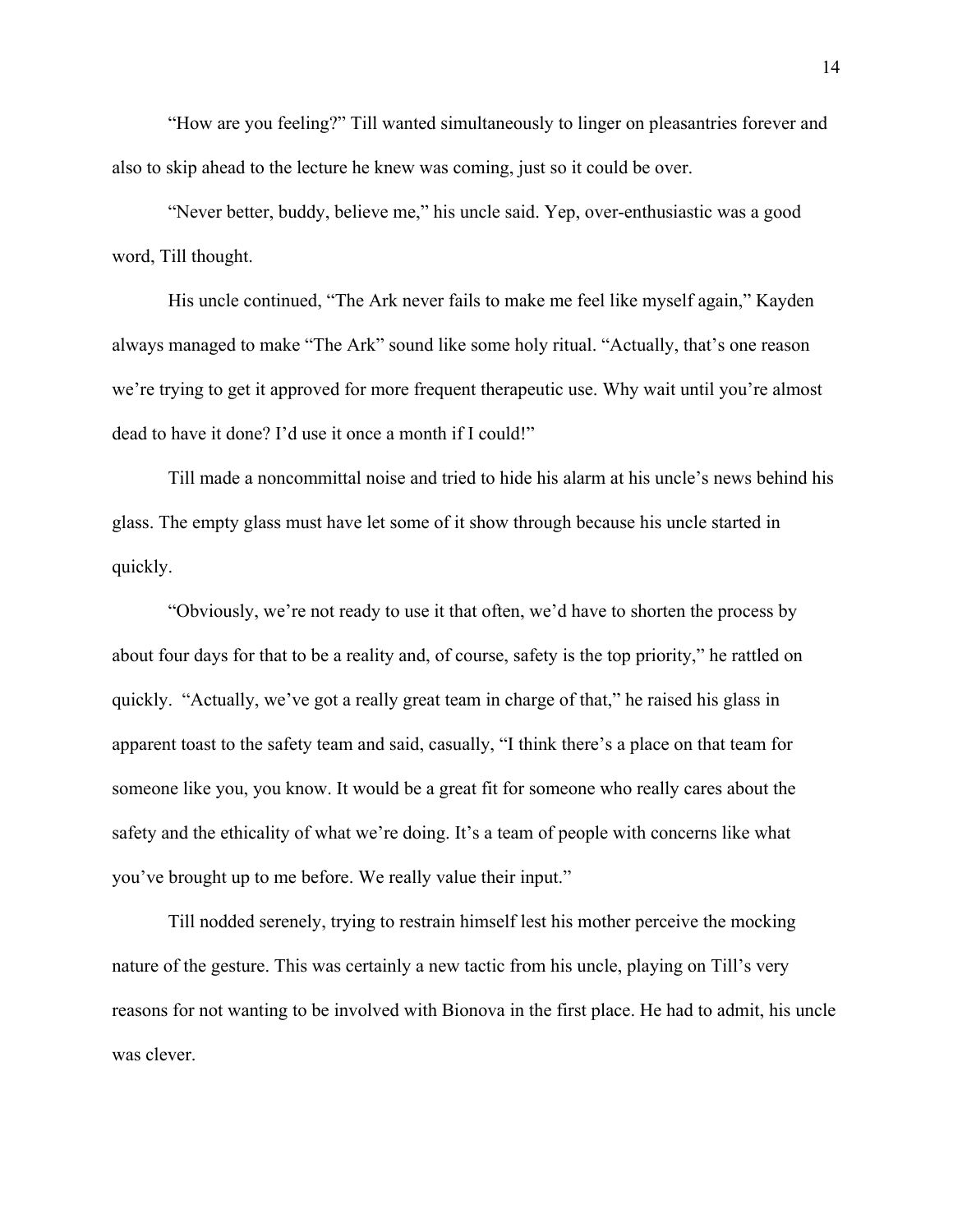"How are you feeling?" Till wanted simultaneously to linger on pleasantries forever and also to skip ahead to the lecture he knew was coming, just so it could be over.

"Never better, buddy, believe me," his uncle said. Yep, over-enthusiastic was a good word, Till thought.

His uncle continued, "The Ark never fails to make me feel like myself again," Kayden always managed to make "The Ark" sound like some holy ritual. "Actually, that's one reason we're trying to get it approved for more frequent therapeutic use. Why wait until you're almost dead to have it done? I'd use it once a month if I could!"

Till made a noncommittal noise and tried to hide his alarm at his uncle's news behind his glass. The empty glass must have let some of it show through because his uncle started in quickly.

"Obviously, we're not ready to use it that often, we'd have to shorten the process by about four days for that to be a reality and, of course, safety is the top priority," he rattled on quickly. "Actually, we've got a really great team in charge of that," he raised his glass in apparent toast to the safety team and said, casually, "I think there's a place on that team for someone like you, you know. It would be a great fit for someone who really cares about the safety and the ethicality of what we're doing. It's a team of people with concerns like what you've brought up to me before. We really value their input."

Till nodded serenely, trying to restrain himself lest his mother perceive the mocking nature of the gesture. This was certainly a new tactic from his uncle, playing on Till's very reasons for not wanting to be involved with Bionova in the first place. He had to admit, his uncle was clever.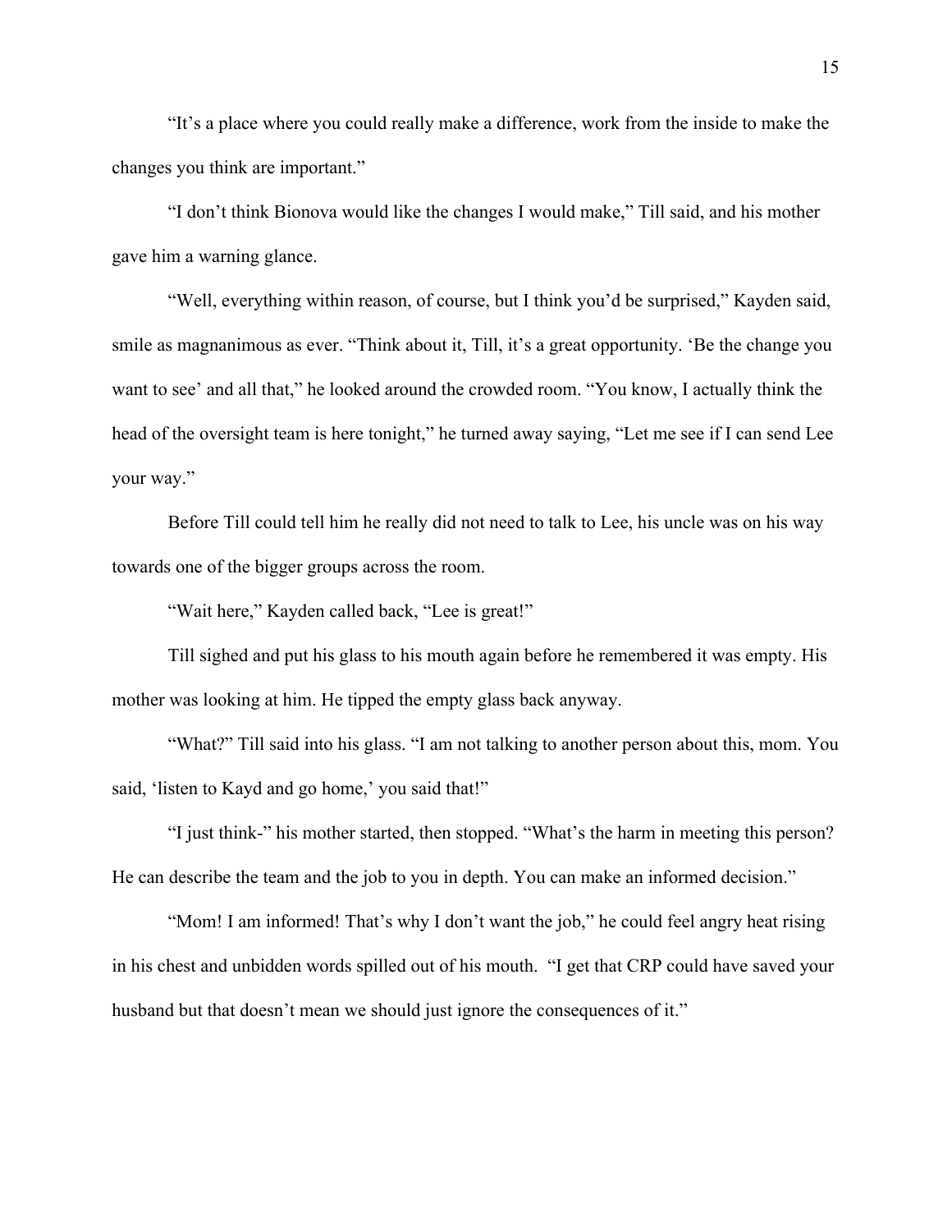"It's a place where you could really make a difference, work from the inside to make the changes you think are important."

"I don't think Bionova would like the changes I would make," Till said, and his mother gave him a warning glance.

"Well, everything within reason, of course, but I think you'd be surprised," Kayden said, smile as magnanimous as ever. "Think about it, Till, it's a great opportunity. 'Be the change you want to see' and all that," he looked around the crowded room. "You know, I actually think the head of the oversight team is here tonight," he turned away saying, "Let me see if I can send Lee your way."

Before Till could tell him he really did not need to talk to Lee, his uncle was on his way towards one of the bigger groups across the room.

"Wait here," Kayden called back, "Lee is great!"

Till sighed and put his glass to his mouth again before he remembered it was empty. His mother was looking at him. He tipped the empty glass back anyway.

"What?" Till said into his glass. "I am not talking to another person about this, mom. You said, 'listen to Kayd and go home,' you said that!"

"I just think-" his mother started, then stopped. "What's the harm in meeting this person? He can describe the team and the job to you in depth. You can make an informed decision."

"Mom! I am informed! That's why I don't want the job," he could feel angry heat rising in his chest and unbidden words spilled out of his mouth. "I get that CRP could have saved your husband but that doesn't mean we should just ignore the consequences of it."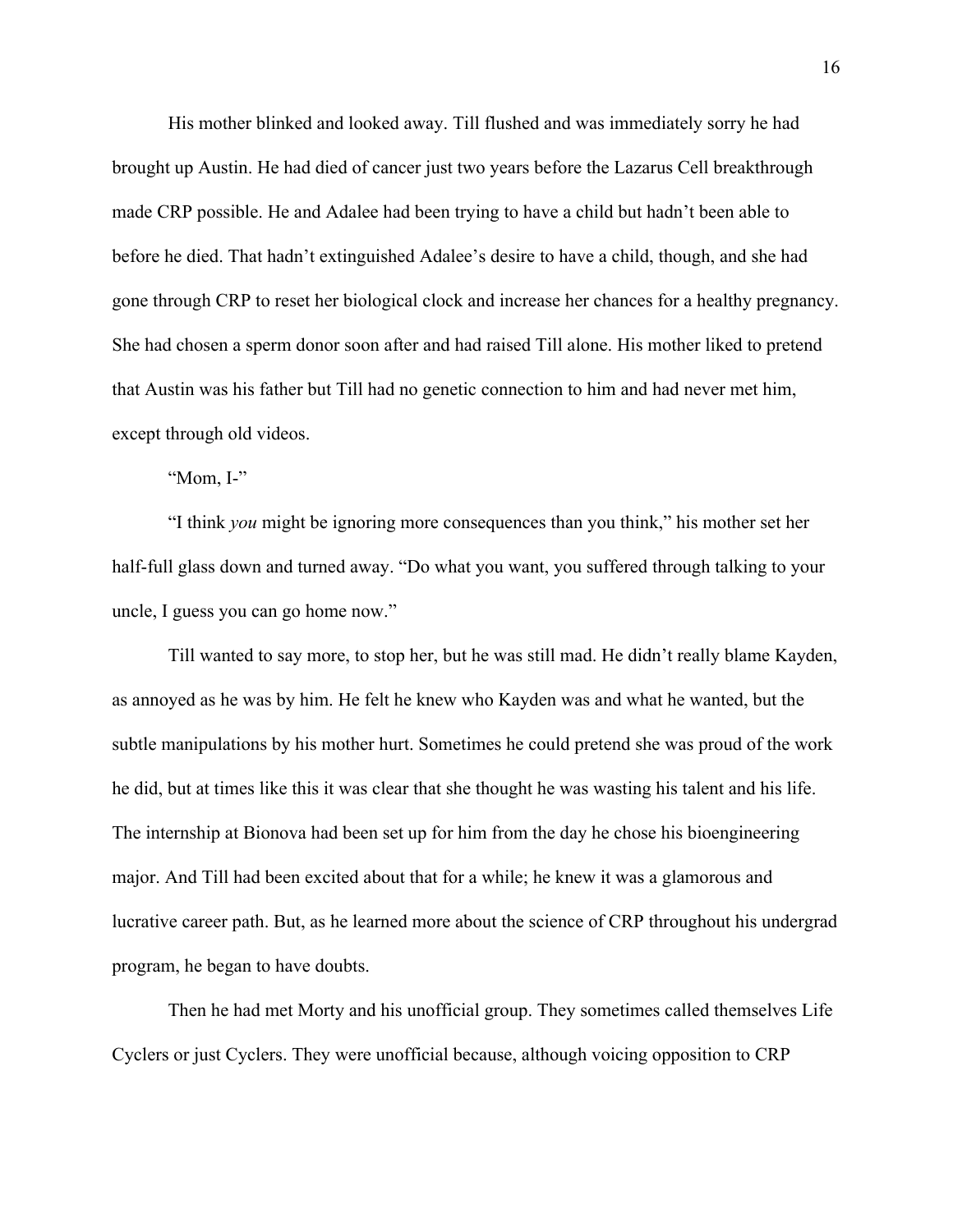His mother blinked and looked away. Till flushed and was immediately sorry he had brought up Austin. He had died of cancer just two years before the Lazarus Cell breakthrough made CRP possible. He and Adalee had been trying to have a child but hadn't been able to before he died. That hadn't extinguished Adalee's desire to have a child, though, and she had gone through CRP to reset her biological clock and increase her chances for a healthy pregnancy. She had chosen a sperm donor soon after and had raised Till alone. His mother liked to pretend that Austin was his father but Till had no genetic connection to him and had never met him, except through old videos.

"Mom, I-"

"I think *you* might be ignoring more consequences than you think," his mother set her half-full glass down and turned away. "Do what you want, you suffered through talking to your uncle, I guess you can go home now."

Till wanted to say more, to stop her, but he was still mad. He didn't really blame Kayden, as annoyed as he was by him. He felt he knew who Kayden was and what he wanted, but the subtle manipulations by his mother hurt. Sometimes he could pretend she was proud of the work he did, but at times like this it was clear that she thought he was wasting his talent and his life. The internship at Bionova had been set up for him from the day he chose his bioengineering major. And Till had been excited about that for a while; he knew it was a glamorous and lucrative career path. But, as he learned more about the science of CRP throughout his undergrad program, he began to have doubts.

Then he had met Morty and his unofficial group. They sometimes called themselves Life Cyclers or just Cyclers. They were unofficial because, although voicing opposition to CRP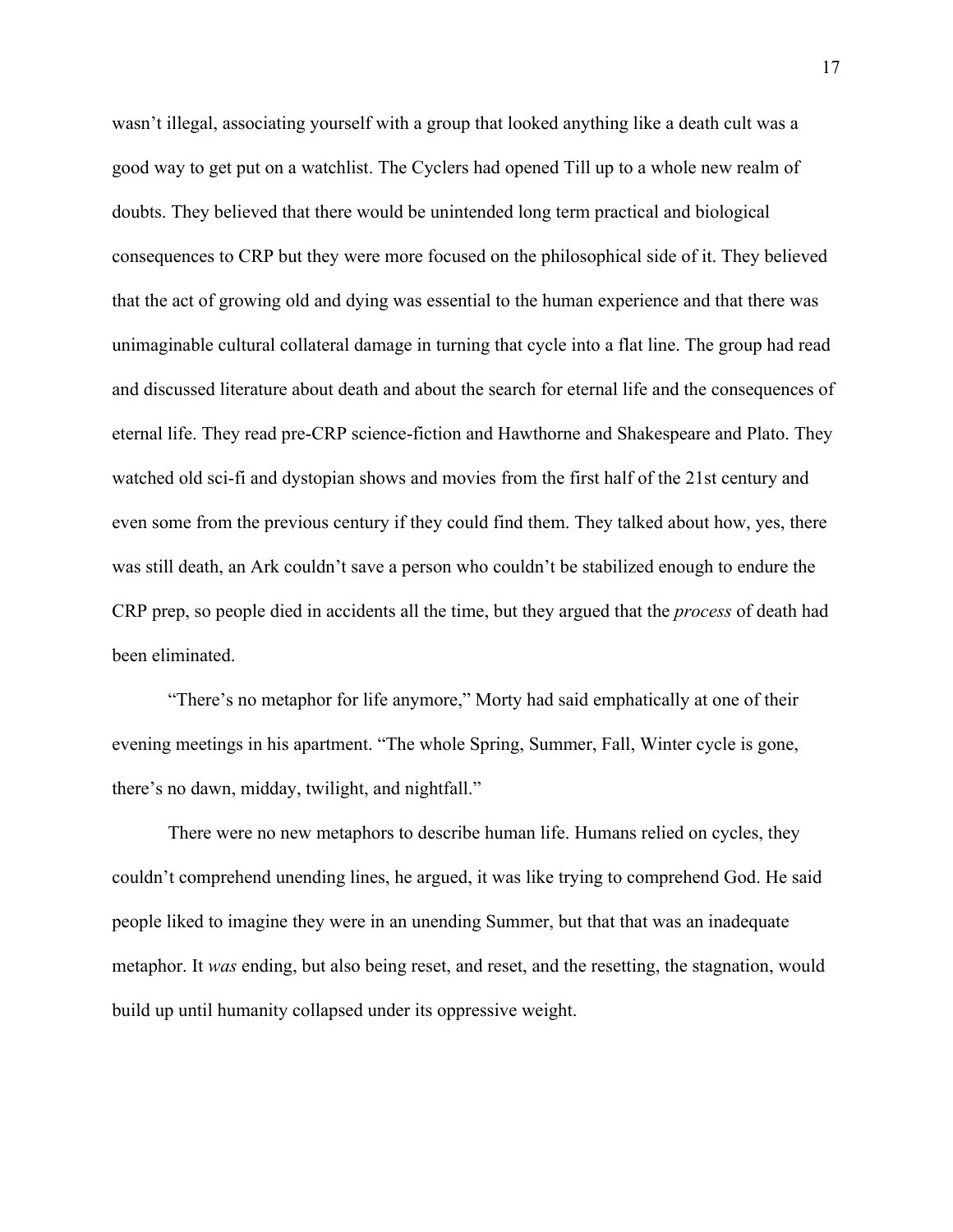wasn't illegal, associating yourself with a group that looked anything like a death cult was a good way to get put on a watchlist. The Cyclers had opened Till up to a whole new realm of doubts. They believed that there would be unintended long term practical and biological consequences to CRP but they were more focused on the philosophical side of it. They believed that the act of growing old and dying was essential to the human experience and that there was unimaginable cultural collateral damage in turning that cycle into a flat line. The group had read and discussed literature about death and about the search for eternal life and the consequences of eternal life. They read pre-CRP science-fiction and Hawthorne and Shakespeare and Plato. They watched old sci-fi and dystopian shows and movies from the first half of the 21st century and even some from the previous century if they could find them. They talked about how, yes, there was still death, an Ark couldn't save a person who couldn't be stabilized enough to endure the CRP prep, so people died in accidents all the time, but they argued that the *process* of death had been eliminated.

"There's no metaphor for life anymore," Morty had said emphatically at one of their evening meetings in his apartment. "The whole Spring, Summer, Fall, Winter cycle is gone, there's no dawn, midday, twilight, and nightfall."

There were no new metaphors to describe human life. Humans relied on cycles, they couldn't comprehend unending lines, he argued, it was like trying to comprehend God. He said people liked to imagine they were in an unending Summer, but that that was an inadequate metaphor. It *was* ending, but also being reset, and reset, and the resetting, the stagnation, would build up until humanity collapsed under its oppressive weight.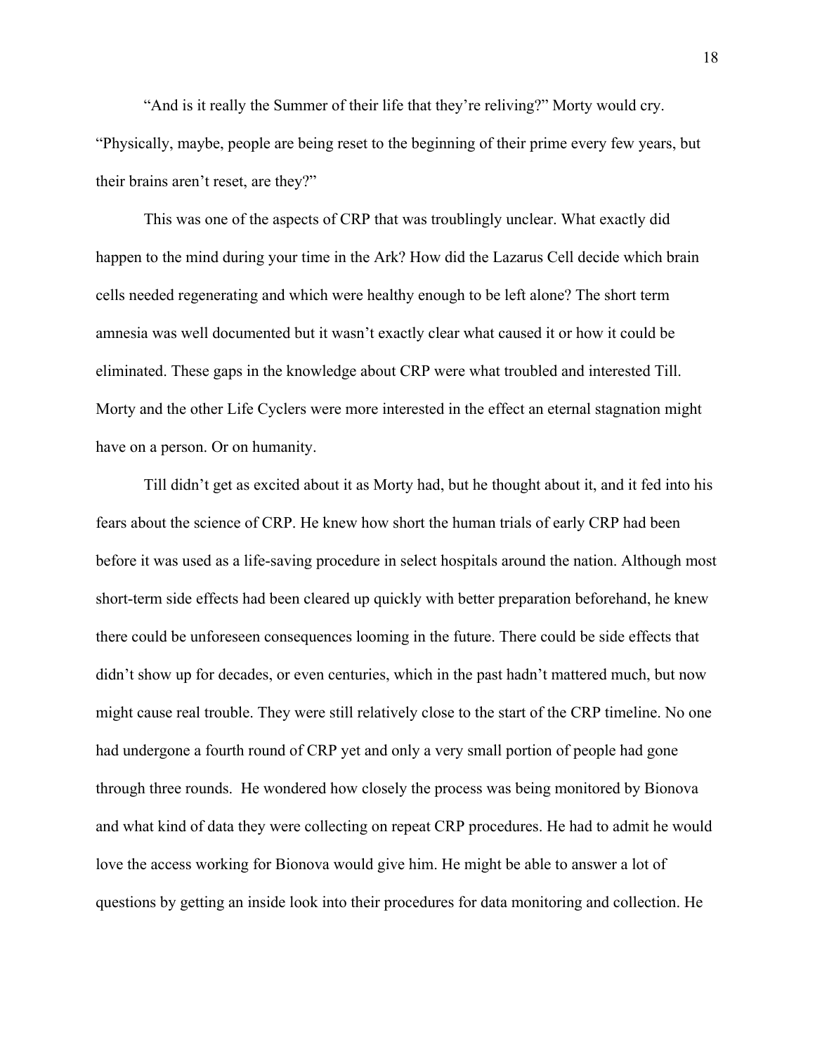"And is it really the Summer of their life that they're reliving?" Morty would cry. "Physically, maybe, people are being reset to the beginning of their prime every few years, but their brains aren't reset, are they?"

This was one of the aspects of CRP that was troublingly unclear. What exactly did happen to the mind during your time in the Ark? How did the Lazarus Cell decide which brain cells needed regenerating and which were healthy enough to be left alone? The short term amnesia was well documented but it wasn't exactly clear what caused it or how it could be eliminated. These gaps in the knowledge about CRP were what troubled and interested Till. Morty and the other Life Cyclers were more interested in the effect an eternal stagnation might have on a person. Or on humanity.

Till didn't get as excited about it as Morty had, but he thought about it, and it fed into his fears about the science of CRP. He knew how short the human trials of early CRP had been before it was used as a life-saving procedure in select hospitals around the nation. Although most short-term side effects had been cleared up quickly with better preparation beforehand, he knew there could be unforeseen consequences looming in the future. There could be side effects that didn't show up for decades, or even centuries, which in the past hadn't mattered much, but now might cause real trouble. They were still relatively close to the start of the CRP timeline. No one had undergone a fourth round of CRP yet and only a very small portion of people had gone through three rounds. He wondered how closely the process was being monitored by Bionova and what kind of data they were collecting on repeat CRP procedures. He had to admit he would love the access working for Bionova would give him. He might be able to answer a lot of questions by getting an inside look into their procedures for data monitoring and collection. He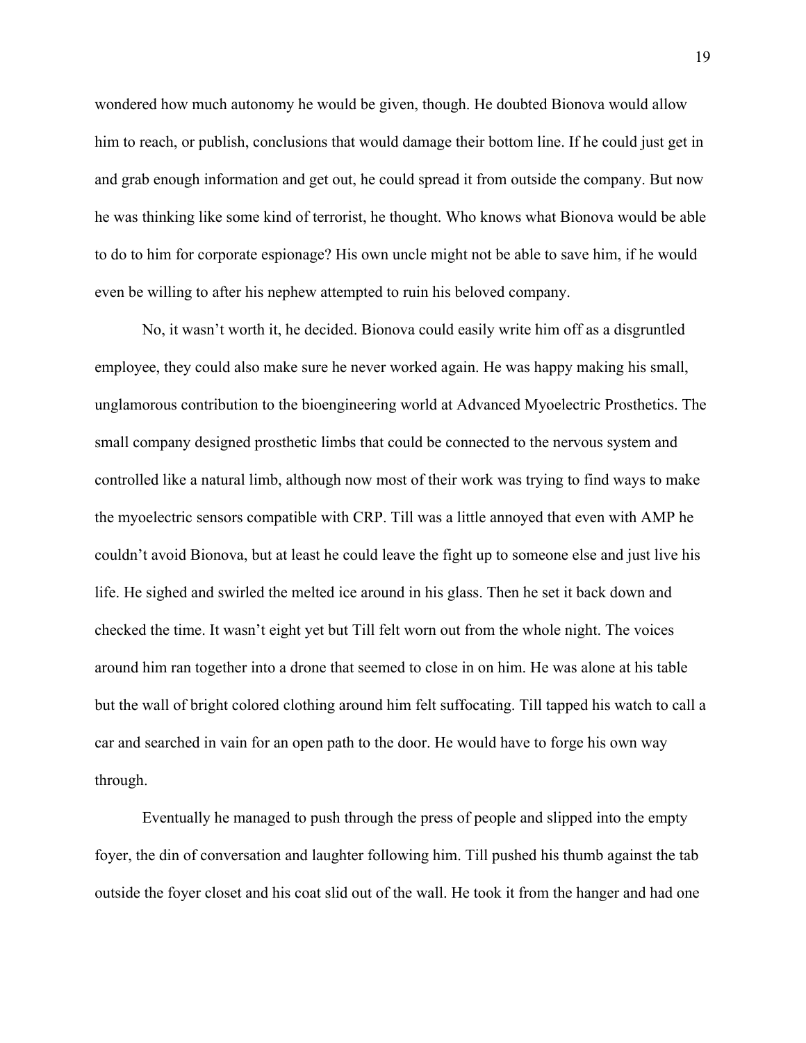wondered how much autonomy he would be given, though. He doubted Bionova would allow him to reach, or publish, conclusions that would damage their bottom line. If he could just get in and grab enough information and get out, he could spread it from outside the company. But now he was thinking like some kind of terrorist, he thought. Who knows what Bionova would be able to do to him for corporate espionage? His own uncle might not be able to save him, if he would even be willing to after his nephew attempted to ruin his beloved company.

No, it wasn't worth it, he decided. Bionova could easily write him off as a disgruntled employee, they could also make sure he never worked again. He was happy making his small, unglamorous contribution to the bioengineering world at Advanced Myoelectric Prosthetics. The small company designed prosthetic limbs that could be connected to the nervous system and controlled like a natural limb, although now most of their work was trying to find ways to make the myoelectric sensors compatible with CRP. Till was a little annoyed that even with AMP he couldn't avoid Bionova, but at least he could leave the fight up to someone else and just live his life. He sighed and swirled the melted ice around in his glass. Then he set it back down and checked the time. It wasn't eight yet but Till felt worn out from the whole night. The voices around him ran together into a drone that seemed to close in on him. He was alone at his table but the wall of bright colored clothing around him felt suffocating. Till tapped his watch to call a car and searched in vain for an open path to the door. He would have to forge his own way through.

Eventually he managed to push through the press of people and slipped into the empty foyer, the din of conversation and laughter following him. Till pushed his thumb against the tab outside the foyer closet and his coat slid out of the wall. He took it from the hanger and had one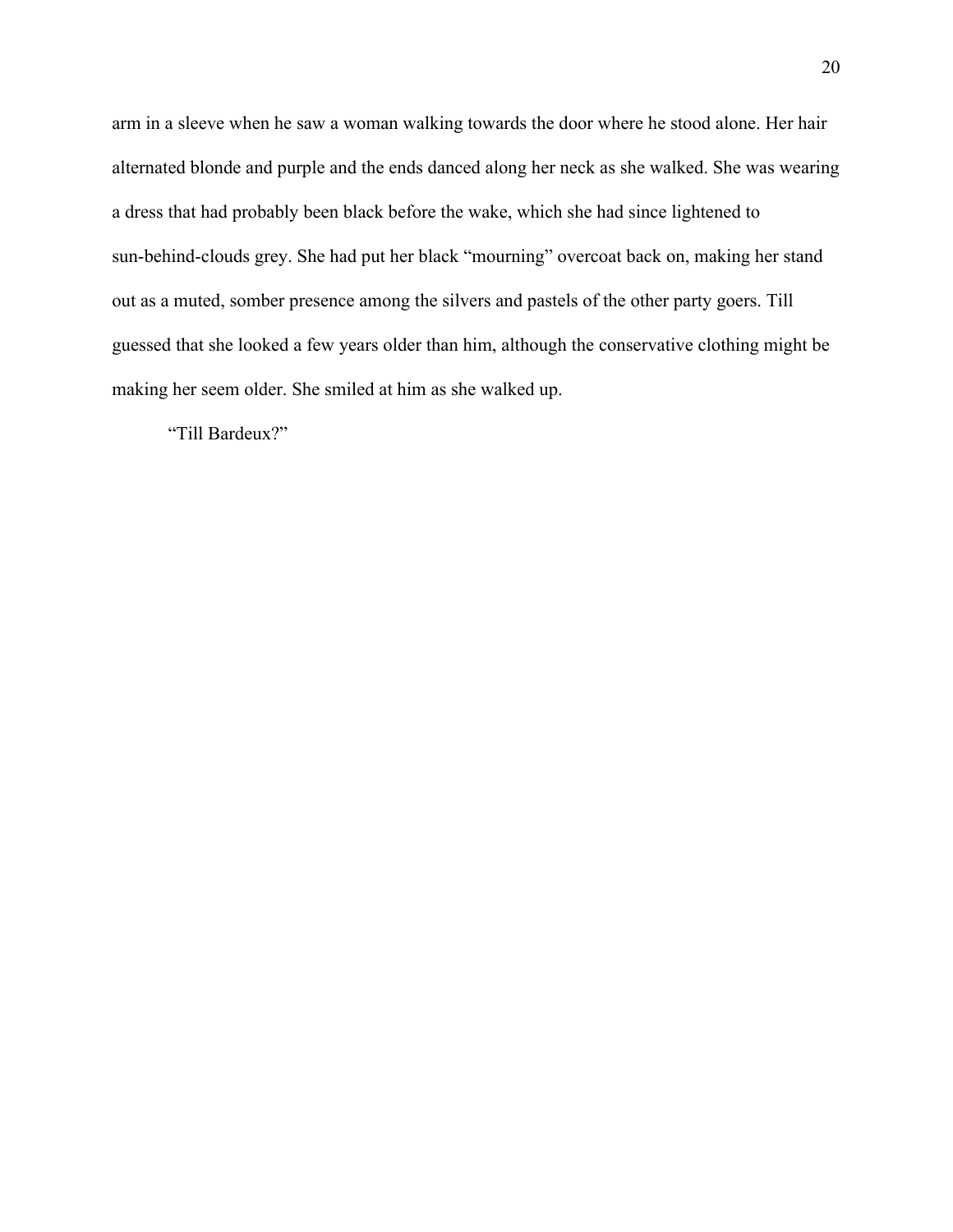arm in a sleeve when he saw a woman walking towards the door where he stood alone. Her hair alternated blonde and purple and the ends danced along her neck as she walked. She was wearing a dress that had probably been black before the wake, which she had since lightened to sun-behind-clouds grey. She had put her black "mourning" overcoat back on, making her stand out as a muted, somber presence among the silvers and pastels of the other party goers. Till guessed that she looked a few years older than him, although the conservative clothing might be making her seem older. She smiled at him as she walked up.

"Till Bardeux?"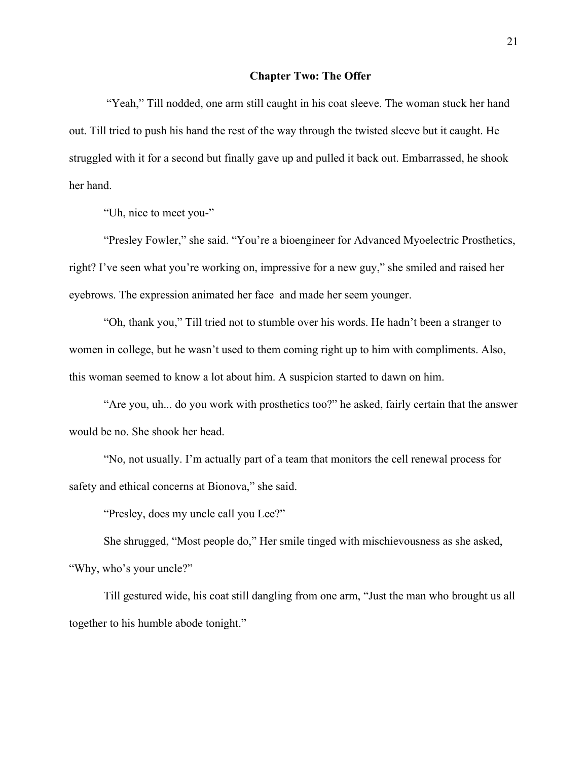## Chapter Two: The Offer

"Yeah," Till nodded, one arm still caught in his coat sleeve. The woman stuck her hand out. Till tried to push his hand the rest of the way through the twisted sleeve but it caught. He struggled with it for a second but finally gave up and pulled it back out. Embarrassed, he shook her hand.

"Uh, nice to meet you-"

"Presley Fowler," she said. "You're a bioengineer for Advanced Myoelectric Prosthetics, right? I've seen what you're working on, impressive for a new guy," she smiled and raised her eyebrows. The expression animated her face and made her seem younger.

"Oh, thank you," Till tried not to stumble over his words. He hadn't been a stranger to women in college, but he wasn't used to them coming right up to him with compliments. Also, this woman seemed to know a lot about him. A suspicion started to dawn on him.

"Are you, uh... do you work with prosthetics too?" he asked, fairly certain that the answer would be no. She shook her head.

"No, not usually. I'm actually part of a team that monitors the cell renewal process for safety and ethical concerns at Bionova," she said.

"Presley, does my uncle call you Lee?"

She shrugged, "Most people do," Her smile tinged with mischievousness as she asked, "Why, who's your uncle?"

Till gestured wide, his coat still dangling from one arm, "Just the man who brought us all together to his humble abode tonight."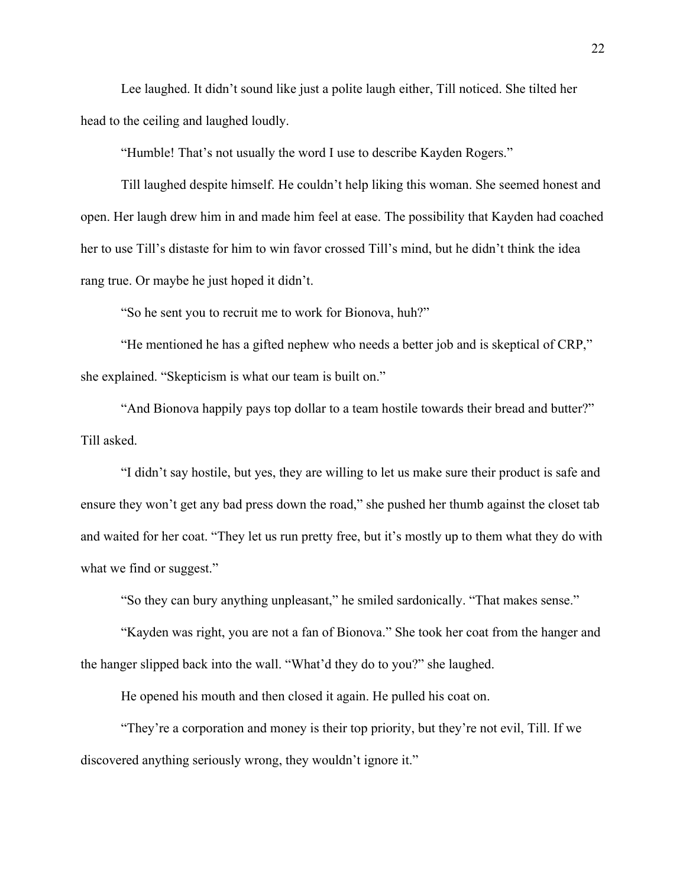Lee laughed. It didn't sound like just a polite laugh either, Till noticed. She tilted her head to the ceiling and laughed loudly.

"Humble! That's not usually the word I use to describe Kayden Rogers."

Till laughed despite himself. He couldn't help liking this woman. She seemed honest and open. Her laugh drew him in and made him feel at ease. The possibility that Kayden had coached her to use Till's distaste for him to win favor crossed Till's mind, but he didn't think the idea rang true. Or maybe he just hoped it didn't.

"So he sent you to recruit me to work for Bionova, huh?"

"He mentioned he has a gifted nephew who needs a better job and is skeptical of CRP," she explained. "Skepticism is what our team is built on."

"And Bionova happily pays top dollar to a team hostile towards their bread and butter?" Till asked.

"I didn't say hostile, but yes, they are willing to let us make sure their product is safe and ensure they won't get any bad press down the road," she pushed her thumb against the closet tab and waited for her coat. "They let us run pretty free, but it's mostly up to them what they do with what we find or suggest."

"So they can bury anything unpleasant," he smiled sardonically. "That makes sense."

"Kayden was right, you are not a fan of Bionova." She took her coat from the hanger and the hanger slipped back into the wall. "What'd they do to you?" she laughed.

He opened his mouth and then closed it again. He pulled his coat on.

"They're a corporation and money is their top priority, but they're not evil, Till. If we discovered anything seriously wrong, they wouldn't ignore it."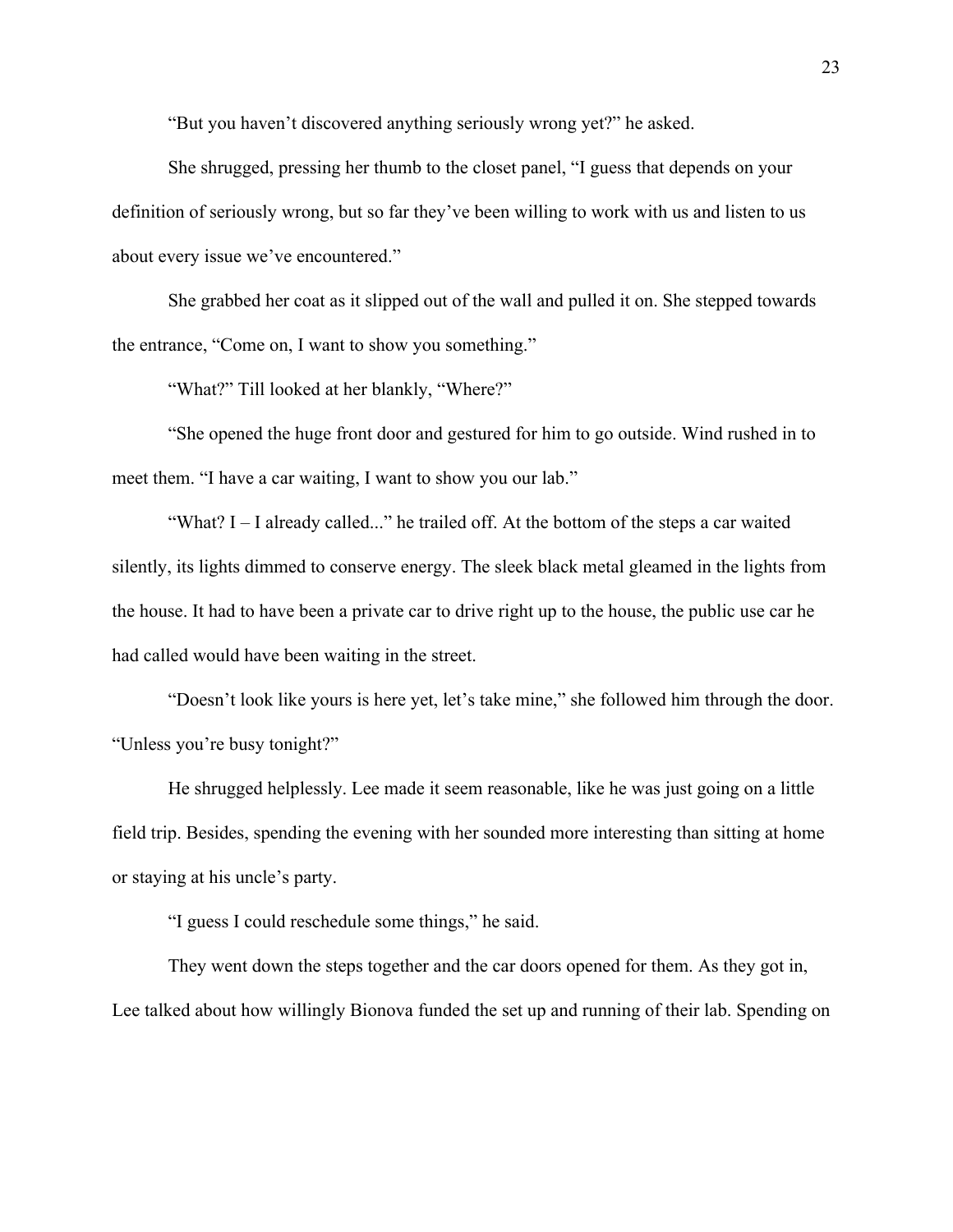"But you haven't discovered anything seriously wrong yet?" he asked.

She shrugged, pressing her thumb to the closet panel, "I guess that depends on your definition of seriously wrong, but so far they've been willing to work with us and listen to us about every issue we've encountered."

She grabbed her coat as it slipped out of the wall and pulled it on. She stepped towards the entrance, "Come on, I want to show you something."

"What?" Till looked at her blankly, "Where?"

"She opened the huge front door and gestured for him to go outside. Wind rushed in to meet them. "I have a car waiting, I want to show you our lab."

"What? I – I already called..." he trailed off. At the bottom of the steps a car waited silently, its lights dimmed to conserve energy. The sleek black metal gleamed in the lights from the house. It had to have been a private car to drive right up to the house, the public use car he had called would have been waiting in the street.

"Doesn't look like yours is here yet, let's take mine," she followed him through the door. "Unless you're busy tonight?"

He shrugged helplessly. Lee made it seem reasonable, like he was just going on a little field trip. Besides, spending the evening with her sounded more interesting than sitting at home or staying at his uncle's party.

"I guess I could reschedule some things," he said.

They went down the steps together and the car doors opened for them. As they got in, Lee talked about how willingly Bionova funded the set up and running of their lab. Spending on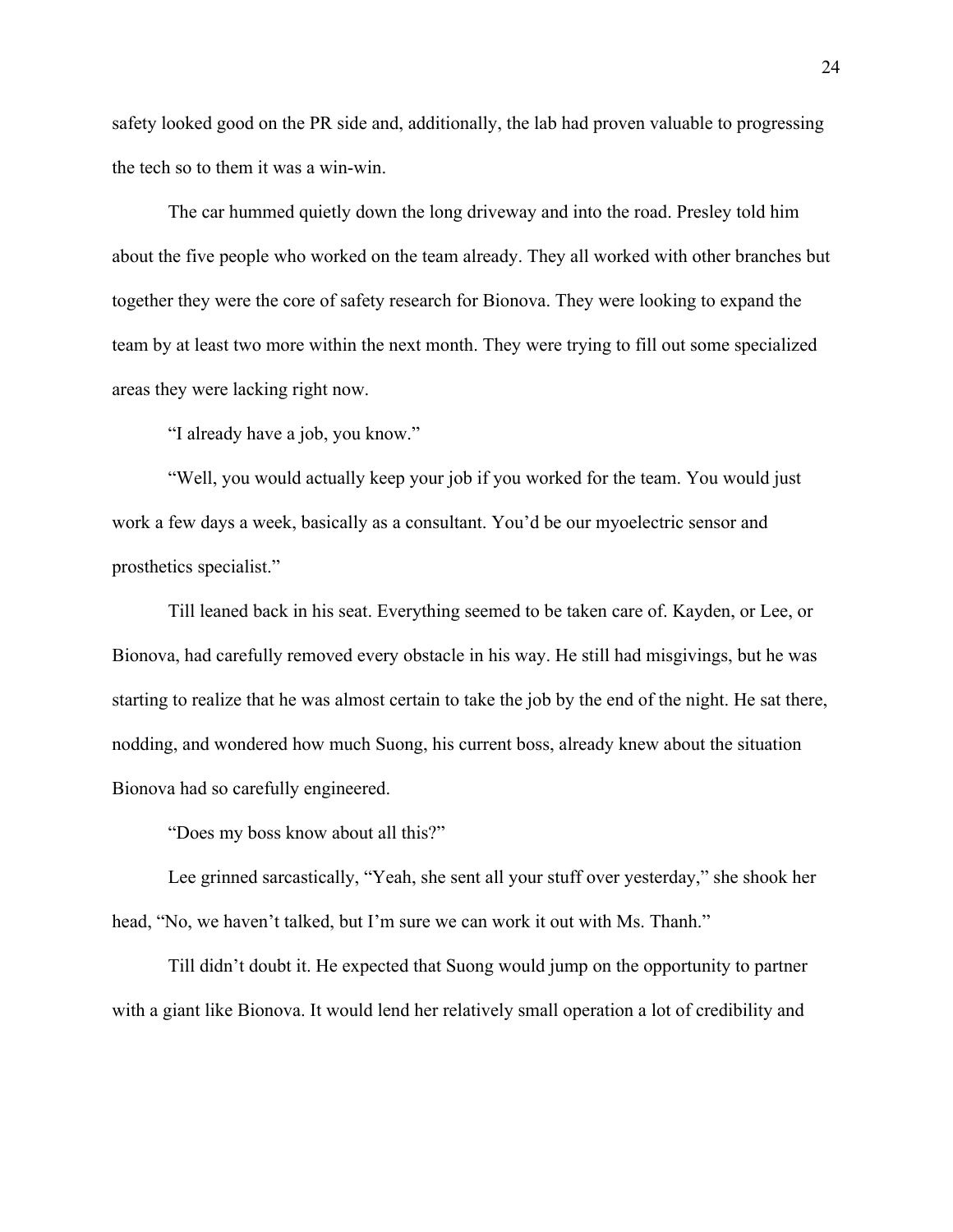safety looked good on the PR side and, additionally, the lab had proven valuable to progressing the tech so to them it was a win-win.

The car hummed quietly down the long driveway and into the road. Presley told him about the five people who worked on the team already. They all worked with other branches but together they were the core of safety research for Bionova. They were looking to expand the team by at least two more within the next month. They were trying to fill out some specialized areas they were lacking right now.

"I already have a job, you know."

"Well, you would actually keep your job if you worked for the team. You would just work a few days a week, basically as a consultant. You'd be our myoelectric sensor and prosthetics specialist."

Till leaned back in his seat. Everything seemed to be taken care of. Kayden, or Lee, or Bionova, had carefully removed every obstacle in his way. He still had misgivings, but he was starting to realize that he was almost certain to take the job by the end of the night. He sat there, nodding, and wondered how much Suong, his current boss, already knew about the situation Bionova had so carefully engineered.

"Does my boss know about all this?"

Lee grinned sarcastically, "Yeah, she sent all your stuff over yesterday," she shook her head, "No, we haven't talked, but I'm sure we can work it out with Ms. Thanh."

Till didn't doubt it. He expected that Suong would jump on the opportunity to partner with a giant like Bionova. It would lend her relatively small operation a lot of credibility and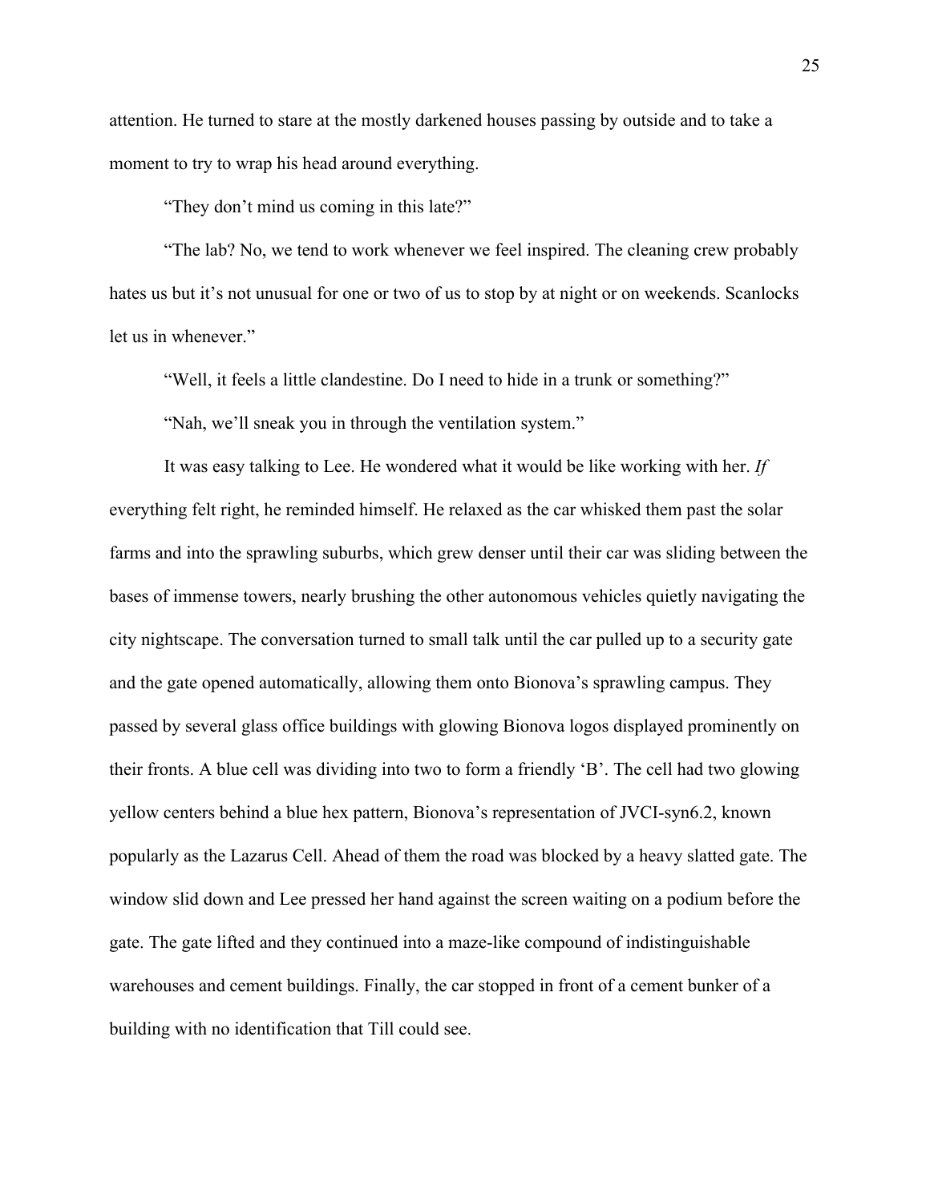attention. He turned to stare at the mostly darkened houses passing by outside and to take a moment to try to wrap his head around everything.

"They don't mind us coming in this late?"

"The lab? No, we tend to work whenever we feel inspired. The cleaning crew probably hates us but it's not unusual for one or two of us to stop by at night or on weekends. Scanlocks let us in whenever."

"Well, it feels a little clandestine. Do I need to hide in a trunk or something?"

"Nah, we'll sneak you in through the ventilation system."

It was easy talking to Lee. He wondered what it would be like working with her. *If* everything felt right, he reminded himself. He relaxed as the car whisked them past the solar farms and into the sprawling suburbs, which grew denser until their car was sliding between the bases of immense towers, nearly brushing the other autonomous vehicles quietly navigating the city nightscape. The conversation turned to small talk until the car pulled up to a security gate and the gate opened automatically, allowing them onto Bionova's sprawling campus. They passed by several glass office buildings with glowing Bionova logos displayed prominently on their fronts. A blue cell was dividing into two to form a friendly 'B'. The cell had two glowing yellow centers behind a blue hex pattern, Bionova's representation of JVCI-syn6.2, known popularly as the Lazarus Cell. Ahead of them the road was blocked by a heavy slatted gate. The window slid down and Lee pressed her hand against the screen waiting on a podium before the gate. The gate lifted and they continued into a maze-like compound of indistinguishable warehouses and cement buildings. Finally, the car stopped in front of a cement bunker of a building with no identification that Till could see.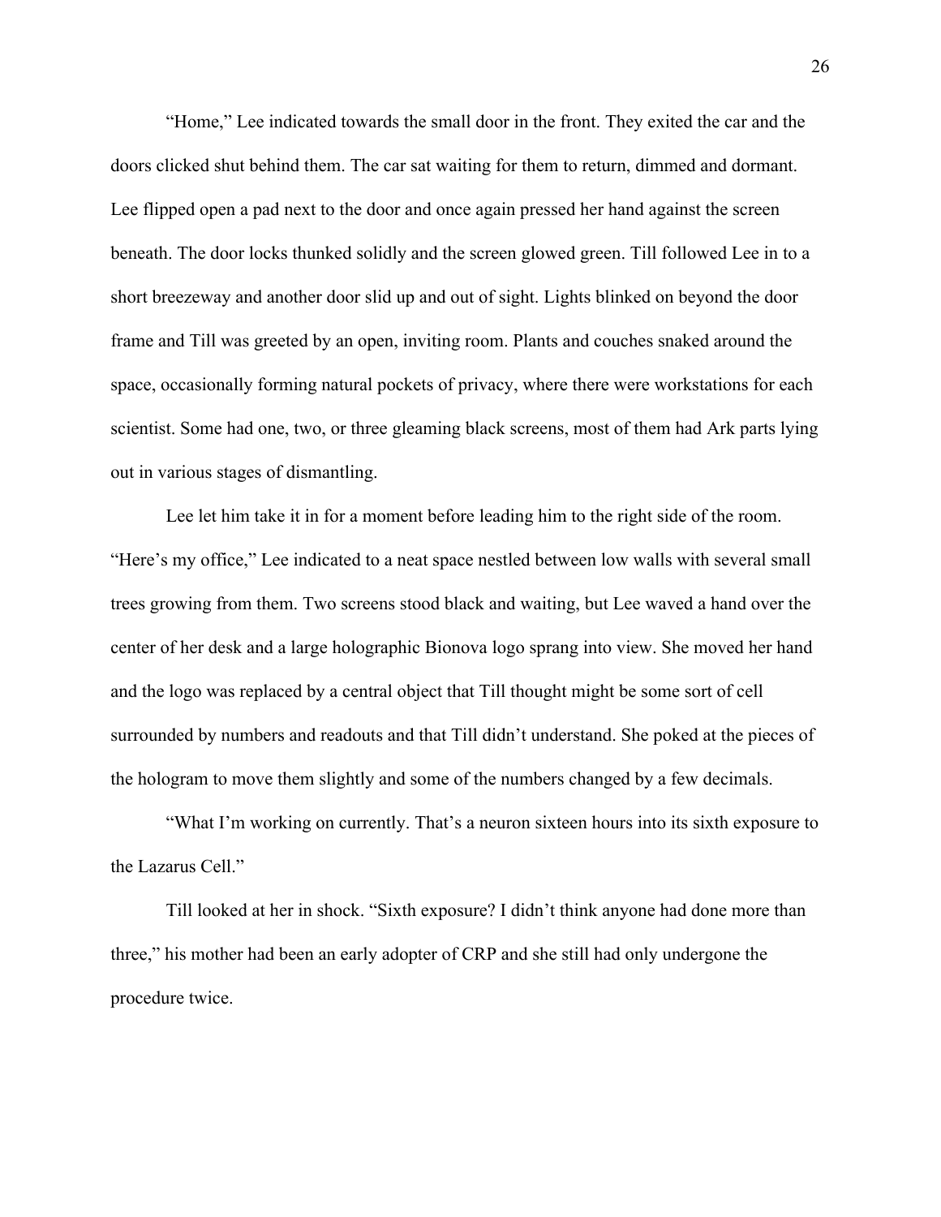"Home," Lee indicated towards the small door in the front. They exited the car and the doors clicked shut behind them. The car sat waiting for them to return, dimmed and dormant. Lee flipped open a pad next to the door and once again pressed her hand against the screen beneath. The door locks thunked solidly and the screen glowed green. Till followed Lee in to a short breezeway and another door slid up and out of sight. Lights blinked on beyond the door frame and Till was greeted by an open, inviting room. Plants and couches snaked around the space, occasionally forming natural pockets of privacy, where there were workstations for each scientist. Some had one, two, or three gleaming black screens, most of them had Ark parts lying out in various stages of dismantling.

Lee let him take it in for a moment before leading him to the right side of the room. "Here's my office," Lee indicated to a neat space nestled between low walls with several small trees growing from them. Two screens stood black and waiting, but Lee waved a hand over the center of her desk and a large holographic Bionova logo sprang into view. She moved her hand and the logo was replaced by a central object that Till thought might be some sort of cell surrounded by numbers and readouts and that Till didn't understand. She poked at the pieces of the hologram to move them slightly and some of the numbers changed by a few decimals.

"What I'm working on currently. That's a neuron sixteen hours into its sixth exposure to the Lazarus Cell."

Till looked at her in shock. "Sixth exposure? I didn't think anyone had done more than three," his mother had been an early adopter of CRP and she still had only undergone the procedure twice.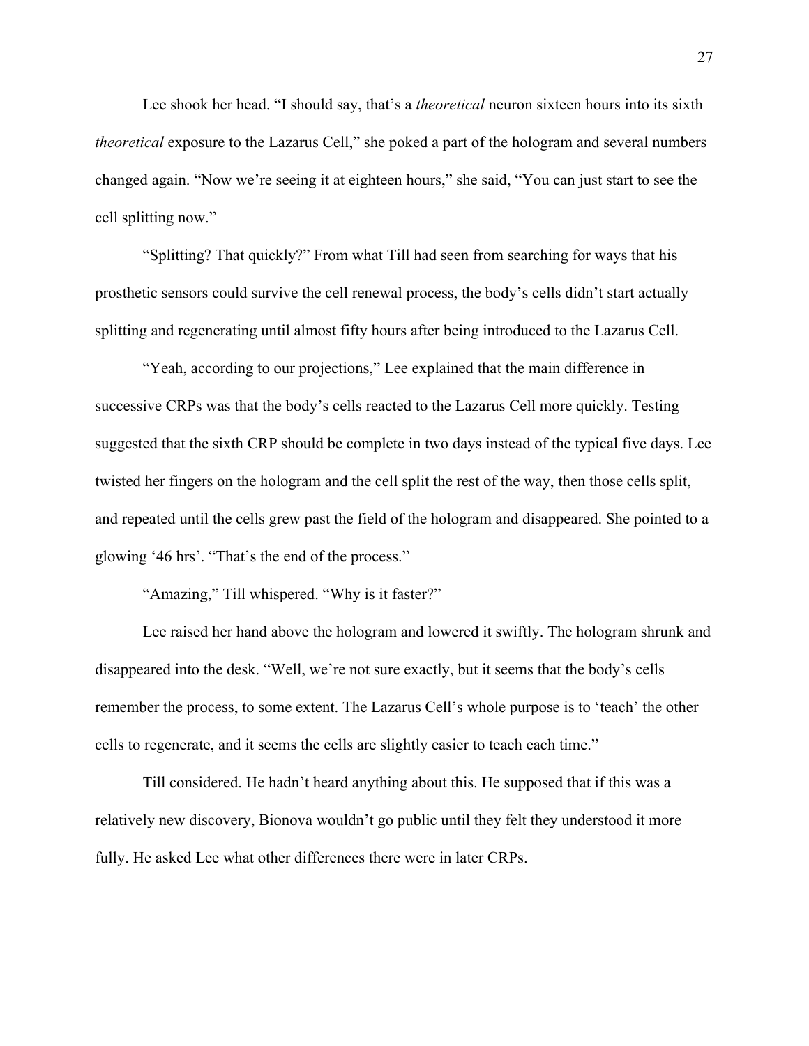Lee shook her head. "I should say, that's a *theoretical* neuron sixteen hours into its sixth *theoretical* exposure to the Lazarus Cell," she poked a part of the hologram and several numbers changed again. "Now we're seeing it at eighteen hours," she said, "You can just start to see the cell splitting now."

"Splitting? That quickly?" From what Till had seen from searching for ways that his prosthetic sensors could survive the cell renewal process, the body's cells didn't start actually splitting and regenerating until almost fifty hours after being introduced to the Lazarus Cell.

"Yeah, according to our projections," Lee explained that the main difference in successive CRPs was that the body's cells reacted to the Lazarus Cell more quickly. Testing suggested that the sixth CRP should be complete in two days instead of the typical five days. Lee twisted her fingers on the hologram and the cell split the rest of the way, then those cells split, and repeated until the cells grew past the field of the hologram and disappeared. She pointed to a glowing '46 hrs'. "That's the end of the process."

"Amazing," Till whispered. "Why is it faster?"

Lee raised her hand above the hologram and lowered it swiftly. The hologram shrunk and disappeared into the desk. "Well, we're not sure exactly, but it seems that the body's cells remember the process, to some extent. The Lazarus Cell's whole purpose is to 'teach' the other cells to regenerate, and it seems the cells are slightly easier to teach each time."

Till considered. He hadn't heard anything about this. He supposed that if this was a relatively new discovery, Bionova wouldn't go public until they felt they understood it more fully. He asked Lee what other differences there were in later CRPs.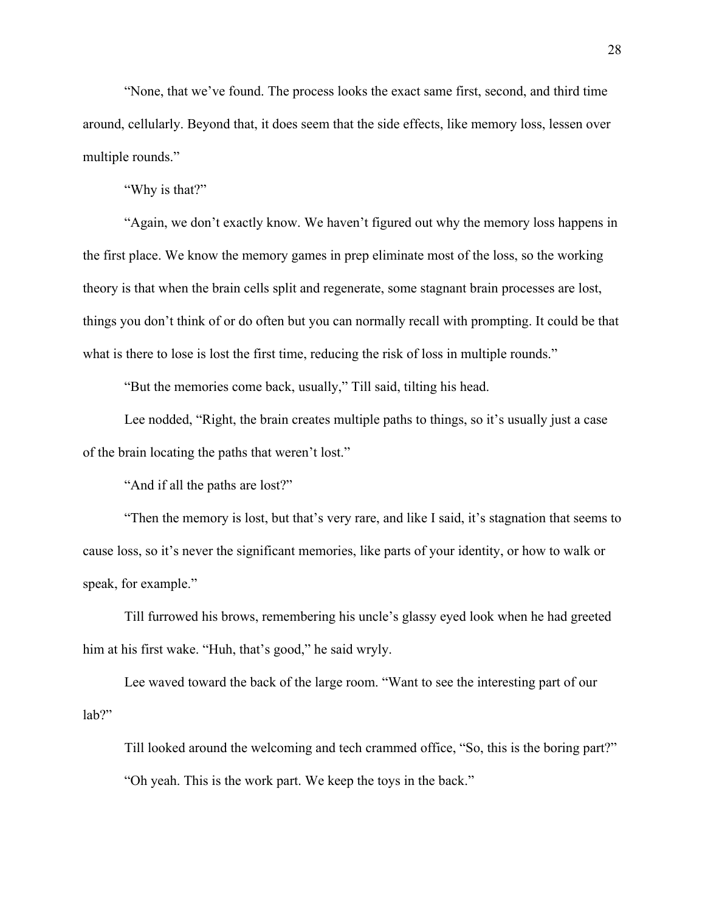"None, that we've found. The process looks the exact same first, second, and third time around, cellularly. Beyond that, it does seem that the side effects, like memory loss, lessen over multiple rounds."

"Why is that?"

"Again, we don't exactly know. We haven't figured out why the memory loss happens in the first place. We know the memory games in prep eliminate most of the loss, so the working theory is that when the brain cells split and regenerate, some stagnant brain processes are lost, things you don't think of or do often but you can normally recall with prompting. It could be that what is there to lose is lost the first time, reducing the risk of loss in multiple rounds."

"But the memories come back, usually," Till said, tilting his head.

Lee nodded, "Right, the brain creates multiple paths to things, so it's usually just a case of the brain locating the paths that weren't lost."

"And if all the paths are lost?"

"Then the memory is lost, but that's very rare, and like I said, it's stagnation that seems to cause loss, so it's never the significant memories, like parts of your identity, or how to walk or speak, for example."

Till furrowed his brows, remembering his uncle's glassy eyed look when he had greeted him at his first wake. "Huh, that's good," he said wryly.

Lee waved toward the back of the large room. "Want to see the interesting part of our lab?"

Till looked around the welcoming and tech crammed office, "So, this is the boring part?"

"Oh yeah. This is the work part. We keep the toys in the back."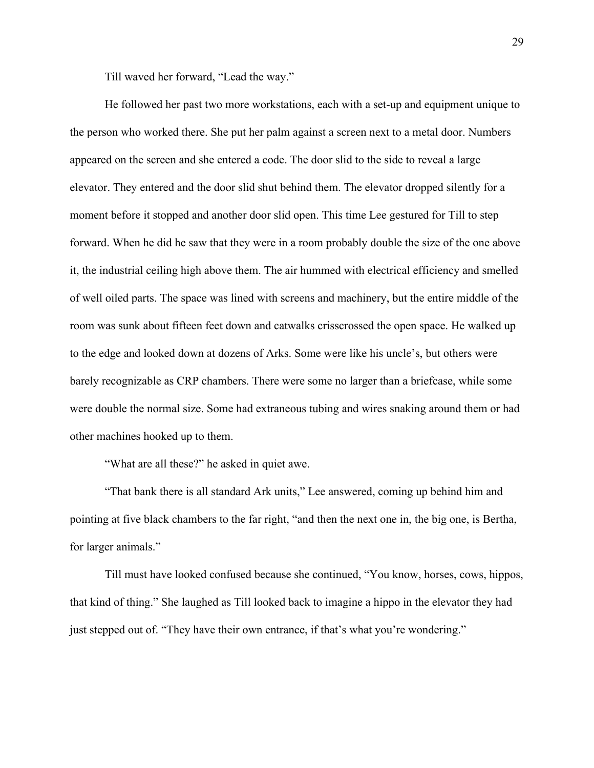Till waved her forward, "Lead the way."

He followed her past two more workstations, each with a set-up and equipment unique to the person who worked there. She put her palm against a screen next to a metal door. Numbers appeared on the screen and she entered a code. The door slid to the side to reveal a large elevator. They entered and the door slid shut behind them. The elevator dropped silently for a moment before it stopped and another door slid open. This time Lee gestured for Till to step forward. When he did he saw that they were in a room probably double the size of the one above it, the industrial ceiling high above them. The air hummed with electrical efficiency and smelled of well oiled parts. The space was lined with screens and machinery, but the entire middle of the room was sunk about fifteen feet down and catwalks crisscrossed the open space. He walked up to the edge and looked down at dozens of Arks. Some were like his uncle's, but others were barely recognizable as CRP chambers. There were some no larger than a briefcase, while some were double the normal size. Some had extraneous tubing and wires snaking around them or had other machines hooked up to them.

"What are all these?" he asked in quiet awe.

"That bank there is all standard Ark units," Lee answered, coming up behind him and pointing at five black chambers to the far right, "and then the next one in, the big one, is Bertha, for larger animals."

Till must have looked confused because she continued, "You know, horses, cows, hippos, that kind of thing." She laughed as Till looked back to imagine a hippo in the elevator they had just stepped out of. "They have their own entrance, if that's what you're wondering."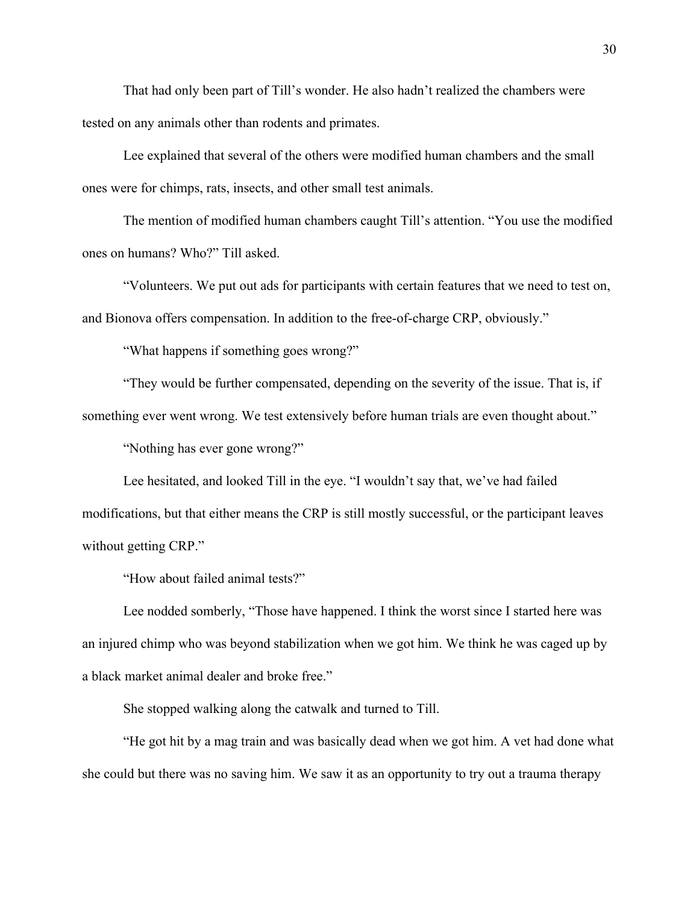That had only been part of Till's wonder. He also hadn't realized the chambers were tested on any animals other than rodents and primates.

Lee explained that several of the others were modified human chambers and the small ones were for chimps, rats, insects, and other small test animals.

The mention of modified human chambers caught Till's attention. "You use the modified ones on humans? Who?" Till asked.

"Volunteers. We put out ads for participants with certain features that we need to test on, and Bionova offers compensation. In addition to the free-of-charge CRP, obviously."

"What happens if something goes wrong?"

"They would be further compensated, depending on the severity of the issue. That is, if something ever went wrong. We test extensively before human trials are even thought about."

"Nothing has ever gone wrong?"

Lee hesitated, and looked Till in the eye. "I wouldn't say that, we've had failed modifications, but that either means the CRP is still mostly successful, or the participant leaves without getting CRP."

"How about failed animal tests?"

Lee nodded somberly, "Those have happened. I think the worst since I started here was an injured chimp who was beyond stabilization when we got him. We think he was caged up by a black market animal dealer and broke free."

She stopped walking along the catwalk and turned to Till.

"He got hit by a mag train and was basically dead when we got him. A vet had done what she could but there was no saving him. We saw it as an opportunity to try out a trauma therapy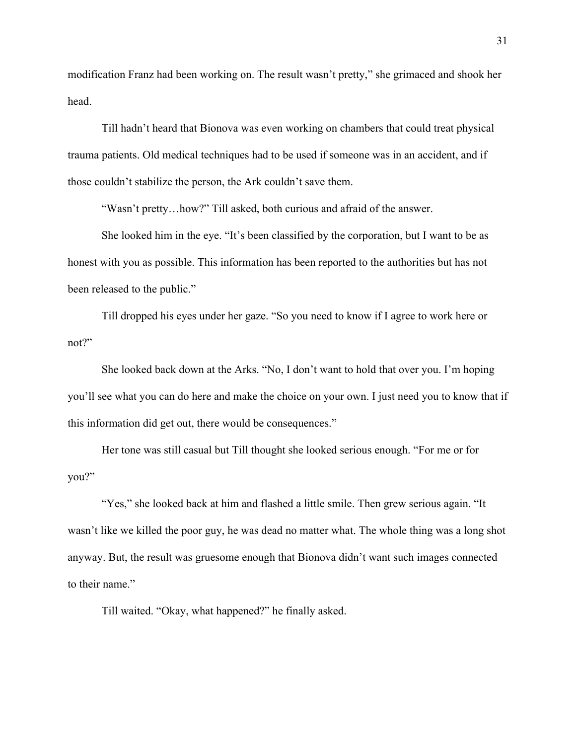modification Franz had been working on. The result wasn't pretty," she grimaced and shook her head.

Till hadn't heard that Bionova was even working on chambers that could treat physical trauma patients. Old medical techniques had to be used if someone was in an accident, and if those couldn't stabilize the person, the Ark couldn't save them.

"Wasn't pretty…how?" Till asked, both curious and afraid of the answer.

She looked him in the eye. "It's been classified by the corporation, but I want to be as honest with you as possible. This information has been reported to the authorities but has not been released to the public."

Till dropped his eyes under her gaze. "So you need to know if I agree to work here or not?"

She looked back down at the Arks. "No, I don't want to hold that over you. I'm hoping you'll see what you can do here and make the choice on your own. I just need you to know that if this information did get out, there would be consequences."

Her tone was still casual but Till thought she looked serious enough. "For me or for you?"

"Yes," she looked back at him and flashed a little smile. Then grew serious again. "It wasn't like we killed the poor guy, he was dead no matter what. The whole thing was a long shot anyway. But, the result was gruesome enough that Bionova didn't want such images connected to their name."

Till waited. "Okay, what happened?" he finally asked.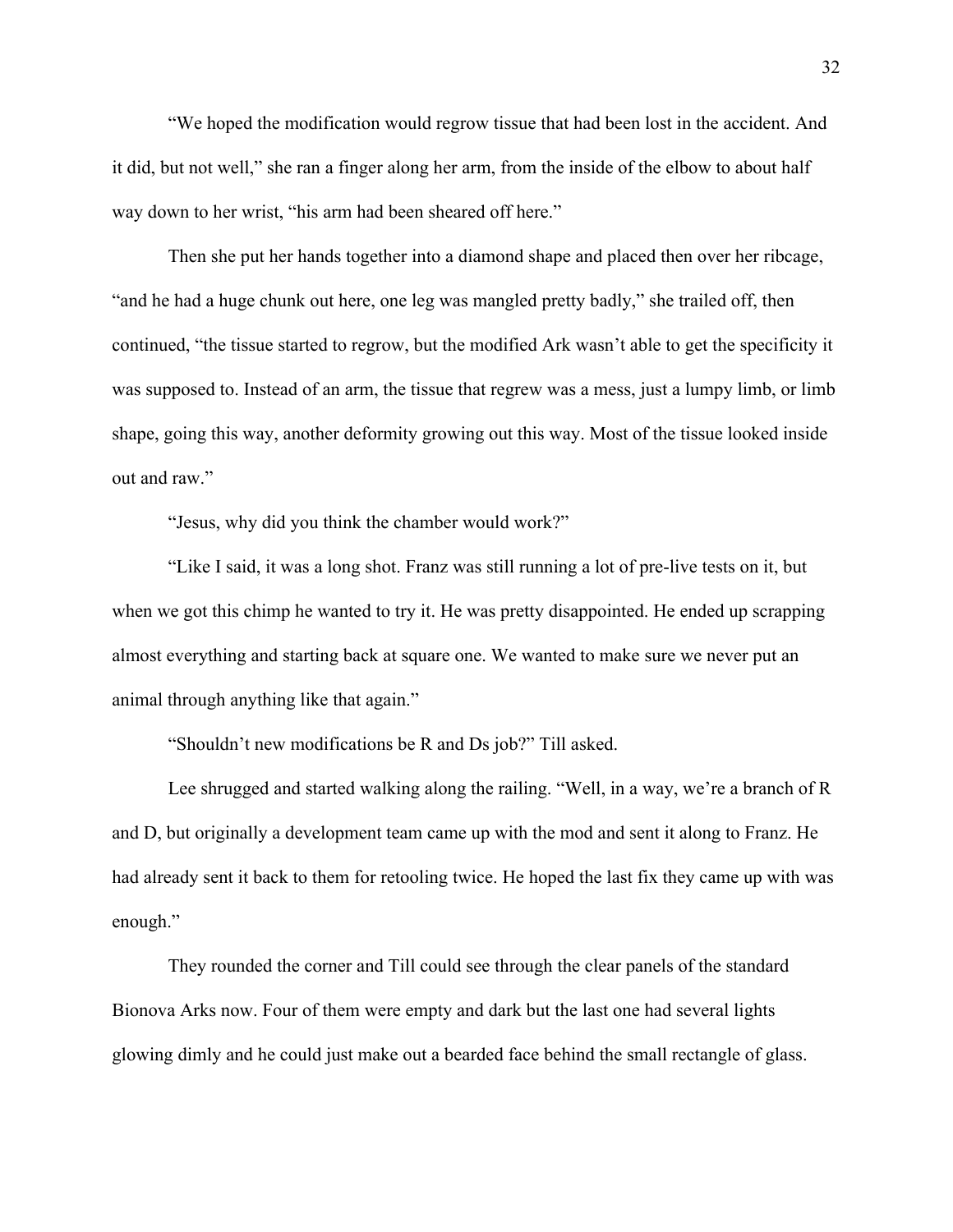"We hoped the modification would regrow tissue that had been lost in the accident. And it did, but not well," she ran a finger along her arm, from the inside of the elbow to about half way down to her wrist, "his arm had been sheared off here."

Then she put her hands together into a diamond shape and placed then over her ribcage, "and he had a huge chunk out here, one leg was mangled pretty badly," she trailed off, then continued, "the tissue started to regrow, but the modified Ark wasn't able to get the specificity it was supposed to. Instead of an arm, the tissue that regrew was a mess, just a lumpy limb, or limb shape, going this way, another deformity growing out this way. Most of the tissue looked inside out and raw."

"Jesus, why did you think the chamber would work?"

"Like I said, it was a long shot. Franz was still running a lot of pre-live tests on it, but when we got this chimp he wanted to try it. He was pretty disappointed. He ended up scrapping almost everything and starting back at square one. We wanted to make sure we never put an animal through anything like that again."

"Shouldn't new modifications be R and Ds job?" Till asked.

Lee shrugged and started walking along the railing. "Well, in a way, we're a branch of R and D, but originally a development team came up with the mod and sent it along to Franz. He had already sent it back to them for retooling twice. He hoped the last fix they came up with was enough."

They rounded the corner and Till could see through the clear panels of the standard Bionova Arks now. Four of them were empty and dark but the last one had several lights glowing dimly and he could just make out a bearded face behind the small rectangle of glass.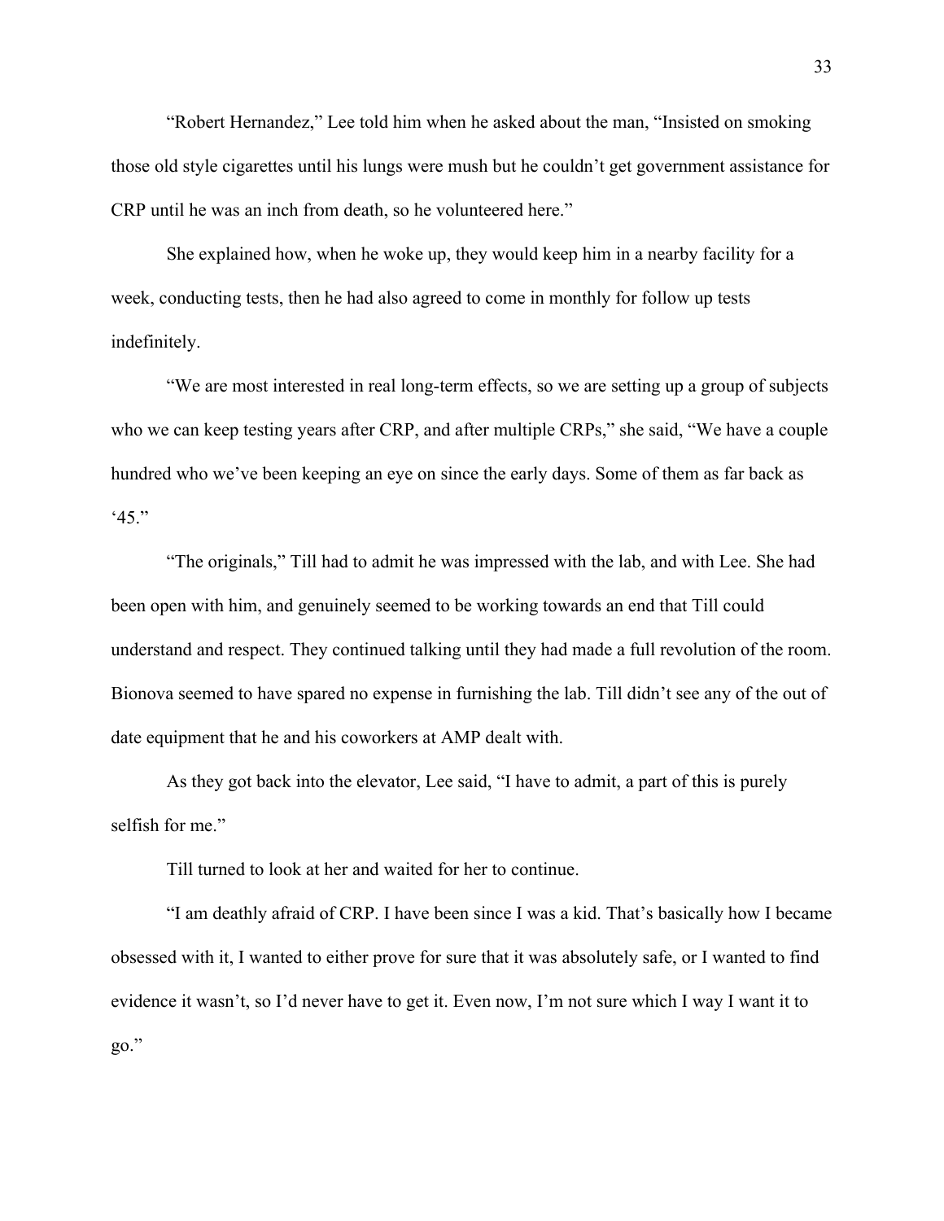"Robert Hernandez," Lee told him when he asked about the man, "Insisted on smoking those old style cigarettes until his lungs were mush but he couldn't get government assistance for CRP until he was an inch from death, so he volunteered here."

She explained how, when he woke up, they would keep him in a nearby facility for a week, conducting tests, then he had also agreed to come in monthly for follow up tests indefinitely.

"We are most interested in real long-term effects, so we are setting up a group of subjects who we can keep testing years after CRP, and after multiple CRPs," she said, "We have a couple hundred who we've been keeping an eye on since the early days. Some of them as far back as '45."

"The originals," Till had to admit he was impressed with the lab, and with Lee. She had been open with him, and genuinely seemed to be working towards an end that Till could understand and respect. They continued talking until they had made a full revolution of the room. Bionova seemed to have spared no expense in furnishing the lab. Till didn't see any of the out of date equipment that he and his coworkers at AMP dealt with.

As they got back into the elevator, Lee said, "I have to admit, a part of this is purely selfish for me."

Till turned to look at her and waited for her to continue.

"I am deathly afraid of CRP. I have been since I was a kid. That's basically how I became obsessed with it, I wanted to either prove for sure that it was absolutely safe, or I wanted to find evidence it wasn't, so I'd never have to get it. Even now, I'm not sure which I way I want it to go."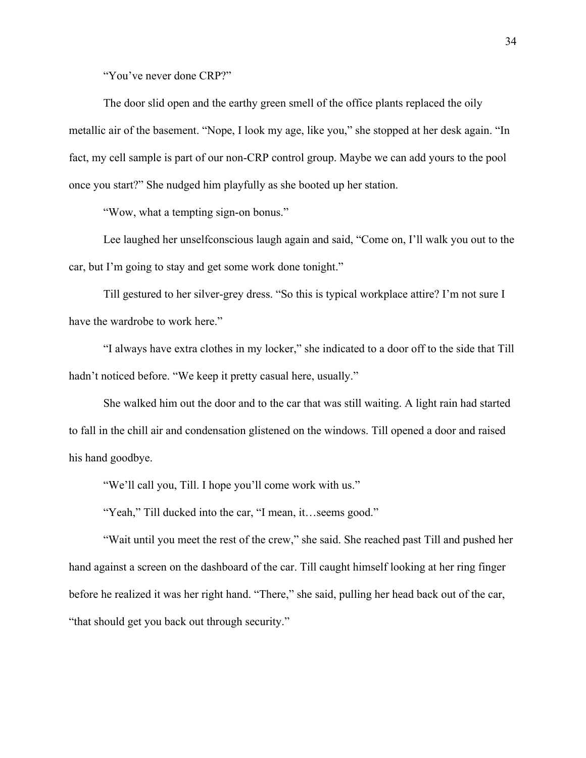"You've never done CRP?"

The door slid open and the earthy green smell of the office plants replaced the oily metallic air of the basement. "Nope, I look my age, like you," she stopped at her desk again. "In fact, my cell sample is part of our non-CRP control group. Maybe we can add yours to the pool once you start?" She nudged him playfully as she booted up her station.

"Wow, what a tempting sign-on bonus."

Lee laughed her unselfconscious laugh again and said, "Come on, I'll walk you out to the car, but I'm going to stay and get some work done tonight."

Till gestured to her silver-grey dress. "So this is typical workplace attire? I'm not sure I have the wardrobe to work here."

"I always have extra clothes in my locker," she indicated to a door off to the side that Till hadn't noticed before. "We keep it pretty casual here, usually."

She walked him out the door and to the car that was still waiting. A light rain had started to fall in the chill air and condensation glistened on the windows. Till opened a door and raised his hand goodbye.

"We'll call you, Till. I hope you'll come work with us."

"Yeah," Till ducked into the car, "I mean, it…seems good."

"Wait until you meet the rest of the crew," she said. She reached past Till and pushed her hand against a screen on the dashboard of the car. Till caught himself looking at her ring finger before he realized it was her right hand. "There," she said, pulling her head back out of the car, "that should get you back out through security."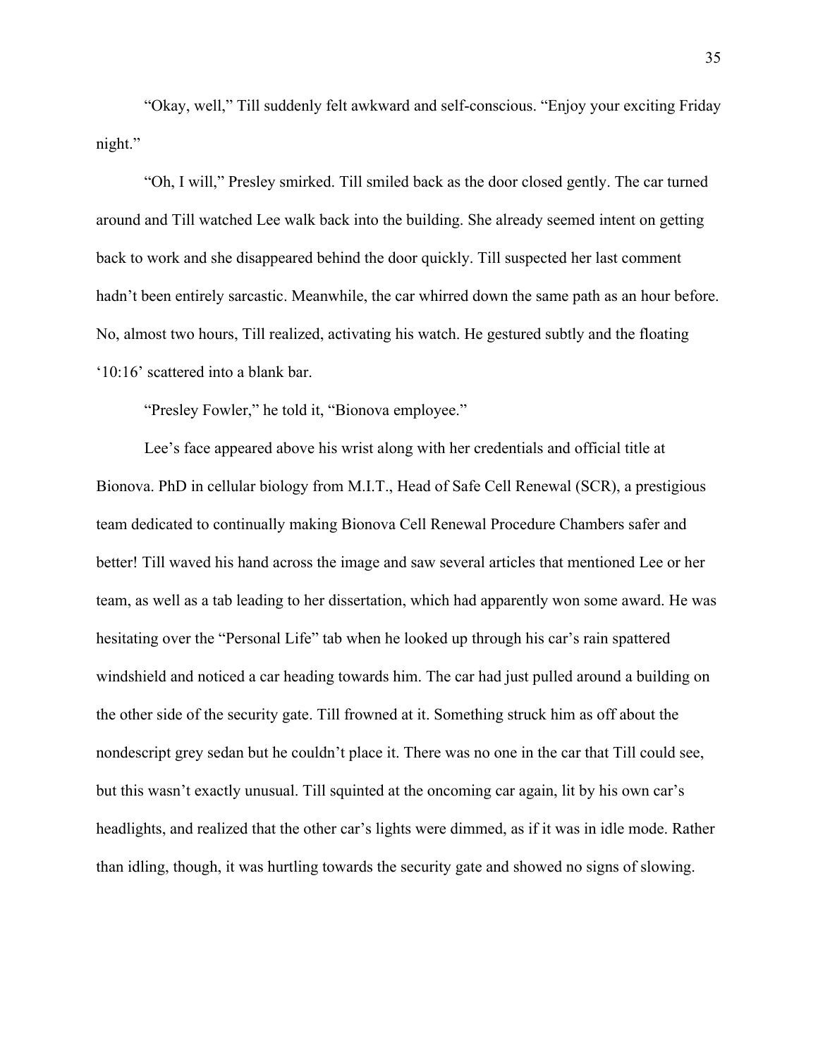"Okay, well," Till suddenly felt awkward and self-conscious. "Enjoy your exciting Friday night."

"Oh, I will," Presley smirked. Till smiled back as the door closed gently. The car turned around and Till watched Lee walk back into the building. She already seemed intent on getting back to work and she disappeared behind the door quickly. Till suspected her last comment hadn't been entirely sarcastic. Meanwhile, the car whirred down the same path as an hour before. No, almost two hours, Till realized, activating his watch. He gestured subtly and the floating '10:16' scattered into a blank bar.

"Presley Fowler," he told it, "Bionova employee."

Lee's face appeared above his wrist along with her credentials and official title at Bionova. PhD in cellular biology from M.I.T., Head of Safe Cell Renewal (SCR), a prestigious team dedicated to continually making Bionova Cell Renewal Procedure Chambers safer and better! Till waved his hand across the image and saw several articles that mentioned Lee or her team, as well as a tab leading to her dissertation, which had apparently won some award. He was hesitating over the "Personal Life" tab when he looked up through his car's rain spattered windshield and noticed a car heading towards him. The car had just pulled around a building on the other side of the security gate. Till frowned at it. Something struck him as off about the nondescript grey sedan but he couldn't place it. There was no one in the car that Till could see, but this wasn't exactly unusual. Till squinted at the oncoming car again, lit by his own car's headlights, and realized that the other car's lights were dimmed, as if it was in idle mode. Rather than idling, though, it was hurtling towards the security gate and showed no signs of slowing.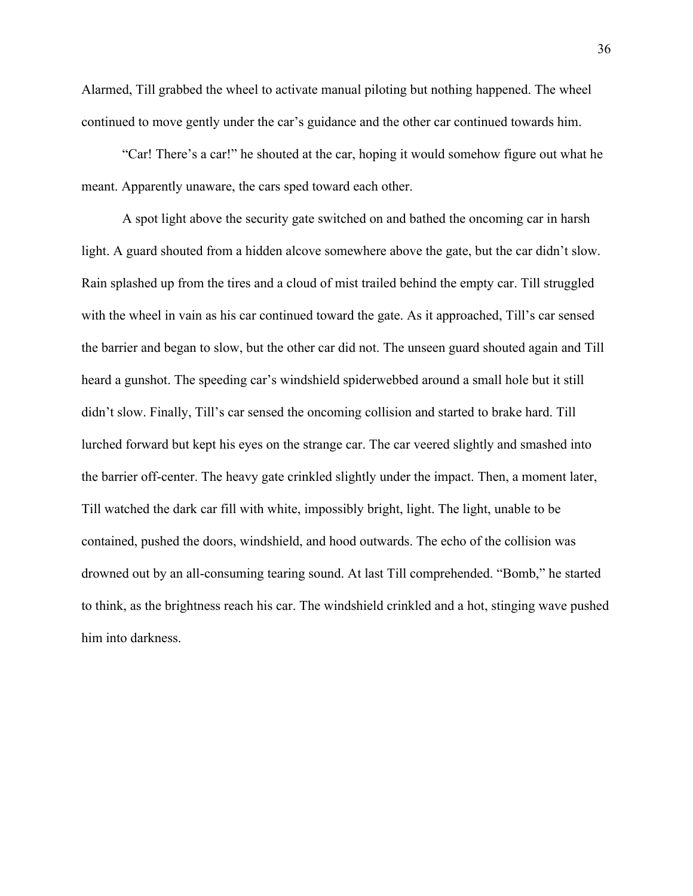Alarmed, Till grabbed the wheel to activate manual piloting but nothing happened. The wheel continued to move gently under the car's guidance and the other car continued towards him.

"Car! There's a car!" he shouted at the car, hoping it would somehow figure out what he meant. Apparently unaware, the cars sped toward each other.

A spot light above the security gate switched on and bathed the oncoming car in harsh light. A guard shouted from a hidden alcove somewhere above the gate, but the car didn't slow. Rain splashed up from the tires and a cloud of mist trailed behind the empty car. Till struggled with the wheel in vain as his car continued toward the gate. As it approached, Till's car sensed the barrier and began to slow, but the other car did not. The unseen guard shouted again and Till heard a gunshot. The speeding car's windshield spiderwebbed around a small hole but it still didn't slow. Finally, Till's car sensed the oncoming collision and started to brake hard. Till lurched forward but kept his eyes on the strange car. The car veered slightly and smashed into the barrier off-center. The heavy gate crinkled slightly under the impact. Then, a moment later, Till watched the dark car fill with white, impossibly bright, light. The light, unable to be contained, pushed the doors, windshield, and hood outwards. The echo of the collision was drowned out by an all-consuming tearing sound. At last Till comprehended. "Bomb," he started to think, as the brightness reach his car. The windshield crinkled and a hot, stinging wave pushed him into darkness.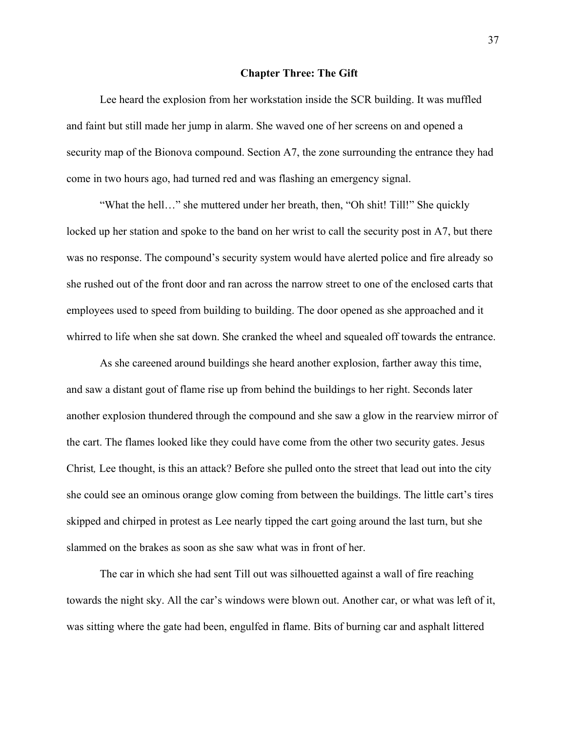## Chapter Three: The Gift

Lee heard the explosion from her workstation inside the SCR building. It was muffled and faint but still made her jump in alarm. She waved one of her screens on and opened a security map of the Bionova compound. Section A7, the zone surrounding the entrance they had come in two hours ago, had turned red and was flashing an emergency signal.

"What the hell…" she muttered under her breath, then, "Oh shit! Till!" She quickly locked up her station and spoke to the band on her wrist to call the security post in A7, but there was no response. The compound's security system would have alerted police and fire already so she rushed out of the front door and ran across the narrow street to one of the enclosed carts that employees used to speed from building to building. The door opened as she approached and it whirred to life when she sat down. She cranked the wheel and squealed off towards the entrance.

As she careened around buildings she heard another explosion, farther away this time, and saw a distant gout of flame rise up from behind the buildings to her right. Seconds later another explosion thundered through the compound and she saw a glow in the rearview mirror of the cart. The flames looked like they could have come from the other two security gates. *Jesus Christ,* Lee thought, *is this an attack?* Before she pulled onto the street that lead out into the city she could see an ominous orange glow coming from between the buildings. The little cart's tires skipped and chirped in protest as Lee nearly tipped the cart going around the last turn, but she slammed on the brakes as soon as she saw what was in front of her.

The car in which she had sent Till out was silhouetted against a wall of fire reaching towards the night sky. All the car's windows were blown out. Another car, or what was left of it, was sitting where the gate had been, engulfed in flame. Bits of burning car and asphalt littered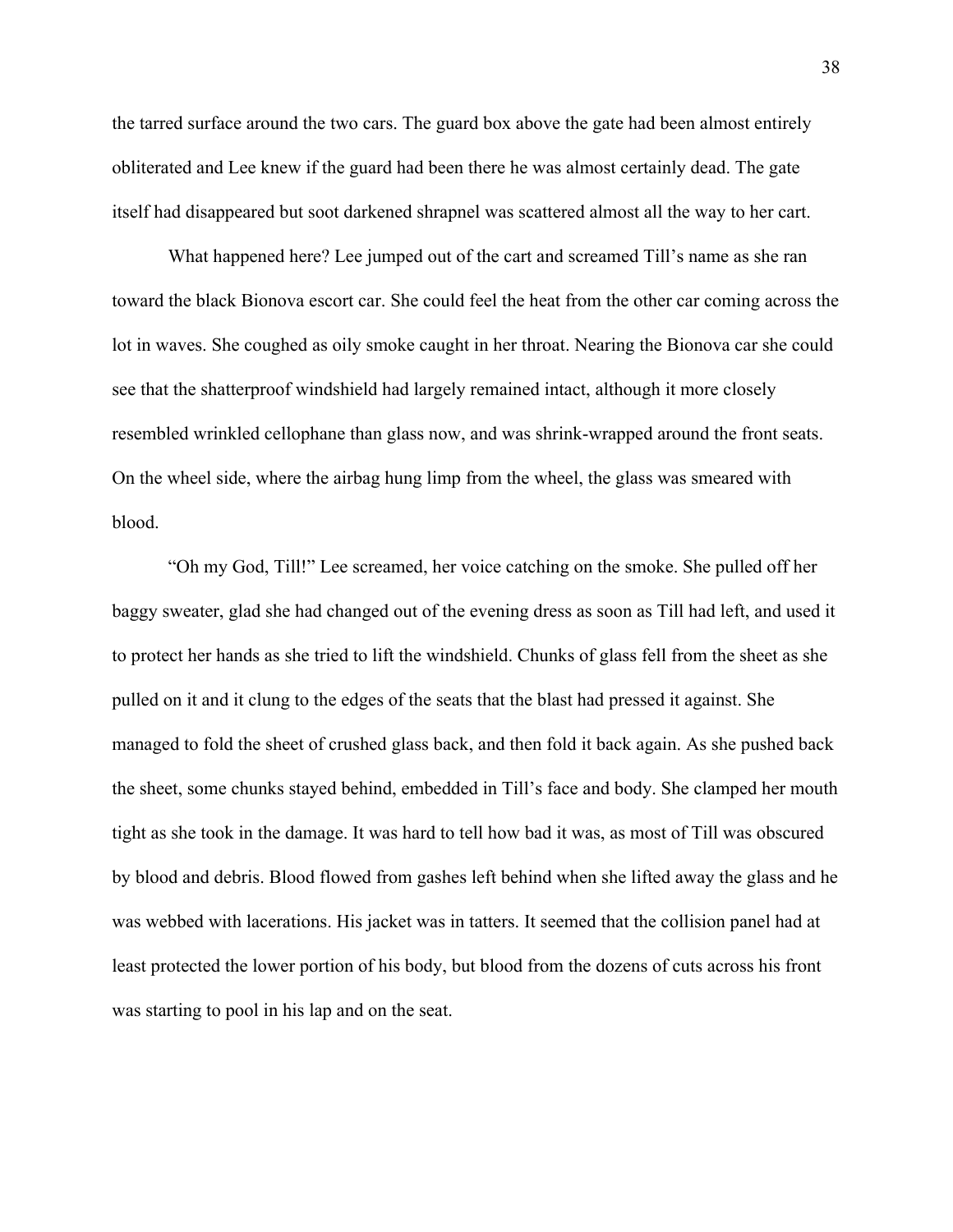the tarred surface around the two cars. The guard box above the gate had been almost entirely obliterated and Lee knew if the guard had been there he was almost certainly dead. The gate itself had disappeared but soot darkened shrapnel was scattered almost all the way to her cart.

What happened here? Lee jumped out of the cart and screamed Till's name as she ran toward the black Bionova escort car. She could feel the heat from the other car coming across the lot in waves. She coughed as oily smoke caught in her throat. Nearing the Bionova car she could see that the shatterproof windshield had largely remained intact, although it more closely resembled wrinkled cellophane than glass now, and was shrink-wrapped around the front seats. On the wheel side, where the airbag hung limp from the wheel, the glass was smeared with blood.

"Oh my God, Till!" Lee screamed, her voice catching on the smoke. She pulled off her baggy sweater, glad she had changed out of the evening dress as soon as Till had left, and used it to protect her hands as she tried to lift the windshield. Chunks of glass fell from the sheet as she pulled on it and it clung to the edges of the seats that the blast had pressed it against. She managed to fold the sheet of crushed glass back, and then fold it back again. As she pushed back the sheet, some chunks stayed behind, embedded in Till's face and body. She clamped her mouth tight as she took in the damage. It was hard to tell how bad it was, as most of Till was obscured by blood and debris. Blood flowed from gashes left behind when she lifted away the glass and he was webbed with lacerations. His jacket was in tatters. It seemed that the collision panel had at least protected the lower portion of his body, but blood from the dozens of cuts across his front was starting to pool in his lap and on the seat.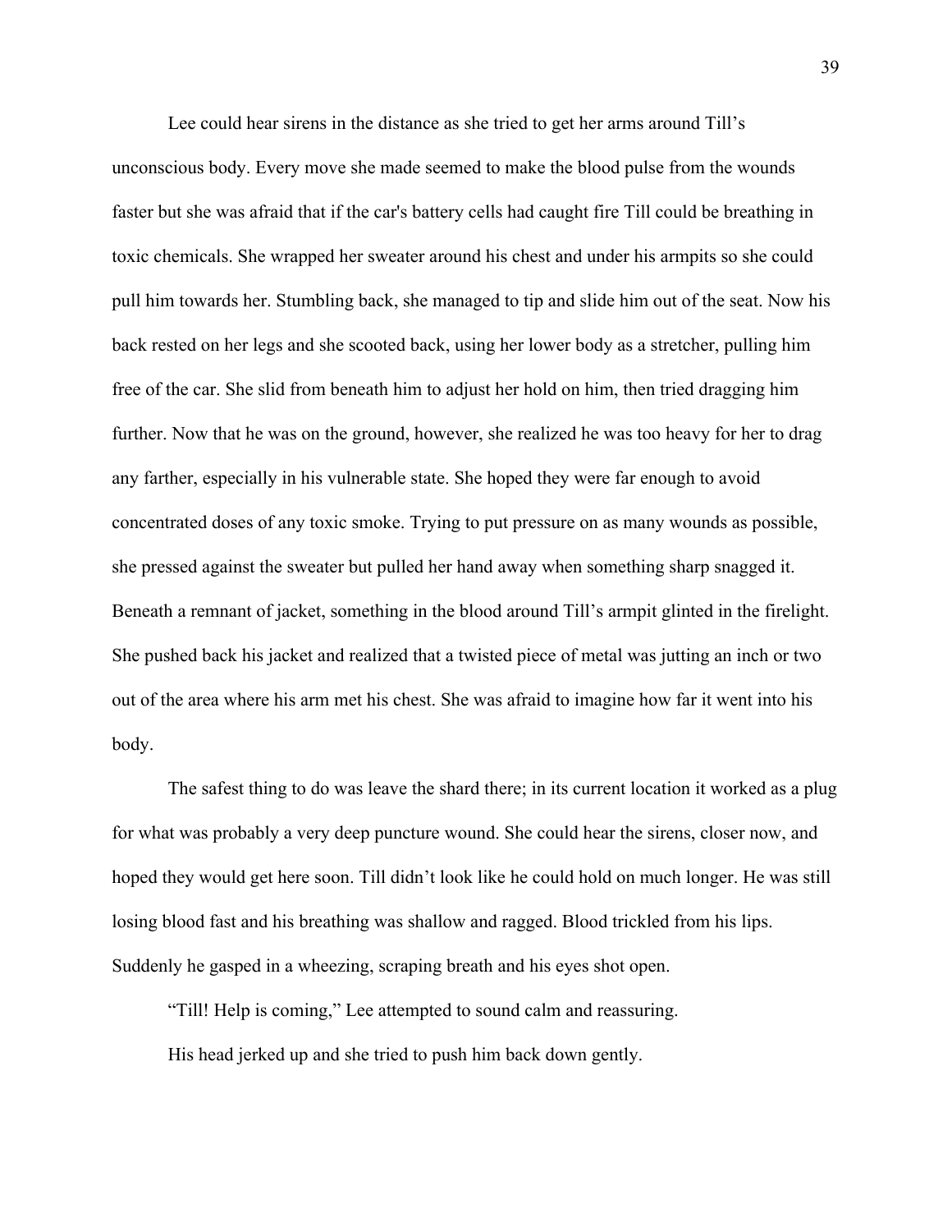Lee could hear sirens in the distance as she tried to get her arms around Till's unconscious body. Every move she made seemed to make the blood pulse from the wounds faster but she was afraid that if the car's battery cells had caught fire Till could be breathing in toxic chemicals. She wrapped her sweater around his chest and under his armpits so she could pull him towards her. Stumbling back, she managed to tip and slide him out of the seat. Now his back rested on her legs and she scooted back, using her lower body as a stretcher, pulling him free of the car. She slid from beneath him to adjust her hold on him, then tried dragging him further. Now that he was on the ground, however, she realized he was too heavy for her to drag any farther, especially in his vulnerable state. She hoped they were far enough to avoid concentrated doses of any toxic smoke. Trying to put pressure on as many wounds as possible, she pressed against the sweater but pulled her hand away when something sharp snagged it. Beneath a remnant of jacket, something in the blood around Till's armpit glinted in the firelight. She pushed back his jacket and realized that a twisted piece of metal was jutting an inch or two out of the area where his arm met his chest. She was afraid to imagine how far it went into his body.

The safest thing to do was leave the shard there; in its current location it worked as a plug for what was probably a very deep puncture wound. She could hear the sirens, closer now, and hoped they would get here soon. Till didn't look like he could hold on much longer. He was still losing blood fast and his breathing was shallow and ragged. Blood trickled from his lips. Suddenly he gasped in a wheezing, scraping breath and his eyes shot open.

"Till! Help is coming," Lee attempted to sound calm and reassuring.

His head jerked up and she tried to push him back down gently.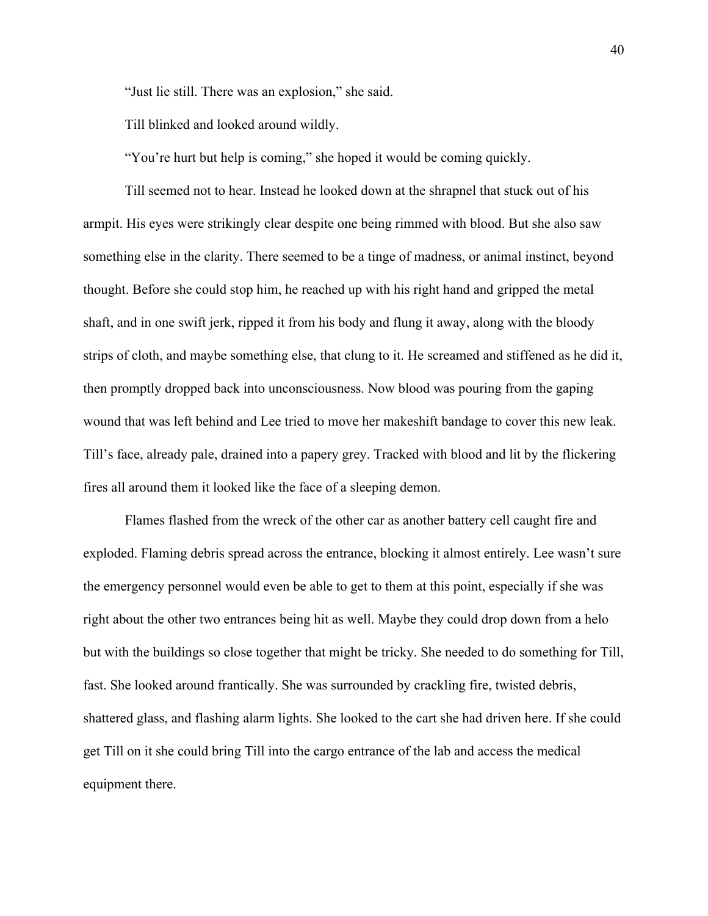"Just lie still. There was an explosion," she said.

Till blinked and looked around wildly.

"You're hurt but help is coming," she hoped it would be coming quickly.

Till seemed not to hear. Instead he looked down at the shrapnel that stuck out of his armpit. His eyes were strikingly clear despite one being rimmed with blood. But she also saw something else in the clarity. There seemed to be a tinge of madness, or animal instinct, beyond thought. Before she could stop him, he reached up with his right hand and gripped the metal shaft, and in one swift jerk, ripped it from his body and flung it away, along with the bloody strips of cloth, and maybe something else, that clung to it. He screamed and stiffened as he did it, then promptly dropped back into unconsciousness. Now blood was pouring from the gaping wound that was left behind and Lee tried to move her makeshift bandage to cover this new leak. Till's face, already pale, drained into a papery grey. Tracked with blood and lit by the flickering fires all around them it looked like the face of a sleeping demon.

Flames flashed from the wreck of the other car as another battery cell caught fire and exploded. Flaming debris spread across the entrance, blocking it almost entirely. Lee wasn't sure the emergency personnel would even be able to get to them at this point, especially if she was right about the other two entrances being hit as well. Maybe they could drop down from a helo but with the buildings so close together that might be tricky. She needed to do something for Till, fast. She looked around frantically. She was surrounded by crackling fire, twisted debris, shattered glass, and flashing alarm lights. She looked to the cart she had driven here. If she could get Till on it she could bring Till into the cargo entrance of the lab and access the medical equipment there.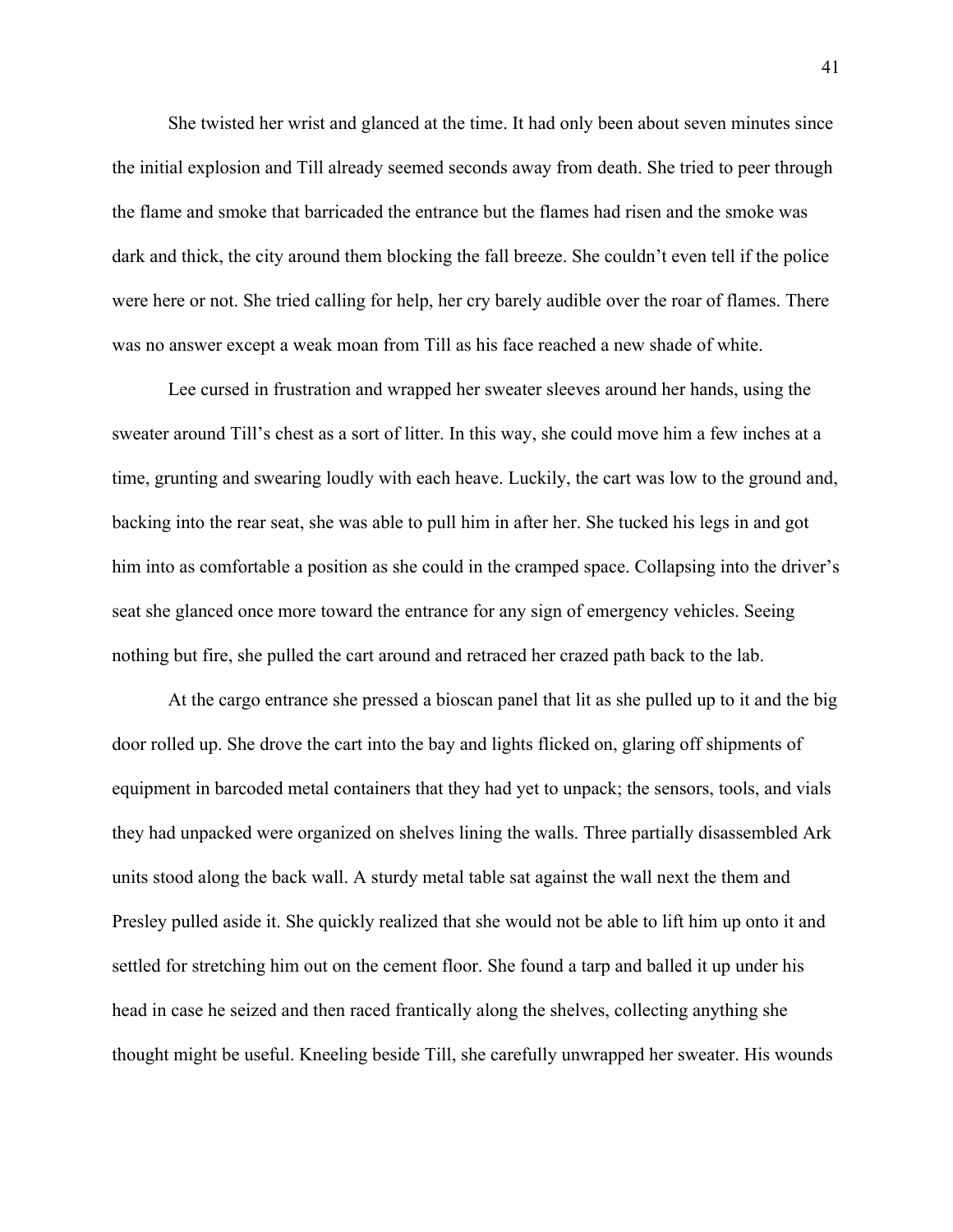She twisted her wrist and glanced at the time. It had only been about seven minutes since the initial explosion and Till already seemed seconds away from death. She tried to peer through the flame and smoke that barricaded the entrance but the flames had risen and the smoke was dark and thick, the city around them blocking the fall breeze. She couldn't even tell if the police were here or not. She tried calling for help, her cry barely audible over the roar of flames. There was no answer except a weak moan from Till as his face reached a new shade of white.

Lee cursed in frustration and wrapped her sweater sleeves around her hands, using the sweater around Till's chest as a sort of litter. In this way, she could move him a few inches at a time, grunting and swearing loudly with each heave. Luckily, the cart was low to the ground and, backing into the rear seat, she was able to pull him in after her. She tucked his legs in and got him into as comfortable a position as she could in the cramped space. Collapsing into the driver's seat she glanced once more toward the entrance for any sign of emergency vehicles. Seeing nothing but fire, she pulled the cart around and retraced her crazed path back to the lab.

At the cargo entrance she pressed a bioscan panel that lit as she pulled up to it and the big door rolled up. She drove the cart into the bay and lights flicked on, glaring off shipments of equipment in barcoded metal containers that they had yet to unpack; the sensors, tools, and vials they had unpacked were organized on shelves lining the walls. Three partially disassembled Ark units stood along the back wall. A sturdy metal table sat against the wall next the them and Presley pulled aside it. She quickly realized that she would not be able to lift him up onto it and settled for stretching him out on the cement floor. She found a tarp and balled it up under his head in case he seized and then raced frantically along the shelves, collecting anything she thought might be useful. Kneeling beside Till, she carefully unwrapped her sweater. His wounds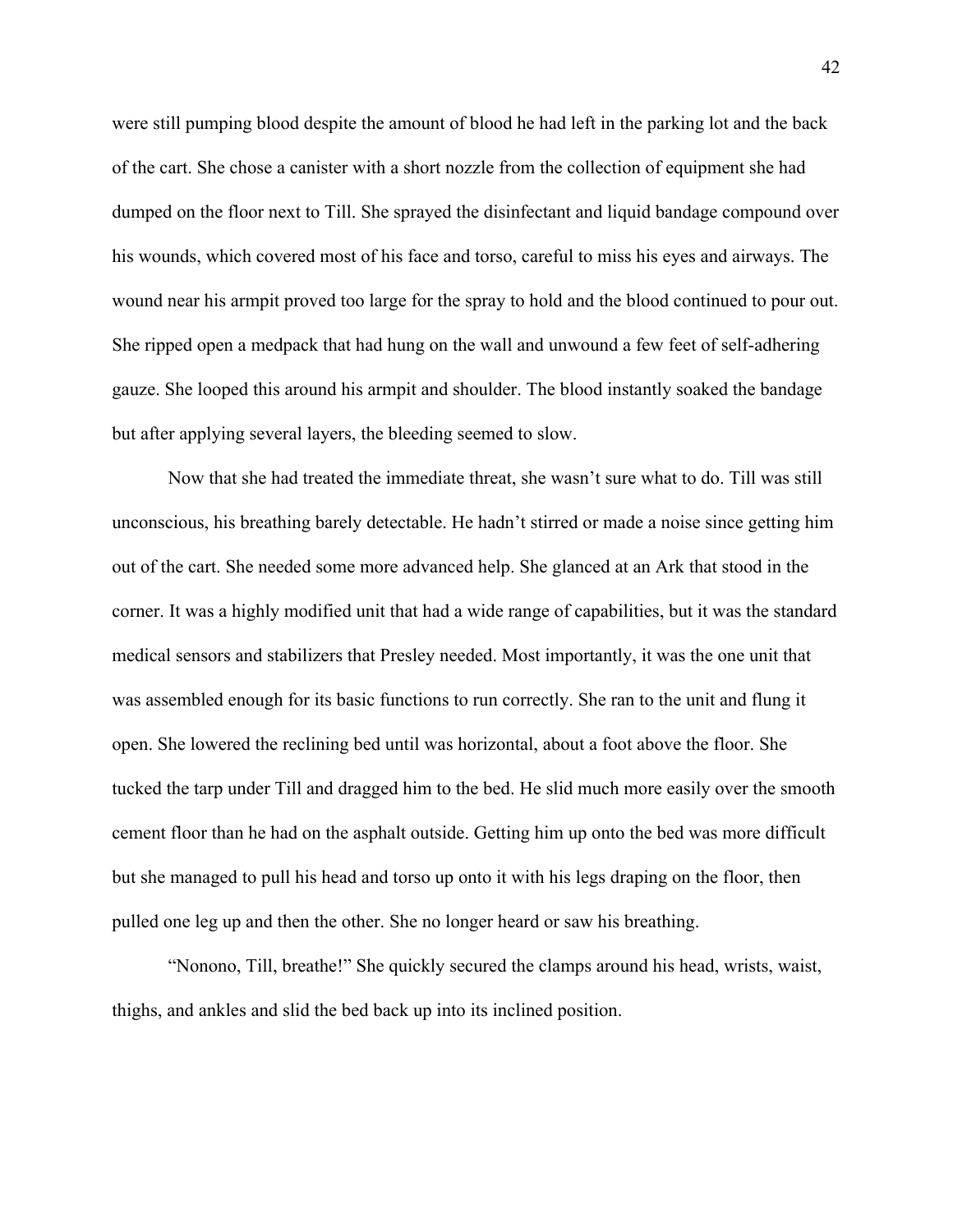were still pumping blood despite the amount of blood he had left in the parking lot and the back of the cart. She chose a canister with a short nozzle from the collection of equipment she had dumped on the floor next to Till. She sprayed the disinfectant and liquid bandage compound over his wounds, which covered most of his face and torso, careful to miss his eyes and airways. The wound near his armpit proved too large for the spray to hold and the blood continued to pour out. She ripped open a medpack that had hung on the wall and unwound a few feet of self-adhering gauze. She looped this around his armpit and shoulder. The blood instantly soaked the bandage but after applying several layers, the bleeding seemed to slow.

Now that she had treated the immediate threat, she wasn't sure what to do. Till was still unconscious, his breathing barely detectable. He hadn't stirred or made a noise since getting him out of the cart. She needed some more advanced help. She glanced at an Ark that stood in the corner. It was a highly modified unit that had a wide range of capabilities, but it was the standard medical sensors and stabilizers that Presley needed. Most importantly, it was the one unit that was assembled enough for its basic functions to run correctly. She ran to the unit and flung it open. She lowered the reclining bed until was horizontal, about a foot above the floor. She tucked the tarp under Till and dragged him to the bed. He slid much more easily over the smooth cement floor than he had on the asphalt outside. Getting him up onto the bed was more difficult but she managed to pull his head and torso up onto it with his legs draping on the floor, then pulled one leg up and then the other. She no longer heard or saw his breathing.

"Nonono, Till, breathe!" She quickly secured the clamps around his head, wrists, waist, thighs, and ankles and slid the bed back up into its inclined position.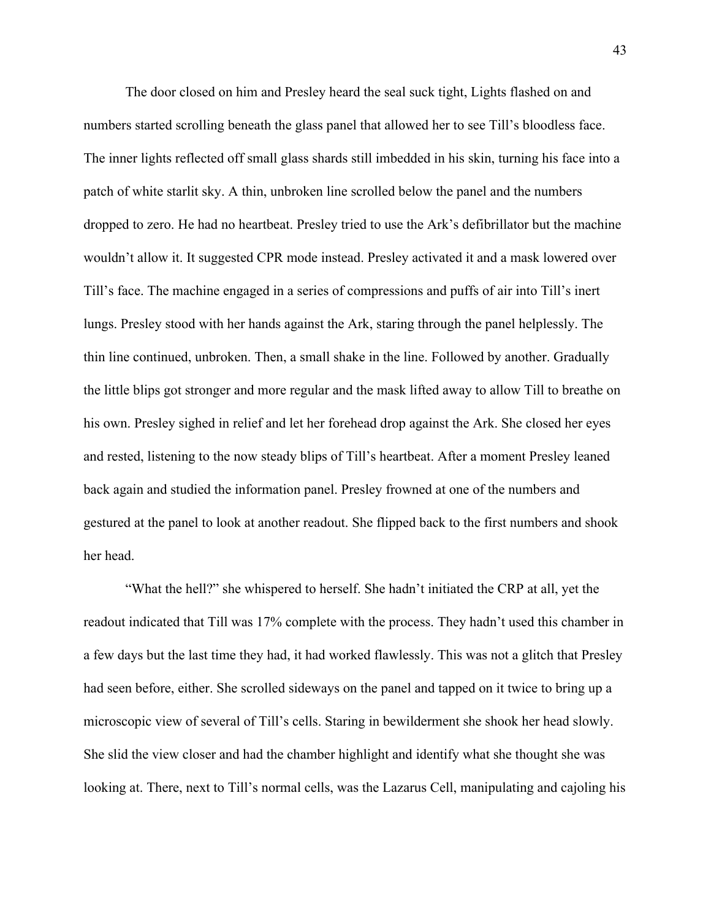The door closed on him and Presley heard the seal suck tight, Lights flashed on and numbers started scrolling beneath the glass panel that allowed her to see Till's bloodless face. The inner lights reflected off small glass shards still imbedded in his skin, turning his face into a patch of white starlit sky. A thin, unbroken line scrolled below the panel and the numbers dropped to zero. He had no heartbeat. Presley tried to use the Ark's defibrillator but the machine wouldn't allow it. It suggested CPR mode instead. Presley activated it and a mask lowered over Till's face. The machine engaged in a series of compressions and puffs of air into Till's inert lungs. Presley stood with her hands against the Ark, staring through the panel helplessly. The thin line continued, unbroken. Then, a small shake in the line. Followed by another. Gradually the little blips got stronger and more regular and the mask lifted away to allow Till to breathe on his own. Presley sighed in relief and let her forehead drop against the Ark. She closed her eyes and rested, listening to the now steady blips of Till's heartbeat. After a moment Presley leaned back again and studied the information panel. Presley frowned at one of the numbers and gestured at the panel to look at another readout. She flipped back to the first numbers and shook her head.

"What the hell?" she whispered to herself. She hadn't initiated the CRP at all, yet the readout indicated that Till was 17% complete with the process. They hadn't used this chamber in a few days but the last time they had, it had worked flawlessly. This was not a glitch that Presley had seen before, either. She scrolled sideways on the panel and tapped on it twice to bring up a microscopic view of several of Till's cells. Staring in bewilderment she shook her head slowly. She slid the view closer and had the chamber highlight and identify what she thought she was looking at. There, next to Till's normal cells, was the Lazarus Cell, manipulating and cajoling his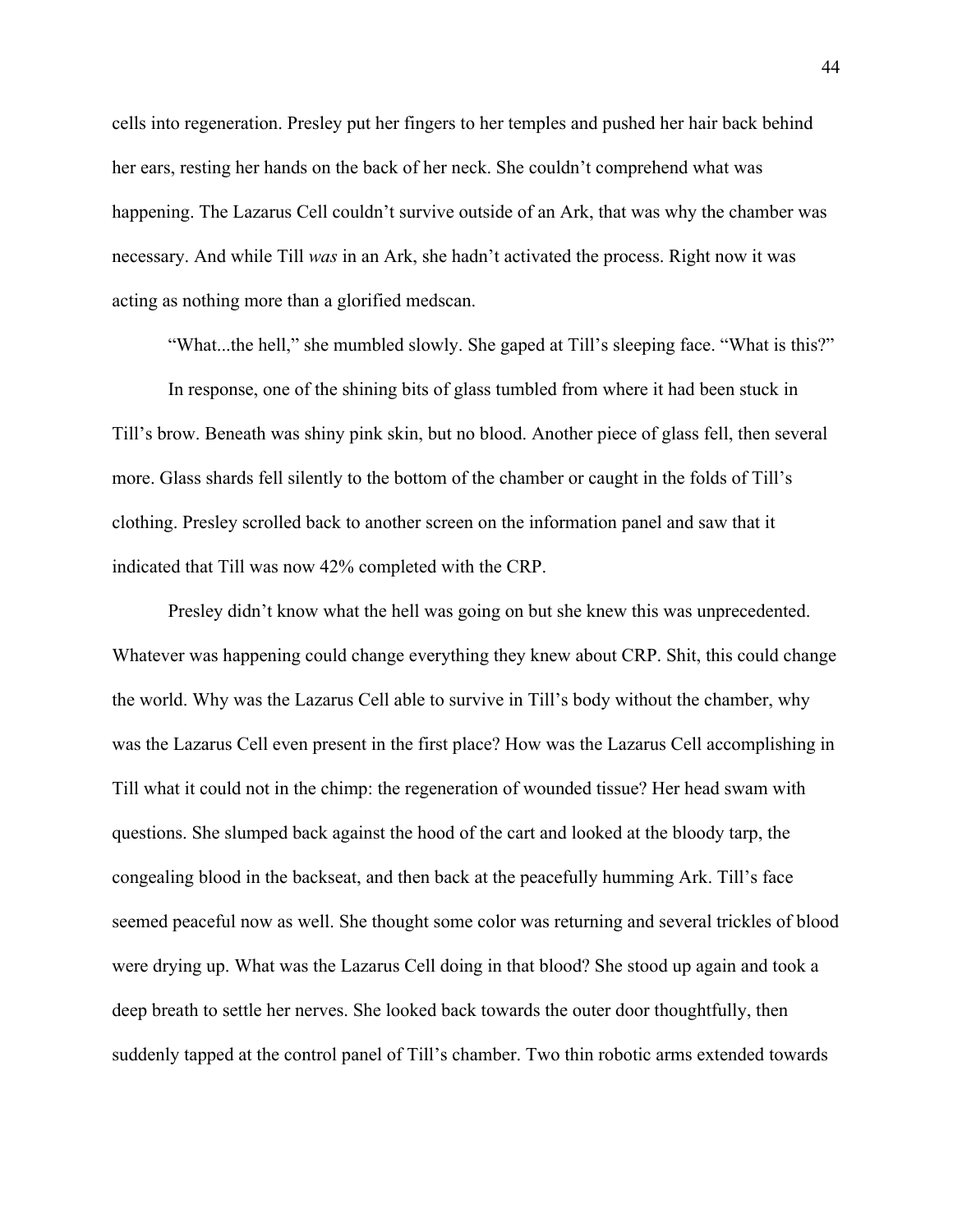cells into regeneration. Presley put her fingers to her temples and pushed her hair back behind her ears, resting her hands on the back of her neck. She couldn't comprehend what was happening. The Lazarus Cell couldn't survive outside of an Ark, that was why the chamber was necessary. And while Till *was* in an Ark, she hadn't activated the process. Right now it was acting as nothing more than a glorified medscan.

"What...the hell," she mumbled slowly. She gaped at Till's sleeping face. "What is this?"

In response, one of the shining bits of glass tumbled from where it had been stuck in Till's brow. Beneath was shiny pink skin, but no blood. Another piece of glass fell, then several more. Glass shards fell silently to the bottom of the chamber or caught in the folds of Till's clothing. Presley scrolled back to another screen on the information panel and saw that it indicated that Till was now 42% completed with the CRP.

Presley didn't know what the hell was going on but she knew this was unprecedented. Whatever was happening could change everything they knew about CRP. Shit, this could change the world. Why was the Lazarus Cell able to survive in Till's body without the chamber, why was the Lazarus Cell even present in the first place? How was the Lazarus Cell accomplishing in Till what it could not in the chimp: the regeneration of wounded tissue? Her head swam with questions. She slumped back against the hood of the cart and looked at the bloody tarp, the congealing blood in the backseat, and then back at the peacefully humming Ark. Till's face seemed peaceful now as well. She thought some color was returning and several trickles of blood were drying up. What was the Lazarus Cell doing in that blood? She stood up again and took a deep breath to settle her nerves. She looked back towards the outer door thoughtfully, then suddenly tapped at the control panel of Till's chamber. Two thin robotic arms extended towards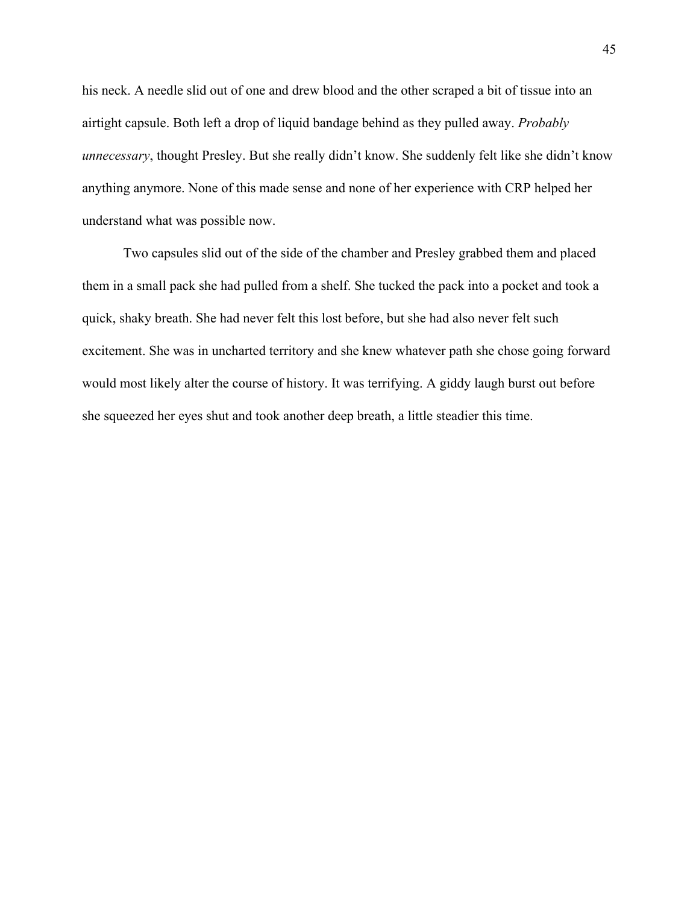his neck. A needle slid out of one and drew blood and the other scraped a bit of tissue into an airtight capsule. Both left a drop of liquid bandage behind as they pulled away. *Probably unnecessary*, thought Presley. But she really didn't know. She suddenly felt like she didn't know anything anymore. None of this made sense and none of her experience with CRP helped her understand what was possible now.

Two capsules slid out of the side of the chamber and Presley grabbed them and placed them in a small pack she had pulled from a shelf. She tucked the pack into a pocket and took a quick, shaky breath. She had never felt this lost before, but she had also never felt such excitement. She was in uncharted territory and she knew whatever path she chose going forward would most likely alter the course of history. It was terrifying. A giddy laugh burst out before she squeezed her eyes shut and took another deep breath, a little steadier this time.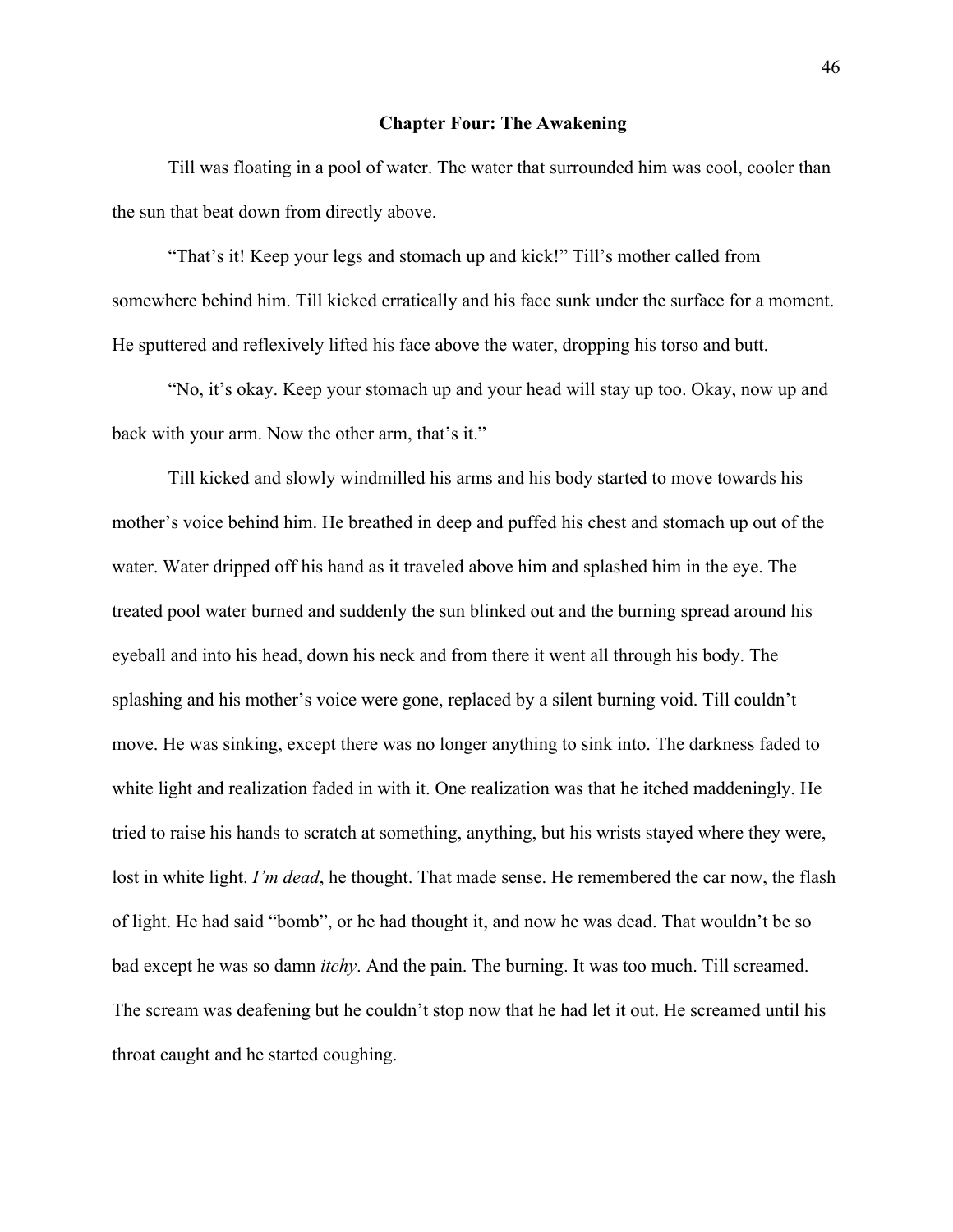## Chapter Four: The Awakening

Till was floating in a pool of water. The water that surrounded him was cool, cooler than the sun that beat down from directly above.

"That's it! Keep your legs and stomach up and kick!" Till's mother called from somewhere behind him. Till kicked erratically and his face sunk under the surface for a moment. He sputtered and reflexively lifted his face above the water, dropping his torso and butt.

"No, it's okay. Keep your stomach up and your head will stay up too. Okay, now up and back with your arm. Now the other arm, that's it."

Till kicked and slowly windmilled his arms and his body started to move towards his mother's voice behind him. He breathed in deep and puffed his chest and stomach up out of the water. Water dripped off his hand as it traveled above him and splashed him in the eye. The treated pool water burned and suddenly the sun blinked out and the burning spread around his eyeball and into his head, down his neck and from there it went all through his body. The splashing and his mother's voice were gone, replaced by a silent burning void. Till couldn't move. He was sinking, except there was no longer anything to sink into. The darkness faded to white light and realization faded in with it. One realization was that he itched maddeningly. He tried to raise his hands to scratch at something, anything, but his wrists stayed where they were, lost in white light. *I'm dead*, he thought. That made sense. He remembered the car now, the flash of light. He had said "bomb", or he had thought it, and now he was dead. That wouldn't be so bad except he was so damn *itchy*. And the pain. The burning. It was too much. Till screamed. The scream was deafening but he couldn't stop now that he had let it out. He screamed until his throat caught and he started coughing.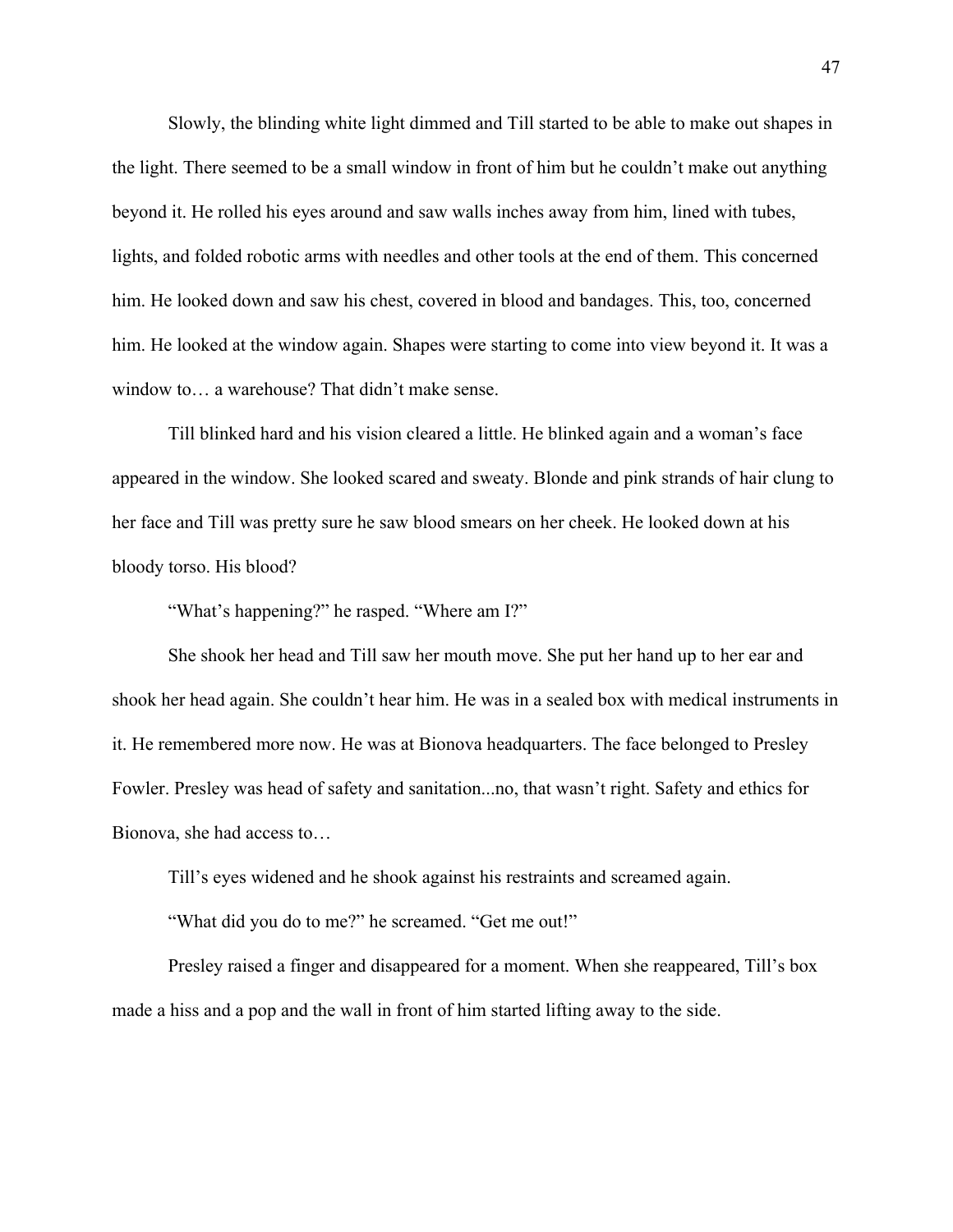Slowly, the blinding white light dimmed and Till started to be able to make out shapes in the light. There seemed to be a small window in front of him but he couldn't make out anything beyond it. He rolled his eyes around and saw walls inches away from him, lined with tubes, lights, and folded robotic arms with needles and other tools at the end of them. This concerned him. He looked down and saw his chest, covered in blood and bandages. This, too, concerned him. He looked at the window again. Shapes were starting to come into view beyond it. It was a window to… a warehouse? That didn't make sense.

Till blinked hard and his vision cleared a little. He blinked again and a woman's face appeared in the window. She looked scared and sweaty. Blonde and pink strands of hair clung to her face and Till was pretty sure he saw blood smears on her cheek. He looked down at his bloody torso. His blood?

"What's happening?" he rasped. "Where am I?"

She shook her head and Till saw her mouth move. She put her hand up to her ear and shook her head again. She couldn't hear him. He was in a sealed box with medical instruments in it. He remembered more now. He was at Bionova headquarters. The face belonged to Presley Fowler. Presley was head of safety and sanitation...no, that wasn't right. Safety and ethics for Bionova, she had access to…

Till's eyes widened and he shook against his restraints and screamed again.

"What did you do to me?" he screamed. "Get me out!"

Presley raised a finger and disappeared for a moment. When she reappeared, Till's box made a hiss and a pop and the wall in front of him started lifting away to the side.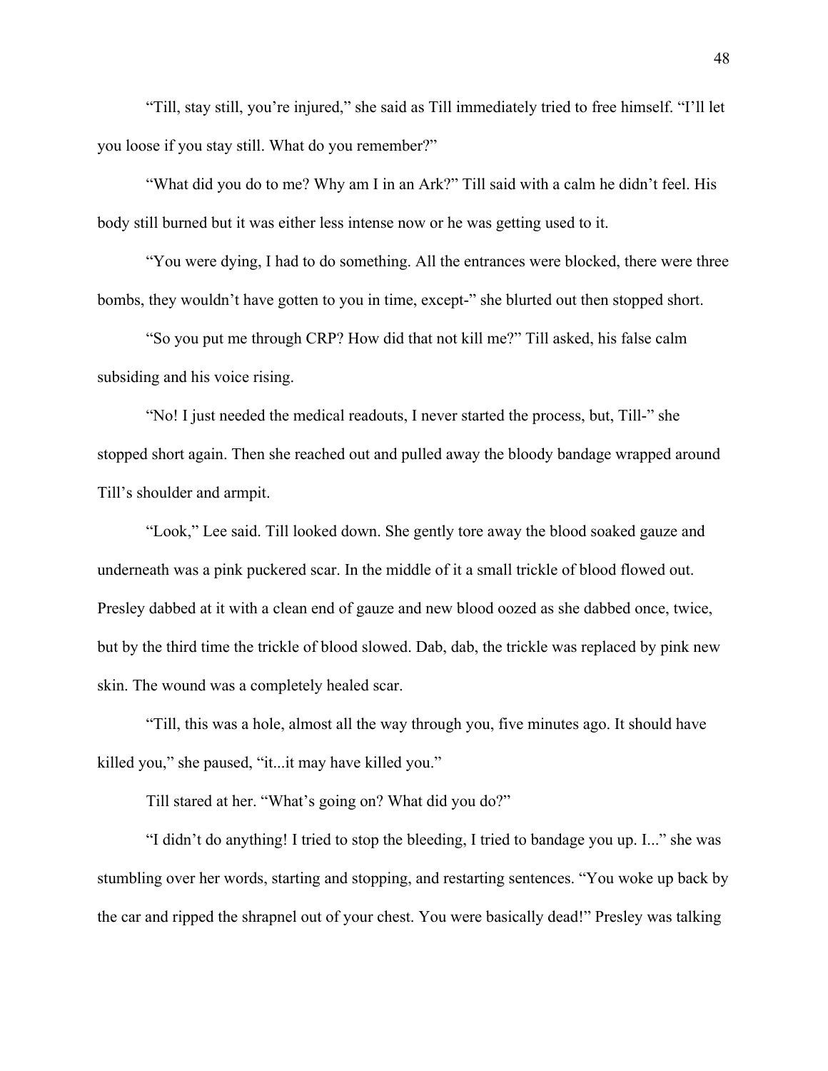"Till, stay still, you're injured," she said as Till immediately tried to free himself. "I'll let you loose if you stay still. What do you remember?"

"What did you do to me? Why am I in an Ark?" Till said with a calm he didn't feel. His body still burned but it was either less intense now or he was getting used to it.

"You were dying, I had to do something. All the entrances were blocked, there were three bombs, they wouldn't have gotten to you in time, except-" she blurted out then stopped short.

"So you put me through CRP? How did that not kill me?" Till asked, his false calm subsiding and his voice rising.

"No! I just needed the medical readouts, I never started the process, but, Till-" she stopped short again. Then she reached out and pulled away the bloody bandage wrapped around Till's shoulder and armpit.

"Look," Lee said. Till looked down. She gently tore away the blood soaked gauze and underneath was a pink puckered scar. In the middle of it a small trickle of blood flowed out. Presley dabbed at it with a clean end of gauze and new blood oozed as she dabbed once, twice, but by the third time the trickle of blood slowed. Dab, dab, the trickle was replaced by pink new skin. The wound was a completely healed scar.

"Till, this was a hole, almost all the way through you, five minutes ago. It should have killed you," she paused, "it...it may have killed you."

Till stared at her. "What's going on? What did you do?"

"I didn't do anything! I tried to stop the bleeding, I tried to bandage you up. I..." she was stumbling over her words, starting and stopping, and restarting sentences. "You woke up back by the car and ripped the shrapnel out of your chest. You were basically dead!" Presley was talking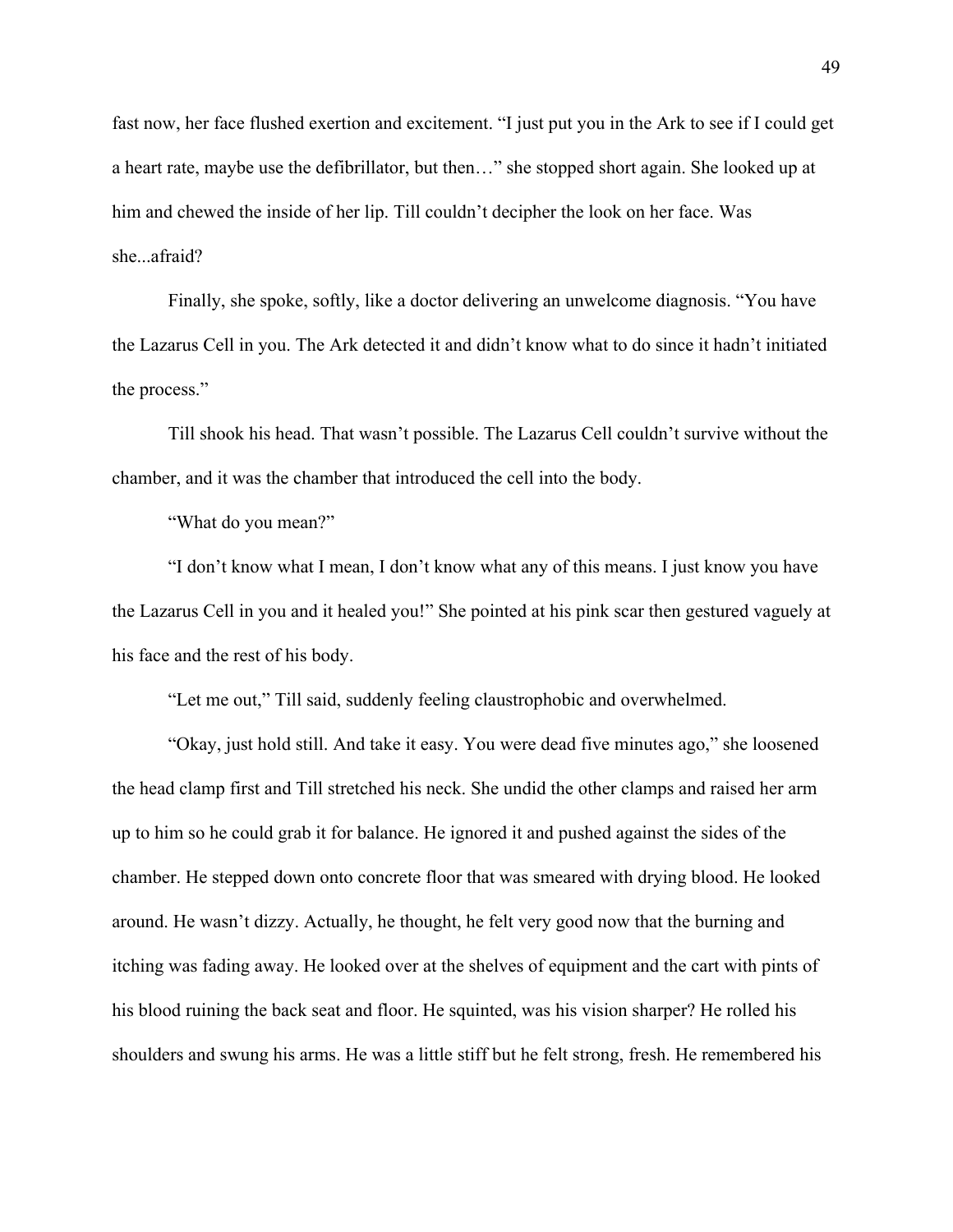fast now, her face flushed exertion and excitement. "I just put you in the Ark to see if I could get a heart rate, maybe use the defibrillator, but then…" she stopped short again. She looked up at him and chewed the inside of her lip. Till couldn't decipher the look on her face. Was she...afraid?

Finally, she spoke, softly, like a doctor delivering an unwelcome diagnosis. "You have the Lazarus Cell in you. The Ark detected it and didn't know what to do since it hadn't initiated the process."

Till shook his head. That wasn't possible. The Lazarus Cell couldn't survive without the chamber, and it was the chamber that introduced the cell into the body.

"What do you mean?"

"I don't know what I mean, I don't know what any of this means. I just know you have the Lazarus Cell in you and it healed you!" She pointed at his pink scar then gestured vaguely at his face and the rest of his body.

"Let me out," Till said, suddenly feeling claustrophobic and overwhelmed.

"Okay, just hold still. And take it easy. You were dead five minutes ago," she loosened the head clamp first and Till stretched his neck. She undid the other clamps and raised her arm up to him so he could grab it for balance. He ignored it and pushed against the sides of the chamber. He stepped down onto concrete floor that was smeared with drying blood. He looked around. He wasn't dizzy. Actually, he thought, he felt very good now that the burning and itching was fading away. He looked over at the shelves of equipment and the cart with pints of his blood ruining the back seat and floor. He squinted, was his vision sharper? He rolled his shoulders and swung his arms. He was a little stiff but he felt strong, fresh. He remembered his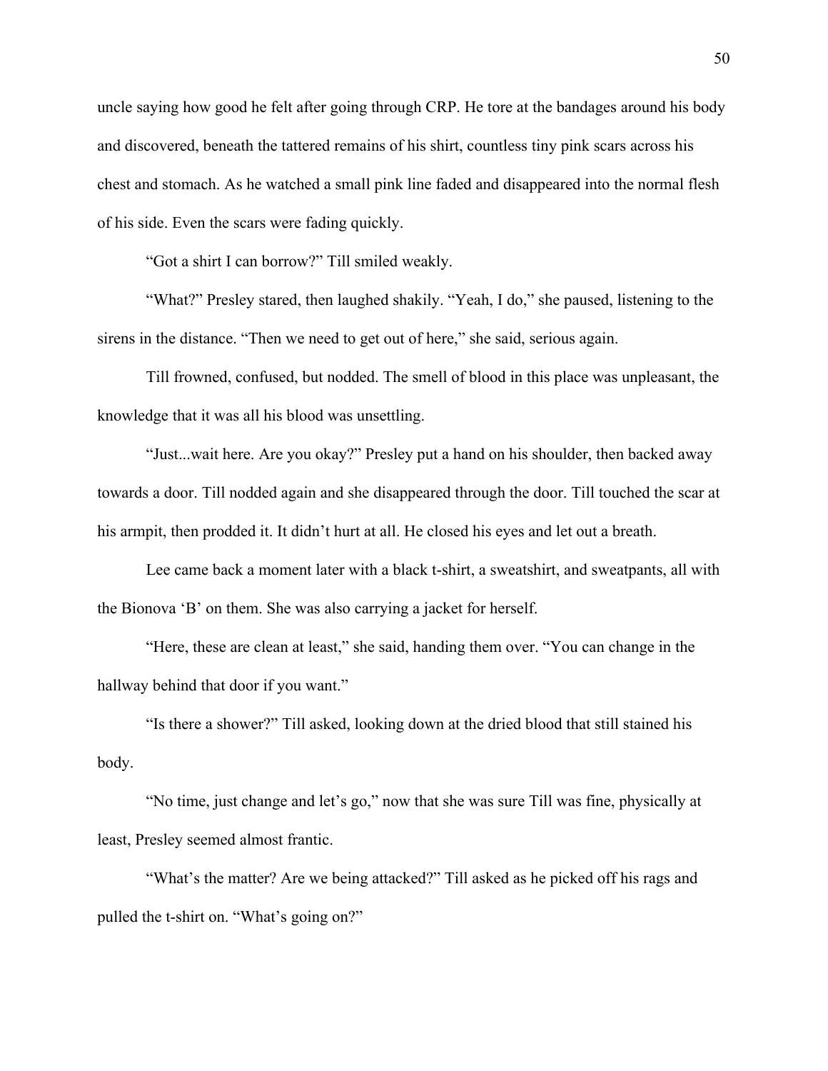uncle saying how good he felt after going through CRP. He tore at the bandages around his body and discovered, beneath the tattered remains of his shirt, countless tiny pink scars across his chest and stomach. As he watched a small pink line faded and disappeared into the normal flesh of his side. Even the scars were fading quickly.

"Got a shirt I can borrow?" Till smiled weakly.

"What?" Presley stared, then laughed shakily. "Yeah, I do," she paused, listening to the sirens in the distance. "Then we need to get out of here," she said, serious again.

Till frowned, confused, but nodded. The smell of blood in this place was unpleasant, the knowledge that it was all his blood was unsettling.

"Just...wait here. Are you okay?" Presley put a hand on his shoulder, then backed away towards a door. Till nodded again and she disappeared through the door. Till touched the scar at his armpit, then prodded it. It didn't hurt at all. He closed his eyes and let out a breath.

Lee came back a moment later with a black t-shirt, a sweatshirt, and sweatpants, all with the Bionova 'B' on them. She was also carrying a jacket for herself.

"Here, these are clean at least," she said, handing them over. "You can change in the hallway behind that door if you want."

"Is there a shower?" Till asked, looking down at the dried blood that still stained his body.

"No time, just change and let's go," now that she was sure Till was fine, physically at least, Presley seemed almost frantic.

"What's the matter? Are we being attacked?" Till asked as he picked off his rags and pulled the t-shirt on. "What's going on?"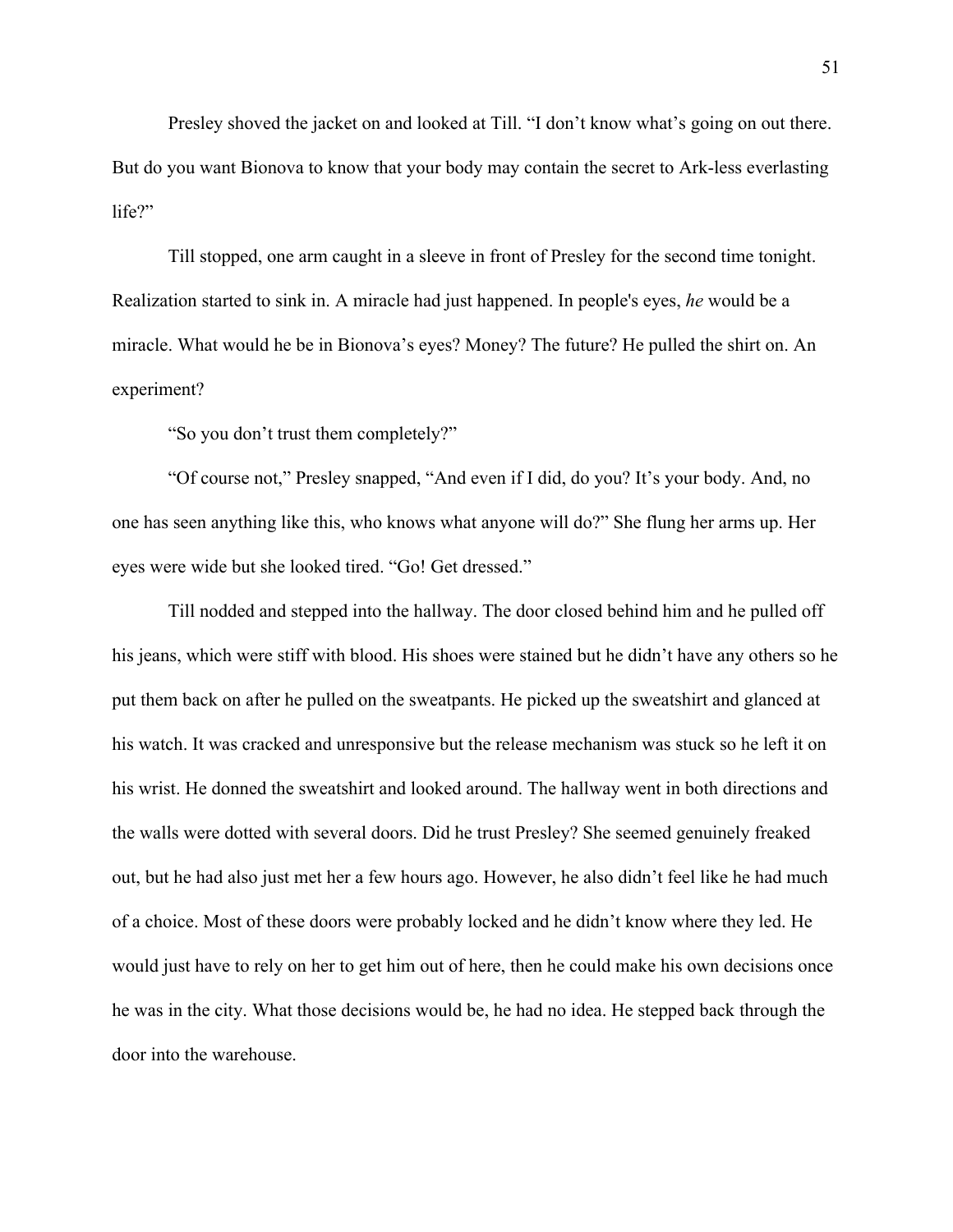Presley shoved the jacket on and looked at Till. "I don't know what's going on out there. But do you want Bionova to know that your body may contain the secret to Ark-less everlasting life?"

Till stopped, one arm caught in a sleeve in front of Presley for the second time tonight. Realization started to sink in. A miracle had just happened. In people's eyes, *he* would be a miracle. What would he be in Bionova's eyes? Money? The future? He pulled the shirt on. An experiment?

"So you don't trust them completely?"

"Of course not," Presley snapped, "And even if I did, do you? It's your body. And, no one has seen anything like this, who knows what anyone will do?" She flung her arms up. Her eyes were wide but she looked tired. "Go! Get dressed."

Till nodded and stepped into the hallway. The door closed behind him and he pulled off his jeans, which were stiff with blood. His shoes were stained but he didn't have any others so he put them back on after he pulled on the sweatpants. He picked up the sweatshirt and glanced at his watch. It was cracked and unresponsive but the release mechanism was stuck so he left it on his wrist. He donned the sweatshirt and looked around. The hallway went in both directions and the walls were dotted with several doors. Did he trust Presley? She seemed genuinely freaked out, but he had also just met her a few hours ago. However, he also didn't feel like he had much of a choice. Most of these doors were probably locked and he didn't know where they led. He would just have to rely on her to get him out of here, then he could make his own decisions once he was in the city. What those decisions would be, he had no idea. He stepped back through the door into the warehouse.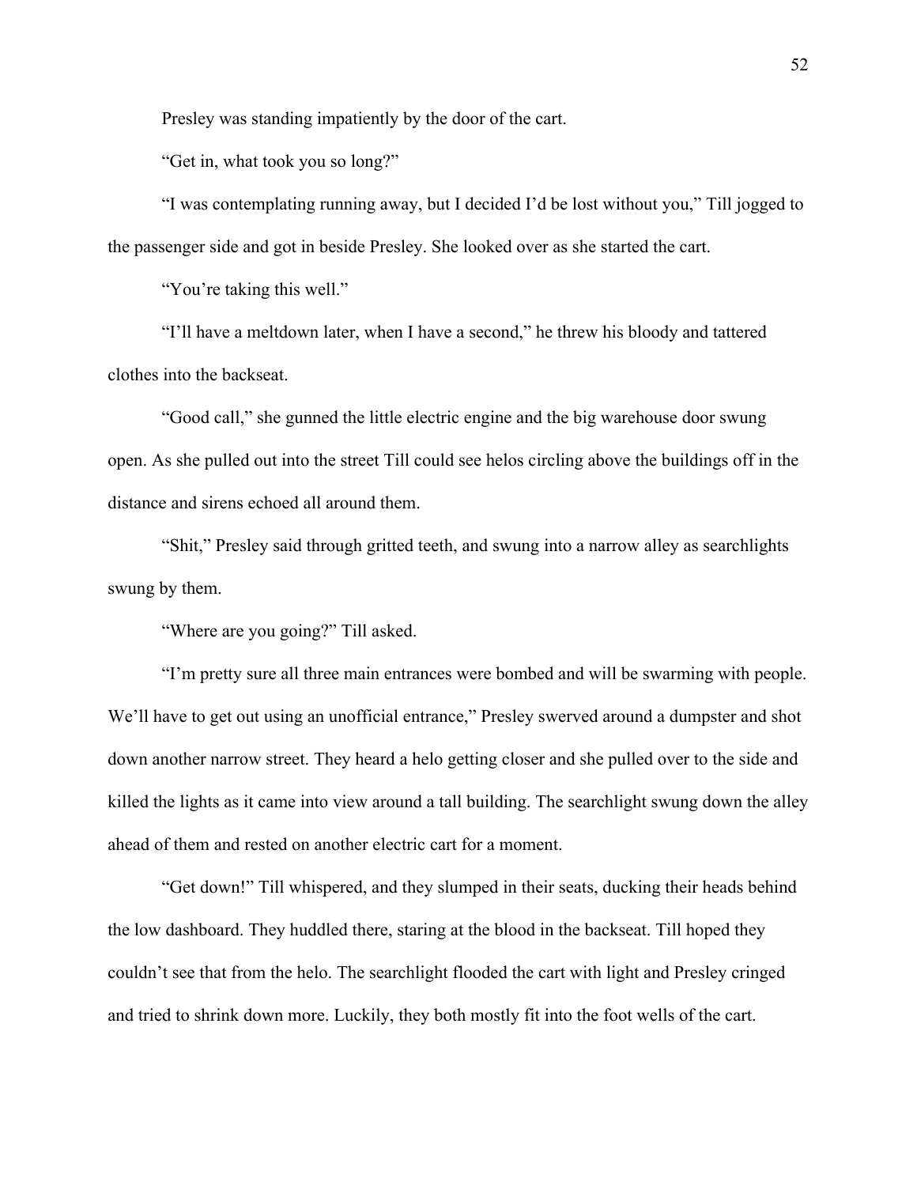Presley was standing impatiently by the door of the cart.

"Get in, what took you so long?"

"I was contemplating running away, but I decided I'd be lost without you," Till jogged to the passenger side and got in beside Presley. She looked over as she started the cart.

"You're taking this well."

"I'll have a meltdown later, when I have a second," he threw his bloody and tattered clothes into the backseat.

"Good call," she gunned the little electric engine and the big warehouse door swung open. As she pulled out into the street Till could see helos circling above the buildings off in the distance and sirens echoed all around them.

"Shit," Presley said through gritted teeth, and swung into a narrow alley as searchlights swung by them.

"Where are you going?" Till asked.

"I'm pretty sure all three main entrances were bombed and will be swarming with people. We'll have to get out using an unofficial entrance," Presley swerved around a dumpster and shot down another narrow street. They heard a helo getting closer and she pulled over to the side and killed the lights as it came into view around a tall building. The searchlight swung down the alley ahead of them and rested on another electric cart for a moment.

"Get down!" Till whispered, and they slumped in their seats, ducking their heads behind the low dashboard. They huddled there, staring at the blood in the backseat. Till hoped they couldn't see that from the helo. The searchlight flooded the cart with light and Presley cringed and tried to shrink down more. Luckily, they both mostly fit into the foot wells of the cart.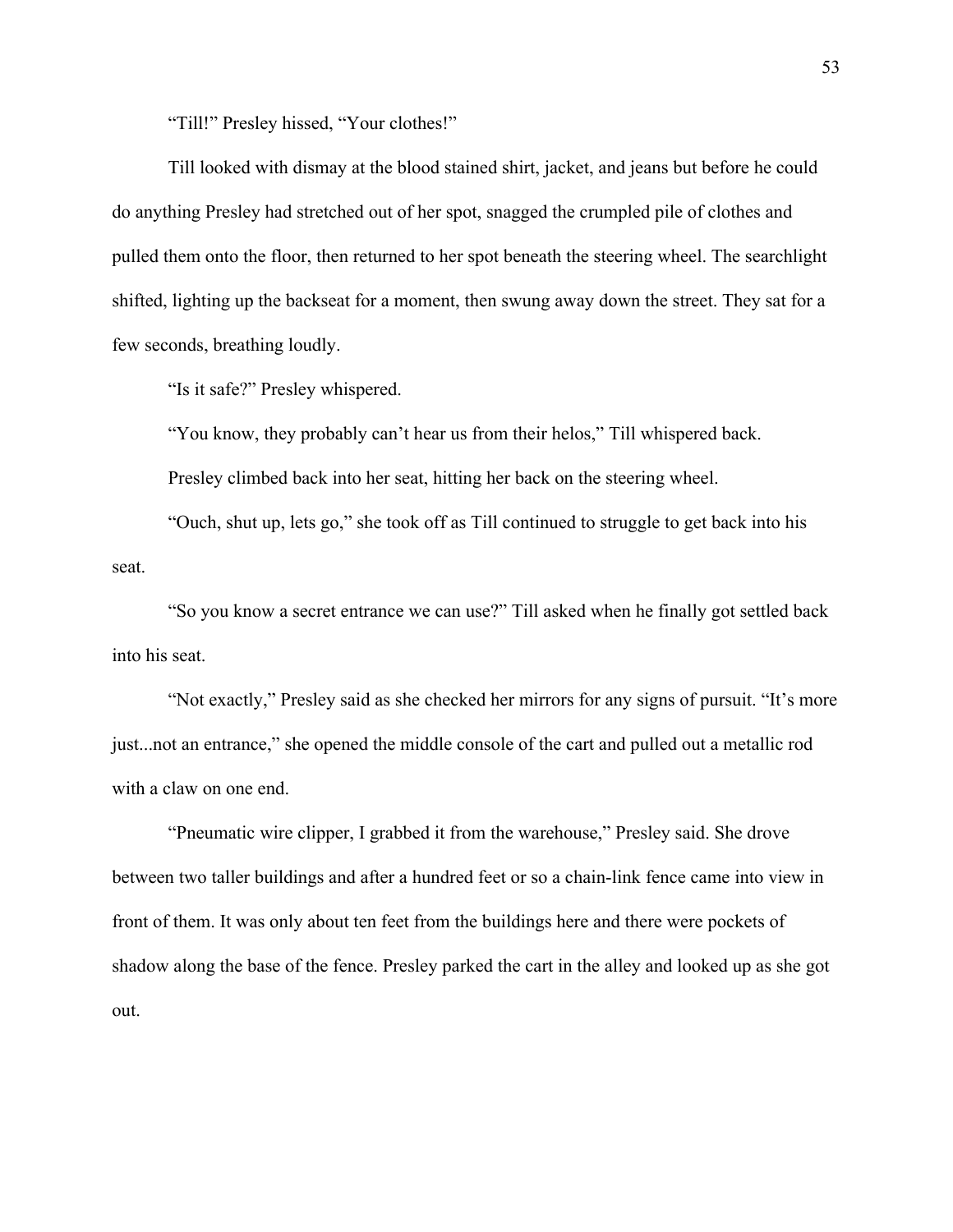"Till!" Presley hissed, "Your clothes!"

Till looked with dismay at the blood stained shirt, jacket, and jeans but before he could do anything Presley had stretched out of her spot, snagged the crumpled pile of clothes and pulled them onto the floor, then returned to her spot beneath the steering wheel. The searchlight shifted, lighting up the backseat for a moment, then swung away down the street. They sat for a few seconds, breathing loudly.

"Is it safe?" Presley whispered.

"You know, they probably can't hear us from their helos," Till whispered back.

Presley climbed back into her seat, hitting her back on the steering wheel.

"Ouch, shut up, lets go," she took off as Till continued to struggle to get back into his seat.

"So you know a secret entrance we can use?" Till asked when he finally got settled back into his seat.

"Not exactly," Presley said as she checked her mirrors for any signs of pursuit. "It's more just...not an entrance," she opened the middle console of the cart and pulled out a metallic rod with a claw on one end.

"Pneumatic wire clipper, I grabbed it from the warehouse," Presley said. She drove between two taller buildings and after a hundred feet or so a chain-link fence came into view in front of them. It was only about ten feet from the buildings here and there were pockets of shadow along the base of the fence. Presley parked the cart in the alley and looked up as she got out.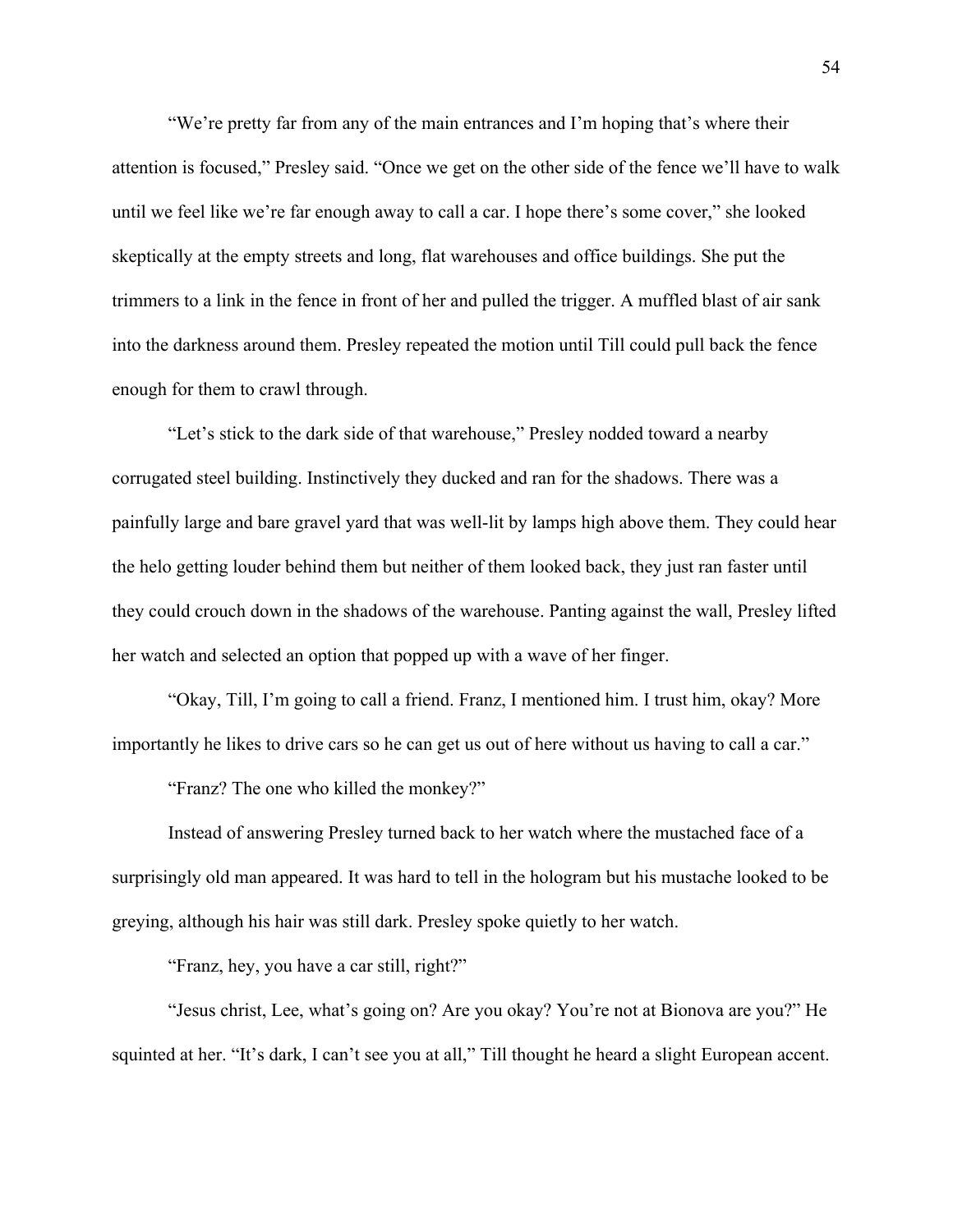"We're pretty far from any of the main entrances and I'm hoping that's where their attention is focused," Presley said. "Once we get on the other side of the fence we'll have to walk until we feel like we're far enough away to call a car. I hope there's some cover," she looked skeptically at the empty streets and long, flat warehouses and office buildings. She put the trimmers to a link in the fence in front of her and pulled the trigger. A muffled blast of air sank into the darkness around them. Presley repeated the motion until Till could pull back the fence enough for them to crawl through.

"Let's stick to the dark side of that warehouse," Presley nodded toward a nearby corrugated steel building. Instinctively they ducked and ran for the shadows. There was a painfully large and bare gravel yard that was well-lit by lamps high above them. They could hear the helo getting louder behind them but neither of them looked back, they just ran faster until they could crouch down in the shadows of the warehouse. Panting against the wall, Presley lifted her watch and selected an option that popped up with a wave of her finger.

"Okay, Till, I'm going to call a friend. Franz, I mentioned him. I trust him, okay? More importantly he likes to drive cars so he can get us out of here without us having to call a car."

"Franz? The one who killed the monkey?"

Instead of answering Presley turned back to her watch where the mustached face of a surprisingly old man appeared. It was hard to tell in the hologram but his mustache looked to be greying, although his hair was still dark. Presley spoke quietly to her watch.

"Franz, hey, you have a car still, right?"

"Jesus christ, Lee, what's going on? Are you okay? You're not at Bionova are you?" He squinted at her. "It's dark, I can't see you at all," Till thought he heard a slight European accent.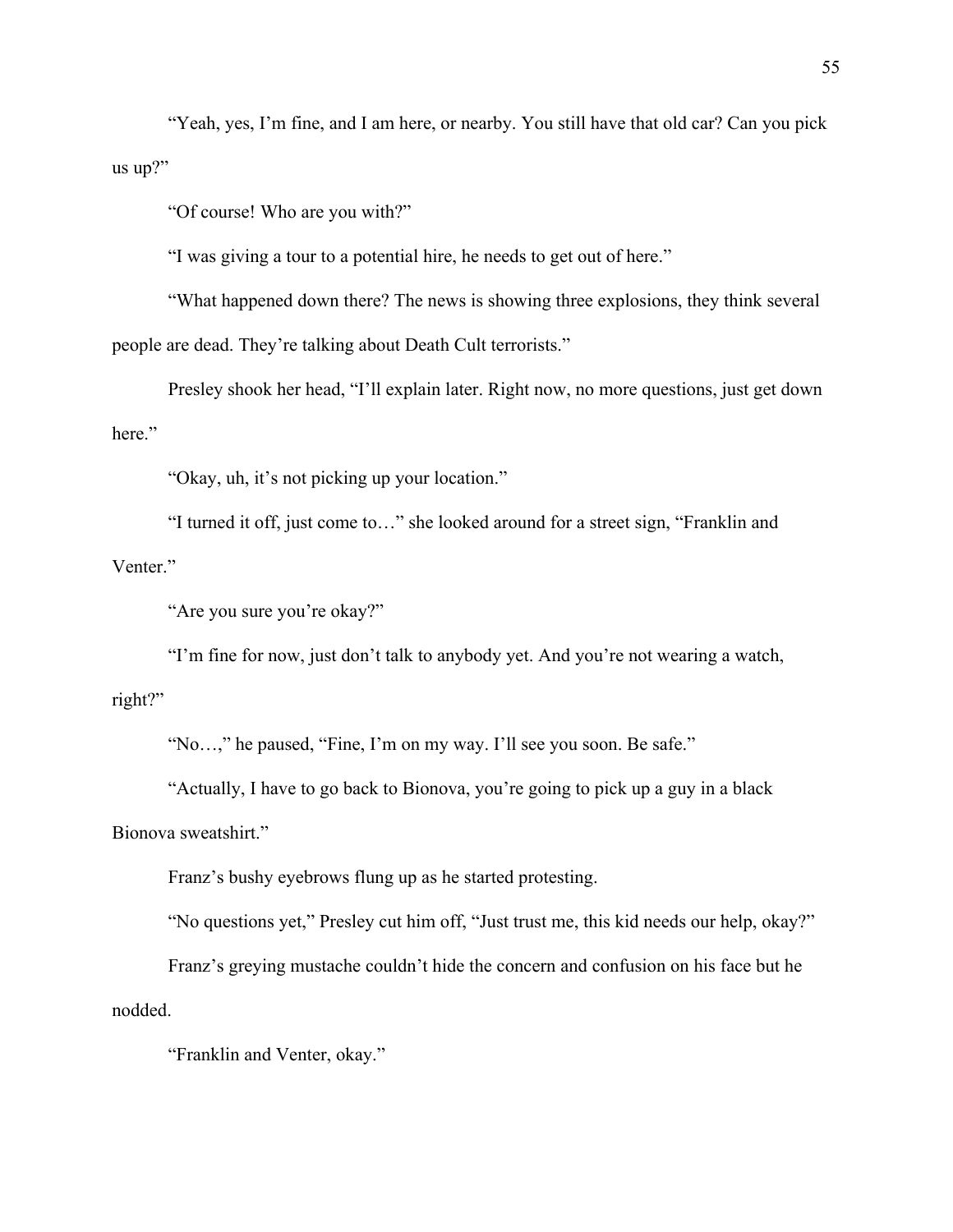"Yeah, yes, I'm fine, and I am here, or nearby. You still have that old car? Can you pick us up?"

"Of course! Who are you with?"

"I was giving a tour to a potential hire, he needs to get out of here."

"What happened down there? The news is showing three explosions, they think several people are dead. They're talking about Death Cult terrorists."

Presley shook her head, "I'll explain later. Right now, no more questions, just get down here."

"Okay, uh, it's not picking up your location."

"I turned it off, just come to…" she looked around for a street sign, "Franklin and Venter."

"Are you sure you're okay?"

"I'm fine for now, just don't talk to anybody yet. And you're not wearing a watch, right?"

"No…," he paused, "Fine, I'm on my way. I'll see you soon. Be safe."

"Actually, I have to go back to Bionova, you're going to pick up a guy in a black Bionova sweatshirt."

Franz's bushy eyebrows flung up as he started protesting.

"No questions yet," Presley cut him off, "Just trust me, this kid needs our help, okay?"

Franz's greying mustache couldn't hide the concern and confusion on his face but he nodded.

"Franklin and Venter, okay."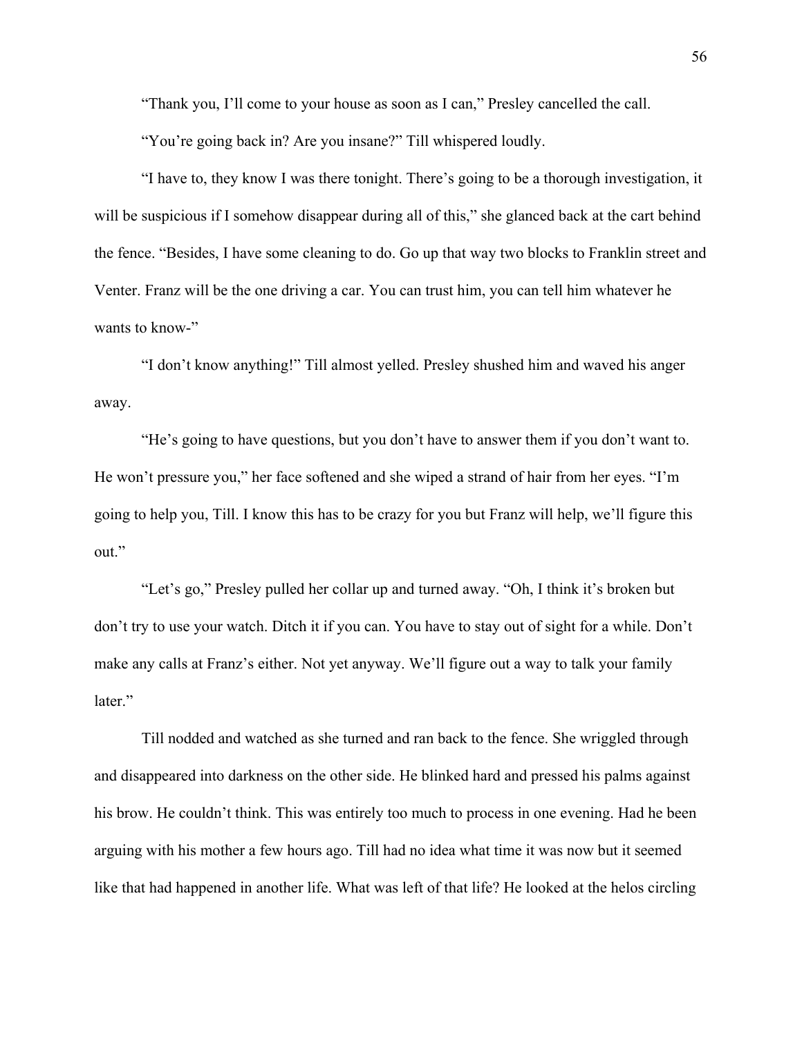"Thank you, I'll come to your house as soon as I can," Presley cancelled the call.

"You're going back in? Are you insane?" Till whispered loudly.

"I have to, they know I was there tonight. There's going to be a thorough investigation, it will be suspicious if I somehow disappear during all of this," she glanced back at the cart behind the fence. "Besides, I have some cleaning to do. Go up that way two blocks to Franklin street and Venter. Franz will be the one driving a car. You can trust him, you can tell him whatever he wants to know-"

"I don't know anything!" Till almost yelled. Presley shushed him and waved his anger away.

"He's going to have questions, but you don't have to answer them if you don't want to. He won't pressure you," her face softened and she wiped a strand of hair from her eyes. "I'm going to help you, Till. I know this has to be crazy for you but Franz will help, we'll figure this out."

"Let's go," Presley pulled her collar up and turned away. "Oh, I think it's broken but don't try to use your watch. Ditch it if you can. You have to stay out of sight for a while. Don't make any calls at Franz's either. Not yet anyway. We'll figure out a way to talk your family later."

Till nodded and watched as she turned and ran back to the fence. She wriggled through and disappeared into darkness on the other side. He blinked hard and pressed his palms against his brow. He couldn't think. This was entirely too much to process in one evening. Had he been arguing with his mother a few hours ago. Till had no idea what time it was now but it seemed like that had happened in another life. What was left of that life? He looked at the helos circling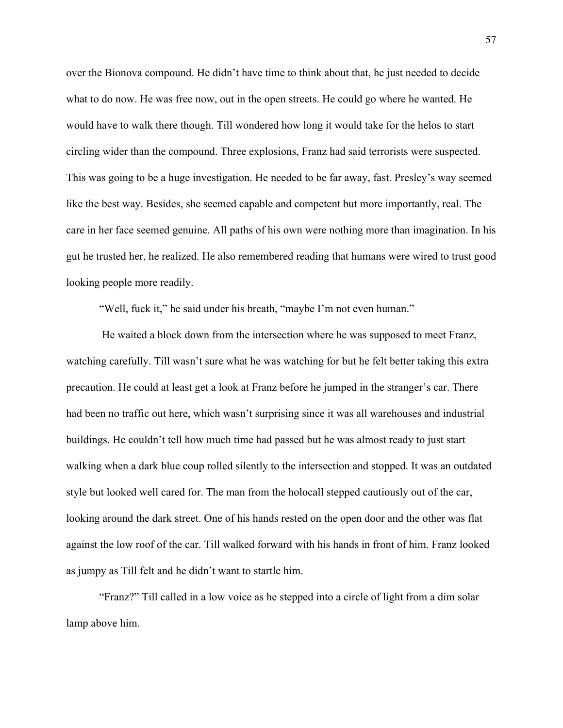over the Bionova compound. He didn't have time to think about that, he just needed to decide what to do now. He was free now, out in the open streets. He could go where he wanted. He would have to walk there though. Till wondered how long it would take for the helos to start circling wider than the compound. Three explosions, Franz had said terrorists were suspected. This was going to be a huge investigation. He needed to be far away, fast. Presley's way seemed like the best way. Besides, she seemed capable and competent but more importantly, real. The care in her face seemed genuine. All paths of his own were nothing more than imagination. In his gut he trusted her, he realized. He also remembered reading that humans were wired to trust good looking people more readily.

"Well, fuck it," he said under his breath, "maybe I'm not even human."

He waited a block down from the intersection where he was supposed to meet Franz, watching carefully. Till wasn't sure what he was watching for but he felt better taking this extra precaution. He could at least get a look at Franz before he jumped in the stranger's car. There had been no traffic out here, which wasn't surprising since it was all warehouses and industrial buildings. He couldn't tell how much time had passed but he was almost ready to just start walking when a dark blue coup rolled silently to the intersection and stopped. It was an outdated style but looked well cared for. The man from the holocall stepped cautiously out of the car, looking around the dark street. One of his hands rested on the open door and the other was flat against the low roof of the car. Till walked forward with his hands in front of him. Franz looked as jumpy as Till felt and he didn't want to startle him.

"Franz?" Till called in a low voice as he stepped into a circle of light from a dim solar lamp above him.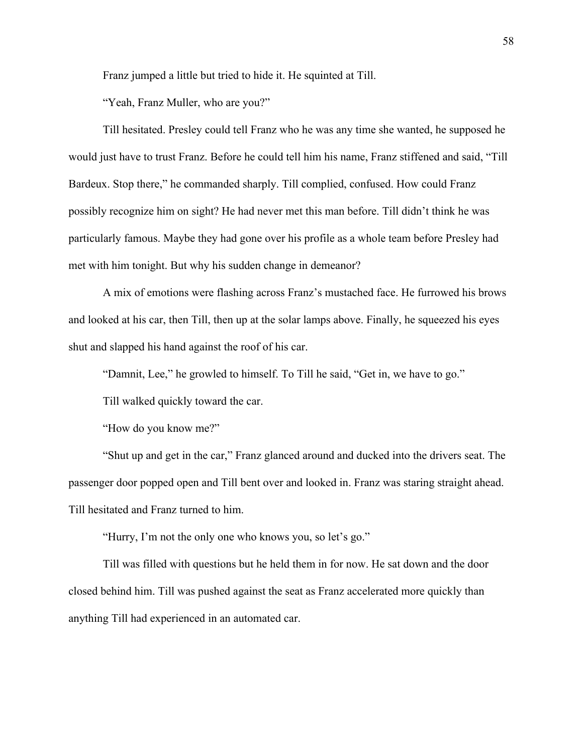Franz jumped a little but tried to hide it. He squinted at Till.

"Yeah, Franz Muller, who are you?"

Till hesitated. Presley could tell Franz who he was any time she wanted, he supposed he would just have to trust Franz. Before he could tell him his name, Franz stiffened and said, "Till Bardeux. Stop there," he commanded sharply. Till complied, confused. How could Franz possibly recognize him on sight? He had never met this man before. Till didn't think he was particularly famous. Maybe they had gone over his profile as a whole team before Presley had met with him tonight. But why his sudden change in demeanor?

A mix of emotions were flashing across Franz's mustached face. He furrowed his brows and looked at his car, then Till, then up at the solar lamps above. Finally, he squeezed his eyes shut and slapped his hand against the roof of his car.

"Damnit, Lee," he growled to himself. To Till he said, "Get in, we have to go."

Till walked quickly toward the car.

"How do you know me?"

"Shut up and get in the car," Franz glanced around and ducked into the drivers seat. The passenger door popped open and Till bent over and looked in. Franz was staring straight ahead. Till hesitated and Franz turned to him.

"Hurry, I'm not the only one who knows you, so let's go."

Till was filled with questions but he held them in for now. He sat down and the door closed behind him. Till was pushed against the seat as Franz accelerated more quickly than anything Till had experienced in an automated car.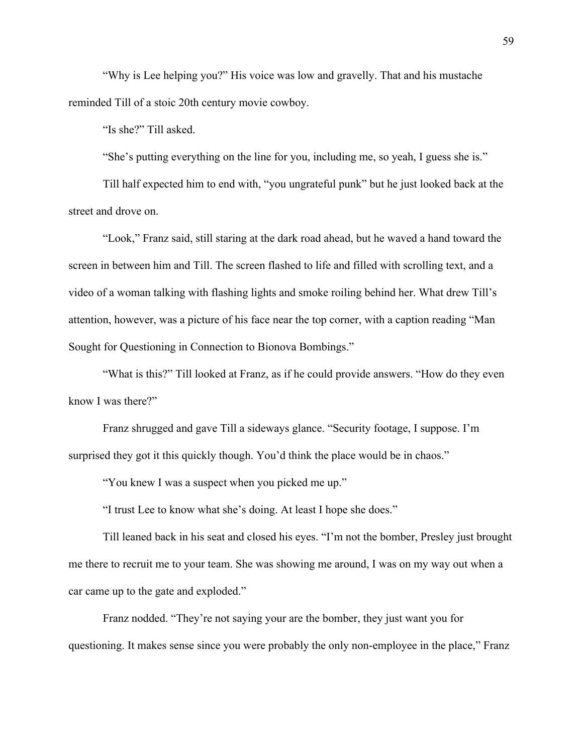"Why is Lee helping you?" His voice was low and gravelly. That and his mustache reminded Till of a stoic 20th century movie cowboy.

"Is she?" Till asked.

"She's putting everything on the line for you, including me, so yeah, I guess she is."

Till half expected him to end with, "you ungrateful punk" but he just looked back at the street and drove on.

"Look," Franz said, still staring at the dark road ahead, but he waved a hand toward the screen in between him and Till. The screen flashed to life and filled with scrolling text, and a video of a woman talking with flashing lights and smoke roiling behind her. What drew Till's attention, however, was a picture of his face near the top corner, with a caption reading "Man Sought for Questioning in Connection to Bionova Bombings."

"What is this?" Till looked at Franz, as if he could provide answers. "How do they even know I was there?"

Franz shrugged and gave Till a sideways glance. "Security footage, I suppose. I'm surprised they got it this quickly though. You'd think the place would be in chaos."

"You knew I was a suspect when you picked me up."

"I trust Lee to know what she's doing. At least I hope she does."

Till leaned back in his seat and closed his eyes. "I'm not the bomber, Presley just brought me there to recruit me to your team. She was showing me around, I was on my way out when a car came up to the gate and exploded."

Franz nodded. "They're not saying your are the bomber, they just want you for questioning. It makes sense since you were probably the only non-employee in the place," Franz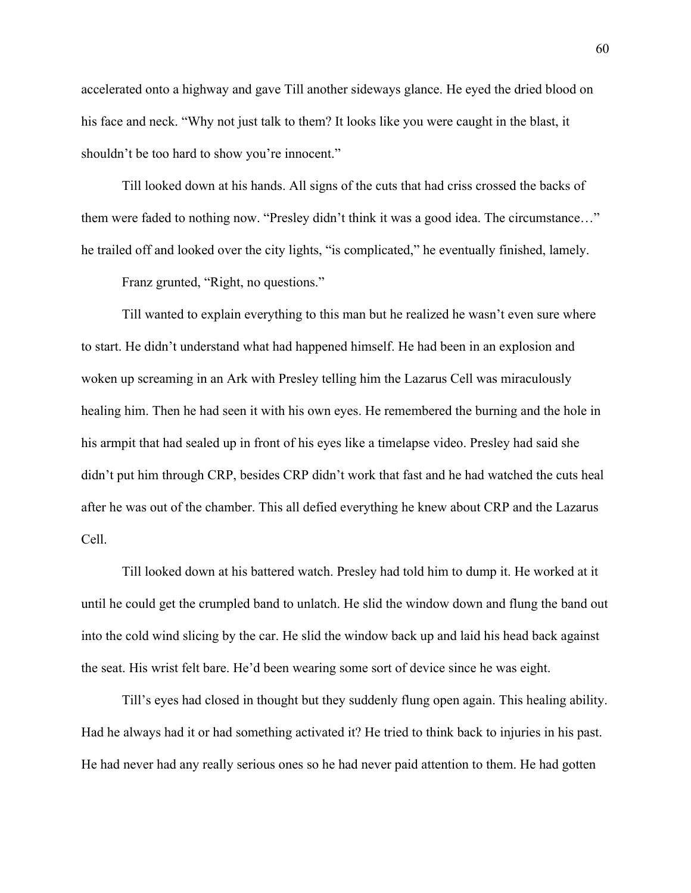accelerated onto a highway and gave Till another sideways glance. He eyed the dried blood on his face and neck. "Why not just talk to them? It looks like you were caught in the blast, it shouldn't be too hard to show you're innocent."

Till looked down at his hands. All signs of the cuts that had criss crossed the backs of them were faded to nothing now. "Presley didn't think it was a good idea. The circumstance…" he trailed off and looked over the city lights, "is complicated," he eventually finished, lamely.

Franz grunted, "Right, no questions."

Till wanted to explain everything to this man but he realized he wasn't even sure where to start. He didn't understand what had happened himself. He had been in an explosion and woken up screaming in an Ark with Presley telling him the Lazarus Cell was miraculously healing him. Then he had seen it with his own eyes. He remembered the burning and the hole in his armpit that had sealed up in front of his eyes like a timelapse video. Presley had said she didn't put him through CRP, besides CRP didn't work that fast and he had watched the cuts heal after he was out of the chamber. This all defied everything he knew about CRP and the Lazarus Cell.

Till looked down at his battered watch. Presley had told him to dump it. He worked at it until he could get the crumpled band to unlatch. He slid the window down and flung the band out into the cold wind slicing by the car. He slid the window back up and laid his head back against the seat. His wrist felt bare. He'd been wearing some sort of device since he was eight.

Till's eyes had closed in thought but they suddenly flung open again. This healing ability. Had he always had it or had something activated it? He tried to think back to injuries in his past. He had never had any really serious ones so he had never paid attention to them. He had gotten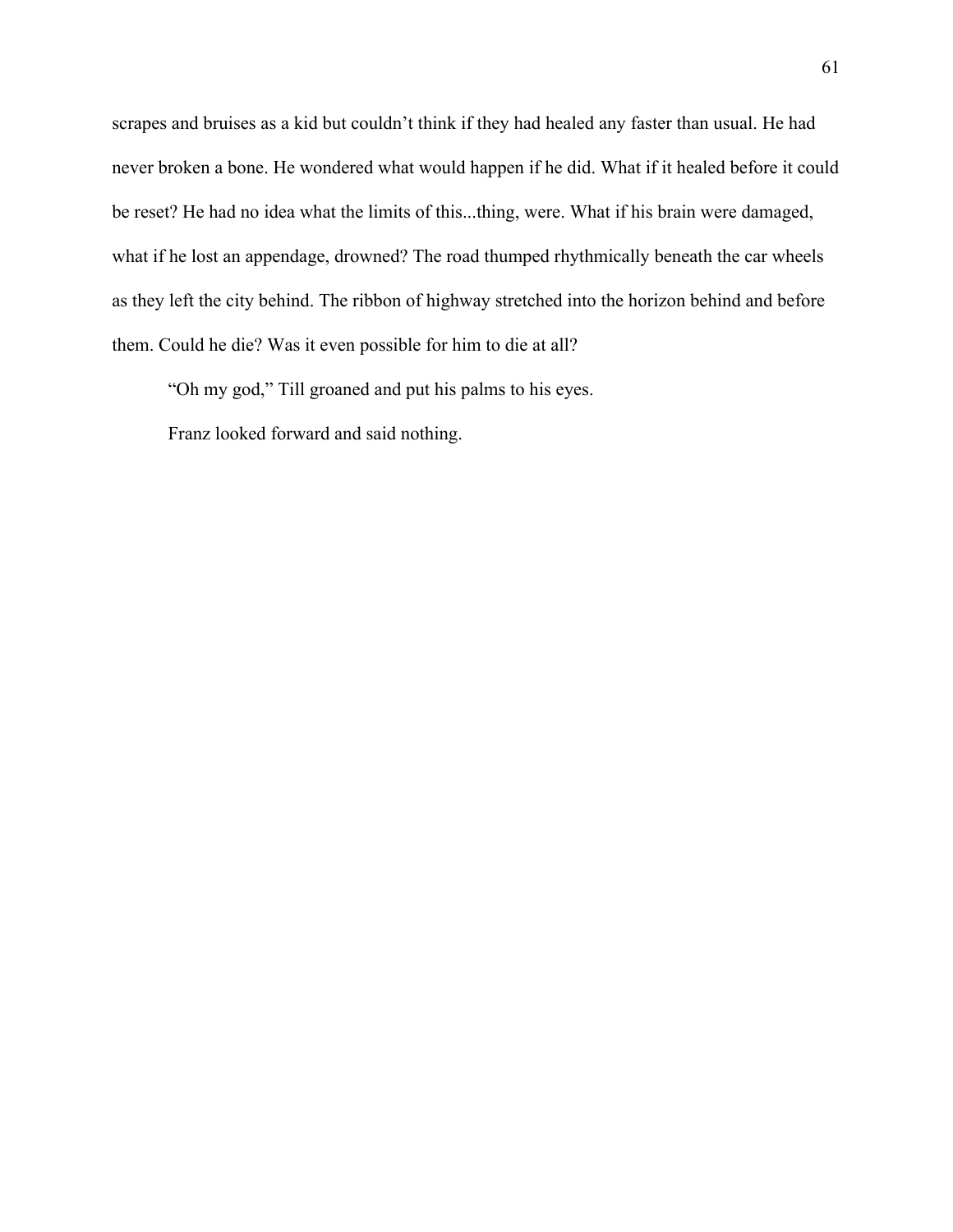scrapes and bruises as a kid but couldn't think if they had healed any faster than usual. He had never broken a bone. He wondered what would happen if he did. What if it healed before it could be reset? He had no idea what the limits of this...thing, were. What if his brain were damaged, what if he lost an appendage, drowned? The road thumped rhythmically beneath the car wheels as they left the city behind. The ribbon of highway stretched into the horizon behind and before them. Could he die? Was it even possible for him to die at all?

"Oh my god," Till groaned and put his palms to his eyes.

Franz looked forward and said nothing.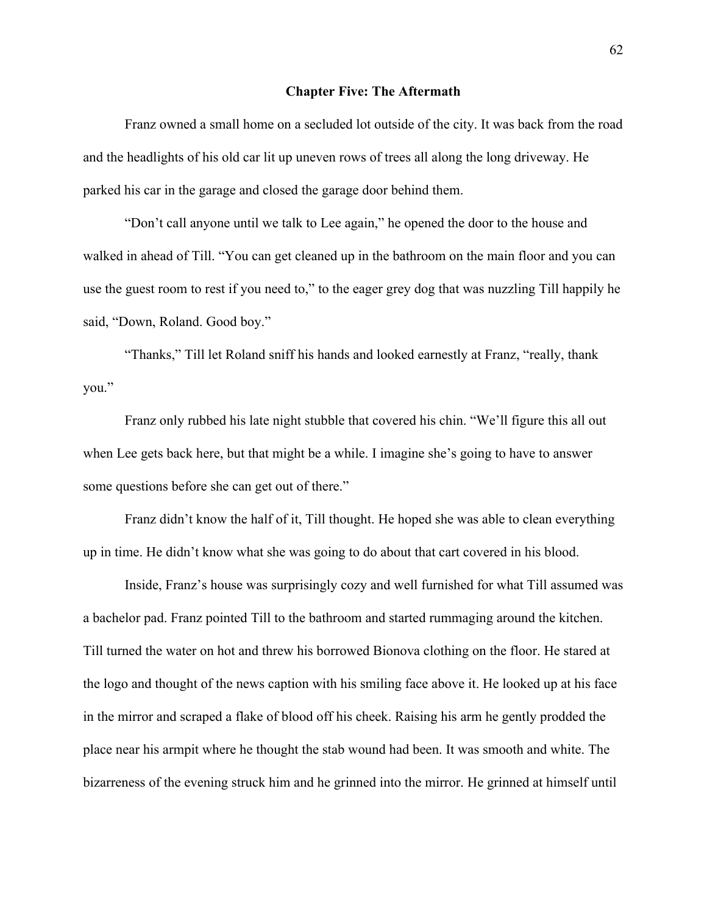## Chapter Five: The Aftermath

Franz owned a small home on a secluded lot outside of the city. It was back from the road and the headlights of his old car lit up uneven rows of trees all along the long driveway. He parked his car in the garage and closed the garage door behind them.

"Don't call anyone until we talk to Lee again," he opened the door to the house and walked in ahead of Till. "You can get cleaned up in the bathroom on the main floor and you can use the guest room to rest if you need to," to the eager grey dog that was nuzzling Till happily he said, "Down, Roland. Good boy."

"Thanks," Till let Roland sniff his hands and looked earnestly at Franz, "really, thank you."

Franz only rubbed his late night stubble that covered his chin. "We'll figure this all out when Lee gets back here, but that might be a while. I imagine she's going to have to answer some questions before she can get out of there."

Franz didn't know the half of it, Till thought. He hoped she was able to clean everything up in time. He didn't know what she was going to do about that cart covered in his blood.

Inside, Franz's house was surprisingly cozy and well furnished for what Till assumed was a bachelor pad. Franz pointed Till to the bathroom and started rummaging around the kitchen. Till turned the water on hot and threw his borrowed Bionova clothing on the floor. He stared at the logo and thought of the news caption with his smiling face above it. He looked up at his face in the mirror and scraped a flake of blood off his cheek. Raising his arm he gently prodded the place near his armpit where he thought the stab wound had been. It was smooth and white. The bizarreness of the evening struck him and he grinned into the mirror. He grinned at himself until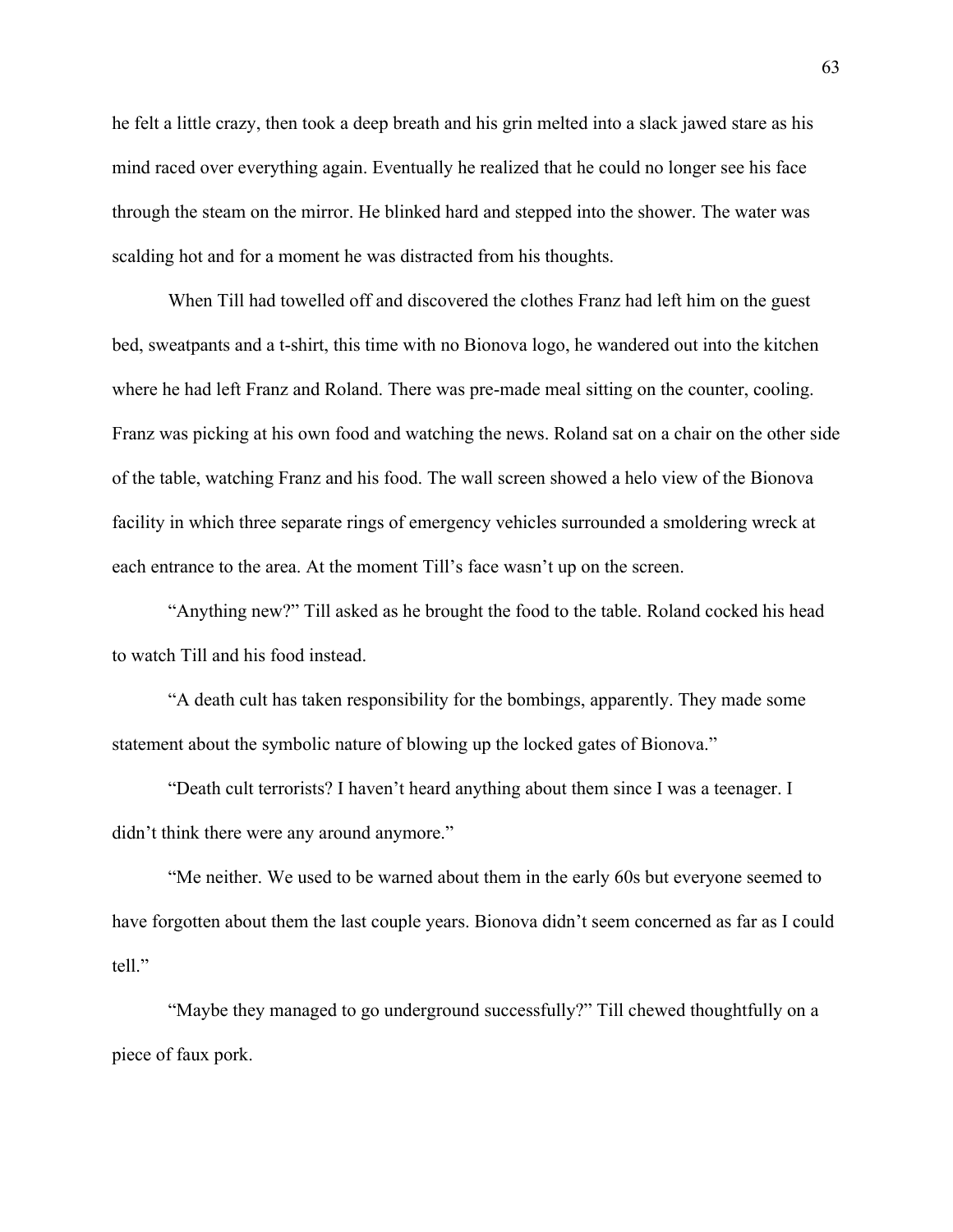he felt a little crazy, then took a deep breath and his grin melted into a slack jawed stare as his mind raced over everything again. Eventually he realized that he could no longer see his face through the steam on the mirror. He blinked hard and stepped into the shower. The water was scalding hot and for a moment he was distracted from his thoughts.

When Till had towelled off and discovered the clothes Franz had left him on the guest bed, sweatpants and a t-shirt, this time with no Bionova logo, he wandered out into the kitchen where he had left Franz and Roland. There was pre-made meal sitting on the counter, cooling. Franz was picking at his own food and watching the news. Roland sat on a chair on the other side of the table, watching Franz and his food. The wall screen showed a helo view of the Bionova facility in which three separate rings of emergency vehicles surrounded a smoldering wreck at each entrance to the area. At the moment Till's face wasn't up on the screen.

"Anything new?" Till asked as he brought the food to the table. Roland cocked his head to watch Till and his food instead.

"A death cult has taken responsibility for the bombings, apparently. They made some statement about the symbolic nature of blowing up the locked gates of Bionova."

"Death cult terrorists? I haven't heard anything about them since I was a teenager. I didn't think there were any around anymore."

"Me neither. We used to be warned about them in the early 60s but everyone seemed to have forgotten about them the last couple years. Bionova didn't seem concerned as far as I could tell."

"Maybe they managed to go underground successfully?" Till chewed thoughtfully on a piece of faux pork.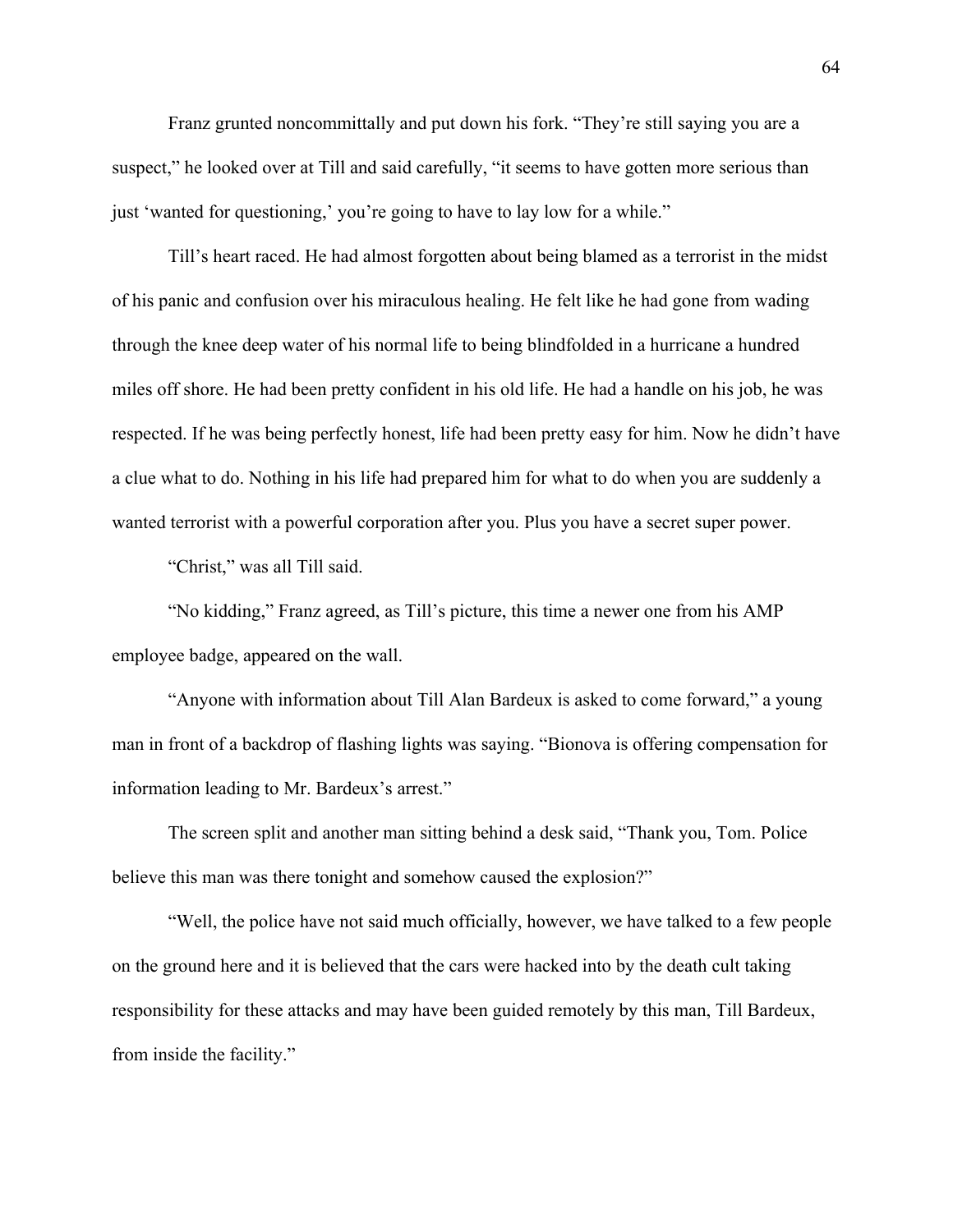Franz grunted noncommittally and put down his fork. "They're still saying you are a suspect," he looked over at Till and said carefully, "it seems to have gotten more serious than just 'wanted for questioning,' you're going to have to lay low for a while."

Till's heart raced. He had almost forgotten about being blamed as a terrorist in the midst of his panic and confusion over his miraculous healing. He felt like he had gone from wading through the knee deep water of his normal life to being blindfolded in a hurricane a hundred miles off shore. He had been pretty confident in his old life. He had a handle on his job, he was respected. If he was being perfectly honest, life had been pretty easy for him. Now he didn't have a clue what to do. Nothing in his life had prepared him for what to do when you are suddenly a wanted terrorist with a powerful corporation after you. Plus you have a secret super power.

"Christ," was all Till said.

"No kidding," Franz agreed, as Till's picture, this time a newer one from his AMP employee badge, appeared on the wall.

"Anyone with information about Till Alan Bardeux is asked to come forward," a young man in front of a backdrop of flashing lights was saying. "Bionova is offering compensation for information leading to Mr. Bardeux's arrest."

The screen split and another man sitting behind a desk said, "Thank you, Tom. Police believe this man was there tonight and somehow caused the explosion?"

"Well, the police have not said much officially, however, we have talked to a few people on the ground here and it is believed that the cars were hacked into by the death cult taking responsibility for these attacks and may have been guided remotely by this man, Till Bardeux, from inside the facility."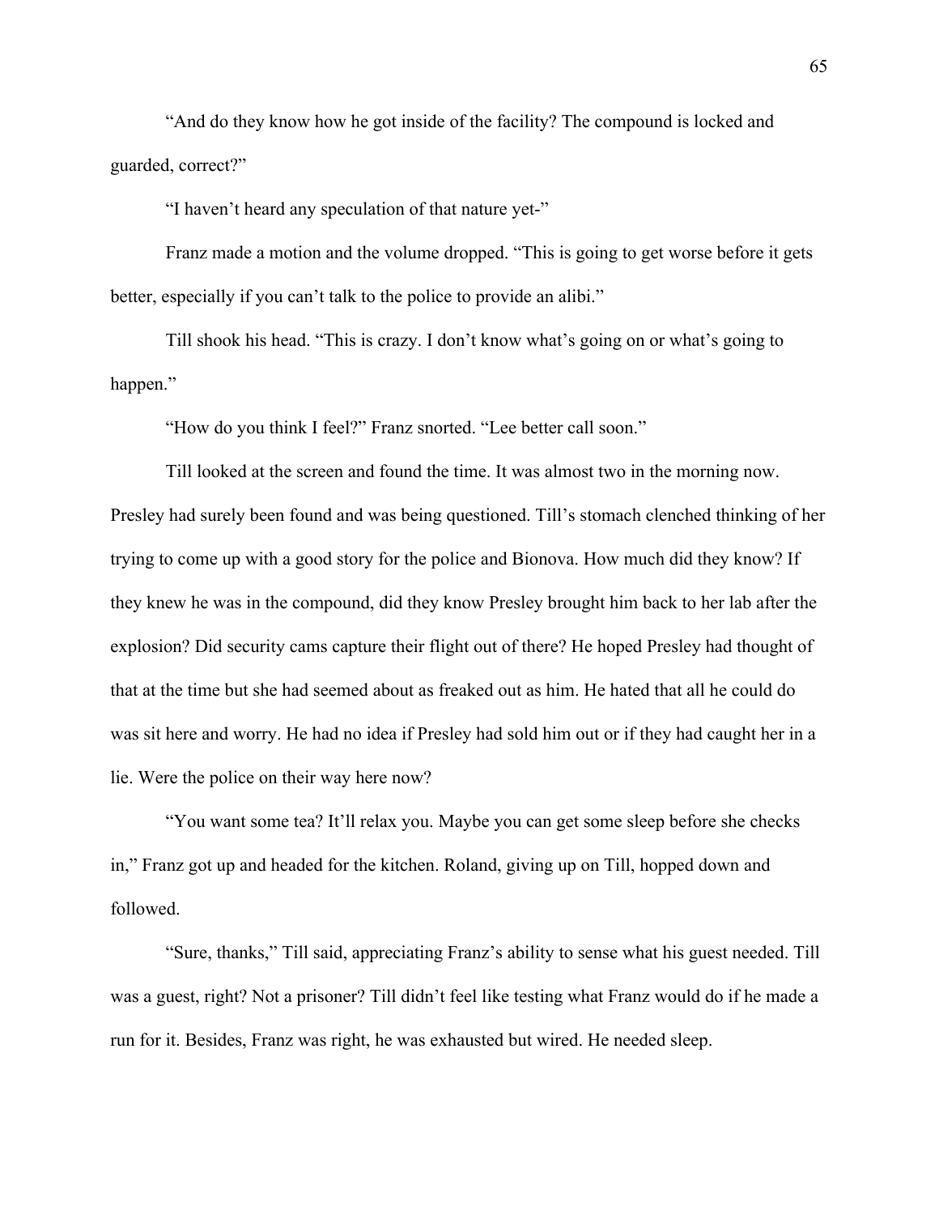"And do they know how he got inside of the facility? The compound is locked and guarded, correct?"

"I haven't heard any speculation of that nature yet-"

Franz made a motion and the volume dropped. "This is going to get worse before it gets better, especially if you can't talk to the police to provide an alibi."

Till shook his head. "This is crazy. I don't know what's going on or what's going to happen."

"How do you think I feel?" Franz snorted. "Lee better call soon."

Till looked at the screen and found the time. It was almost two in the morning now. Presley had surely been found and was being questioned. Till's stomach clenched thinking of her trying to come up with a good story for the police and Bionova. How much did they know? If they knew he was in the compound, did they know Presley brought him back to her lab after the explosion? Did security cams capture their flight out of there? He hoped Presley had thought of that at the time but she had seemed about as freaked out as him. He hated that all he could do was sit here and worry. He had no idea if Presley had sold him out or if they had caught her in a lie. Were the police on their way here now?

"You want some tea? It'll relax you. Maybe you can get some sleep before she checks in," Franz got up and headed for the kitchen. Roland, giving up on Till, hopped down and followed.

"Sure, thanks," Till said, appreciating Franz's ability to sense what his guest needed. Till was a guest, right? Not a prisoner? Till didn't feel like testing what Franz would do if he made a run for it. Besides, Franz was right, he was exhausted but wired. He needed sleep.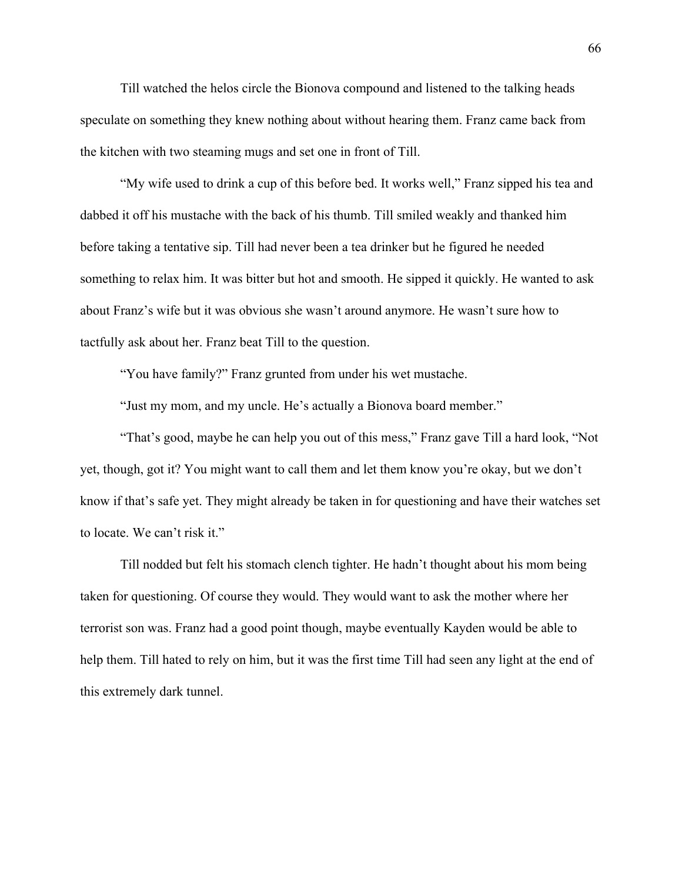Till watched the helos circle the Bionova compound and listened to the talking heads speculate on something they knew nothing about without hearing them. Franz came back from the kitchen with two steaming mugs and set one in front of Till.

"My wife used to drink a cup of this before bed. It works well," Franz sipped his tea and dabbed it off his mustache with the back of his thumb. Till smiled weakly and thanked him before taking a tentative sip. Till had never been a tea drinker but he figured he needed something to relax him. It was bitter but hot and smooth. He sipped it quickly. He wanted to ask about Franz's wife but it was obvious she wasn't around anymore. He wasn't sure how to tactfully ask about her. Franz beat Till to the question.

"You have family?" Franz grunted from under his wet mustache.

"Just my mom, and my uncle. He's actually a Bionova board member."

"That's good, maybe he can help you out of this mess," Franz gave Till a hard look, "Not yet, though, got it? You might want to call them and let them know you're okay, but we don't know if that's safe yet. They might already be taken in for questioning and have their watches set to locate. We can't risk it."

Till nodded but felt his stomach clench tighter. He hadn't thought about his mom being taken for questioning. Of course they would. They would want to ask the mother where her terrorist son was. Franz had a good point though, maybe eventually Kayden would be able to help them. Till hated to rely on him, but it was the first time Till had seen any light at the end of this extremely dark tunnel.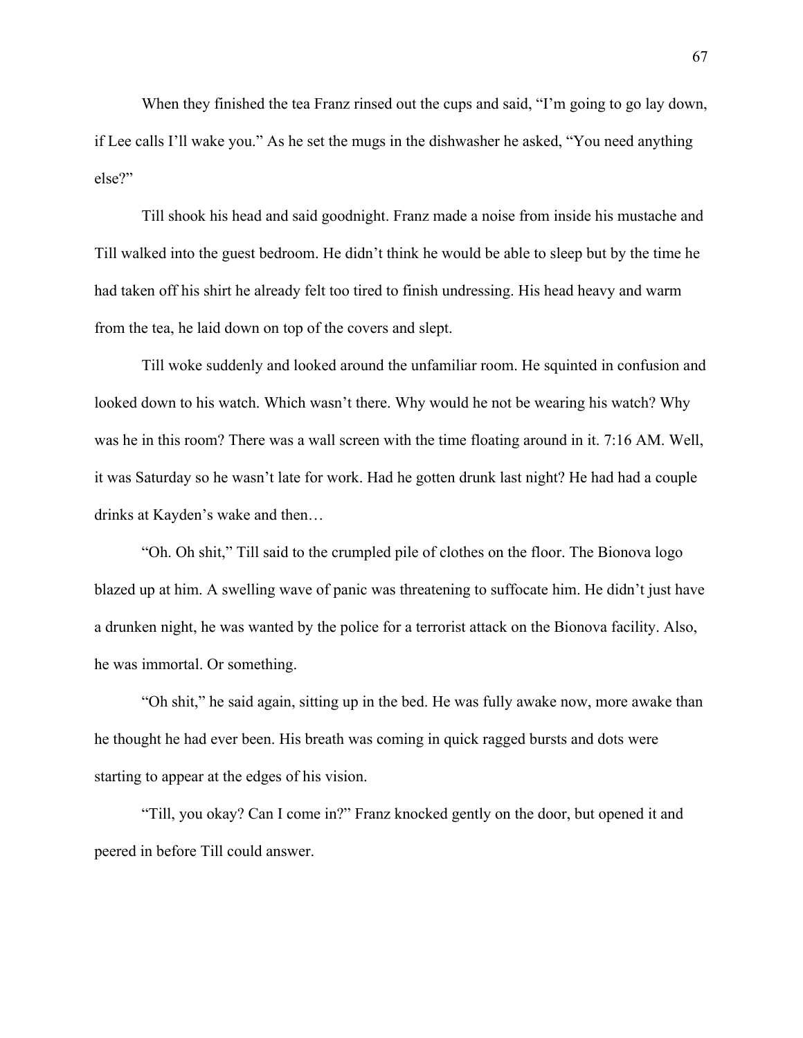When they finished the tea Franz rinsed out the cups and said, "I'm going to go lay down, if Lee calls I'll wake you." As he set the mugs in the dishwasher he asked, "You need anything else?"

Till shook his head and said goodnight. Franz made a noise from inside his mustache and Till walked into the guest bedroom. He didn't think he would be able to sleep but by the time he had taken off his shirt he already felt too tired to finish undressing. His head heavy and warm from the tea, he laid down on top of the covers and slept.

Till woke suddenly and looked around the unfamiliar room. He squinted in confusion and looked down to his watch. Which wasn't there. Why would he not be wearing his watch? Why was he in this room? There was a wall screen with the time floating around in it. 7:16 AM. Well, it was Saturday so he wasn't late for work. Had he gotten drunk last night? He had had a couple drinks at Kayden's wake and then…

"Oh. Oh shit," Till said to the crumpled pile of clothes on the floor. The Bionova logo blazed up at him. A swelling wave of panic was threatening to suffocate him. He didn't just have a drunken night, he was wanted by the police for a terrorist attack on the Bionova facility. Also, he was immortal. Or something.

"Oh shit," he said again, sitting up in the bed. He was fully awake now, more awake than he thought he had ever been. His breath was coming in quick ragged bursts and dots were starting to appear at the edges of his vision.

"Till, you okay? Can I come in?" Franz knocked gently on the door, but opened it and peered in before Till could answer.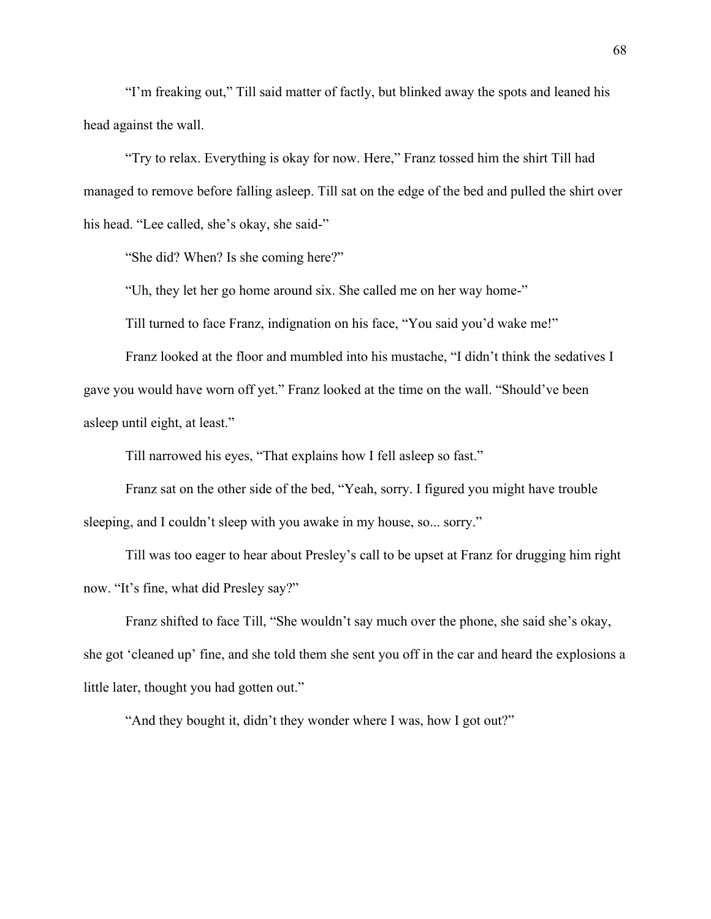"I'm freaking out," Till said matter of factly, but blinked away the spots and leaned his head against the wall.

"Try to relax. Everything is okay for now. Here," Franz tossed him the shirt Till had managed to remove before falling asleep. Till sat on the edge of the bed and pulled the shirt over his head. "Lee called, she's okay, she said-"

"She did? When? Is she coming here?"

"Uh, they let her go home around six. She called me on her way home-"

Till turned to face Franz, indignation on his face, "You said you'd wake me!"

Franz looked at the floor and mumbled into his mustache, "I didn't think the sedatives I gave you would have worn off yet." Franz looked at the time on the wall. "Should've been asleep until eight, at least."

Till narrowed his eyes, "That explains how I fell asleep so fast."

Franz sat on the other side of the bed, "Yeah, sorry. I figured you might have trouble sleeping, and I couldn't sleep with you awake in my house, so... sorry."

Till was too eager to hear about Presley's call to be upset at Franz for drugging him right now. "It's fine, what did Presley say?"

Franz shifted to face Till, "She wouldn't say much over the phone, she said she's okay, she got 'cleaned up' fine, and she told them she sent you off in the car and heard the explosions a little later, thought you had gotten out."

"And they bought it, didn't they wonder where I was, how I got out?"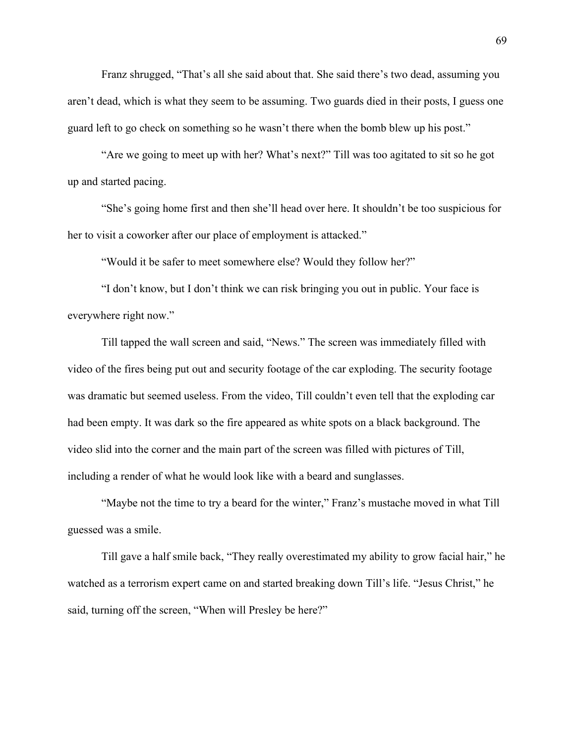Franz shrugged, “That’s all she said about that. She said there’s two dead, assuming you aren’t dead, which is what they seem to be assuming. Two guards died in their posts, I guess one guard left to go check on something so he wasn’t there when the bomb blew up his post.”

“Are we going to meet up with her? What’s next?” Till was too agitated to sit so he got up and started pacing.

“She’s going home first and then she’ll head over here. It shouldn’t be too suspicious for her to visit a coworker after our place of employment is attacked.”

“Would it be safer to meet somewhere else? Would they follow her?”

“I don’t know, but I don’t think we can risk bringing you out in public. Your face is everywhere right now.”

Till tapped the wall screen and said, “News.” The screen was immediately filled with video of the fires being put out and security footage of the car exploding. The security footage was dramatic but seemed useless. From the video, Till couldn’t even tell that the exploding car had been empty. It was dark so the fire appeared as white spots on a black background. The video slid into the corner and the main part of the screen was filled with pictures of Till, including a render of what he would look like with a beard and sunglasses.

“Maybe not the time to try a beard for the winter,” Franz’s mustache moved in what Till guessed was a smile.

Till gave a half smile back, “They really overestimated my ability to grow facial hair,” he watched as a terrorism expert came on and started breaking down Till’s life. “Jesus Christ,” he said, turning off the screen, “When will Presley be here?”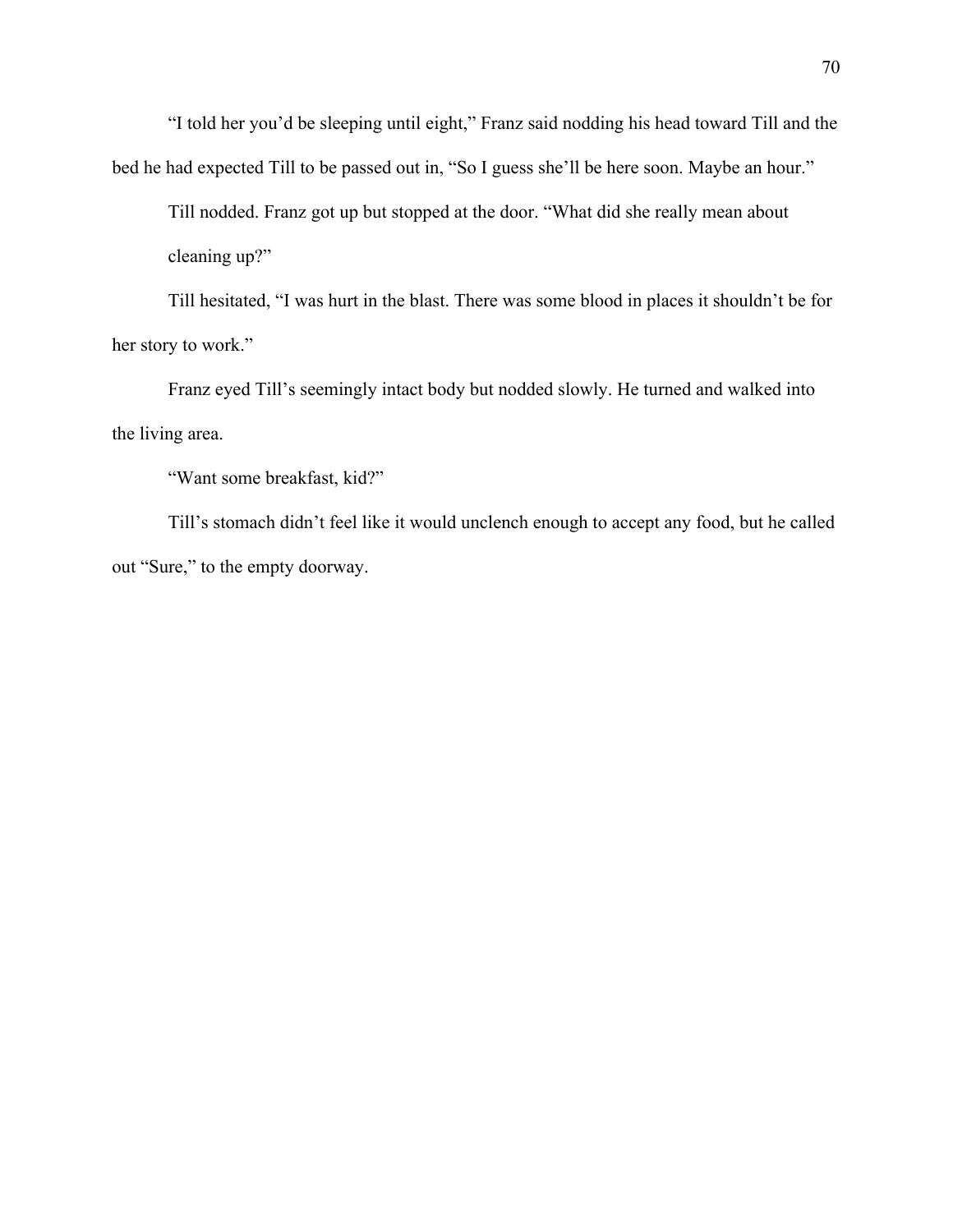"I told her you'd be sleeping until eight," Franz said nodding his head toward Till and the bed he had expected Till to be passed out in, "So I guess she'll be here soon. Maybe an hour."

Till nodded. Franz got up but stopped at the door. "What did she really mean about cleaning up?"

Till hesitated, "I was hurt in the blast. There was some blood in places it shouldn't be for her story to work."

Franz eyed Till's seemingly intact body but nodded slowly. He turned and walked into the living area.

"Want some breakfast, kid?"

Till's stomach didn't feel like it would unclench enough to accept any food, but he called out "Sure," to the empty doorway.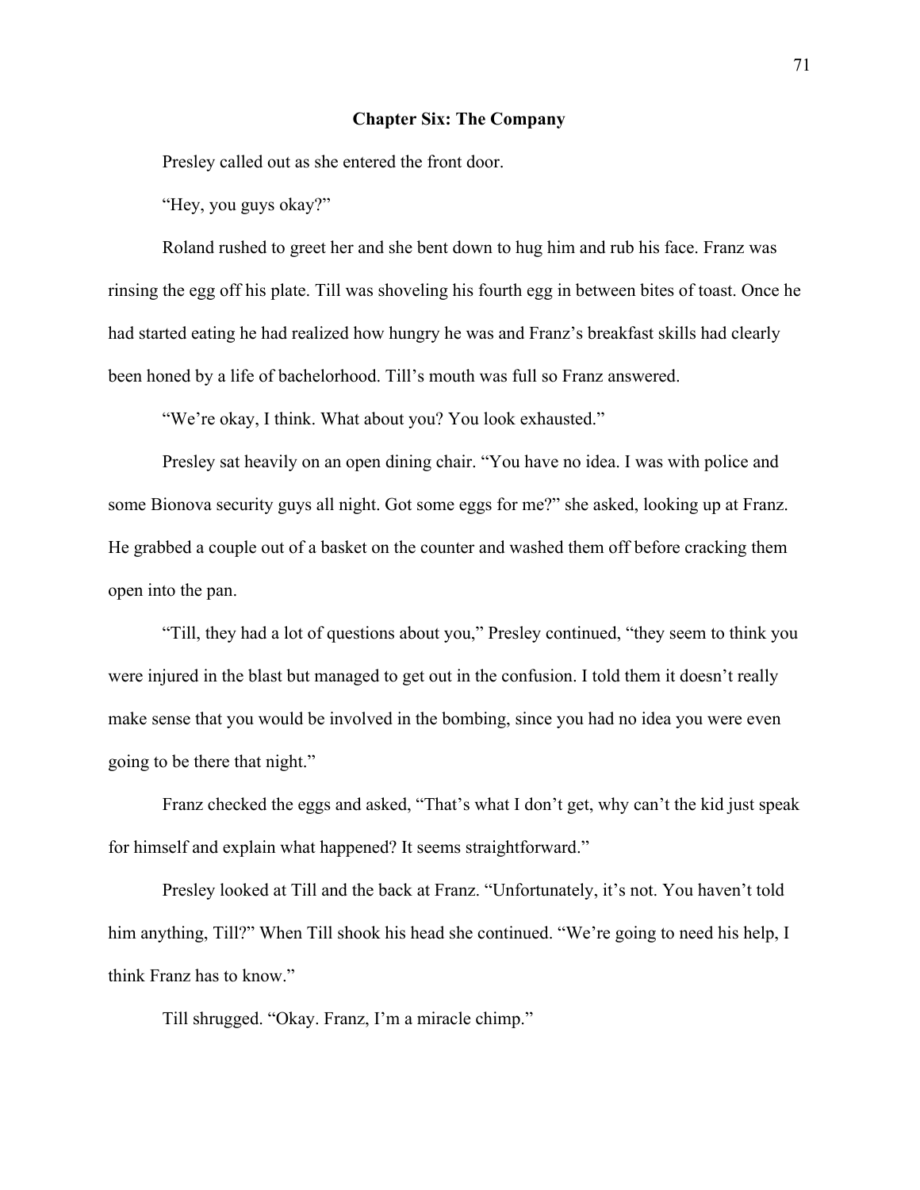## Chapter Six: The Company

Presley called out as she entered the front door.

"Hey, you guys okay?"

Roland rushed to greet her and she bent down to hug him and rub his face. Franz was rinsing the egg off his plate. Till was shoveling his fourth egg in between bites of toast. Once he had started eating he had realized how hungry he was and Franz's breakfast skills had clearly been honed by a life of bachelorhood. Till's mouth was full so Franz answered.

"We're okay, I think. What about you? You look exhausted."

Presley sat heavily on an open dining chair. "You have no idea. I was with police and some Bionova security guys all night. Got some eggs for me?" she asked, looking up at Franz. He grabbed a couple out of a basket on the counter and washed them off before cracking them open into the pan.

"Till, they had a lot of questions about you," Presley continued, "they seem to think you were injured in the blast but managed to get out in the confusion. I told them it doesn't really make sense that you would be involved in the bombing, since you had no idea you were even going to be there that night."

Franz checked the eggs and asked, "That's what I don't get, why can't the kid just speak for himself and explain what happened? It seems straightforward."

Presley looked at Till and the back at Franz. "Unfortunately, it's not. You haven't told him anything, Till?" When Till shook his head she continued. "We're going to need his help, I think Franz has to know."

Till shrugged. "Okay. Franz, I'm a miracle chimp."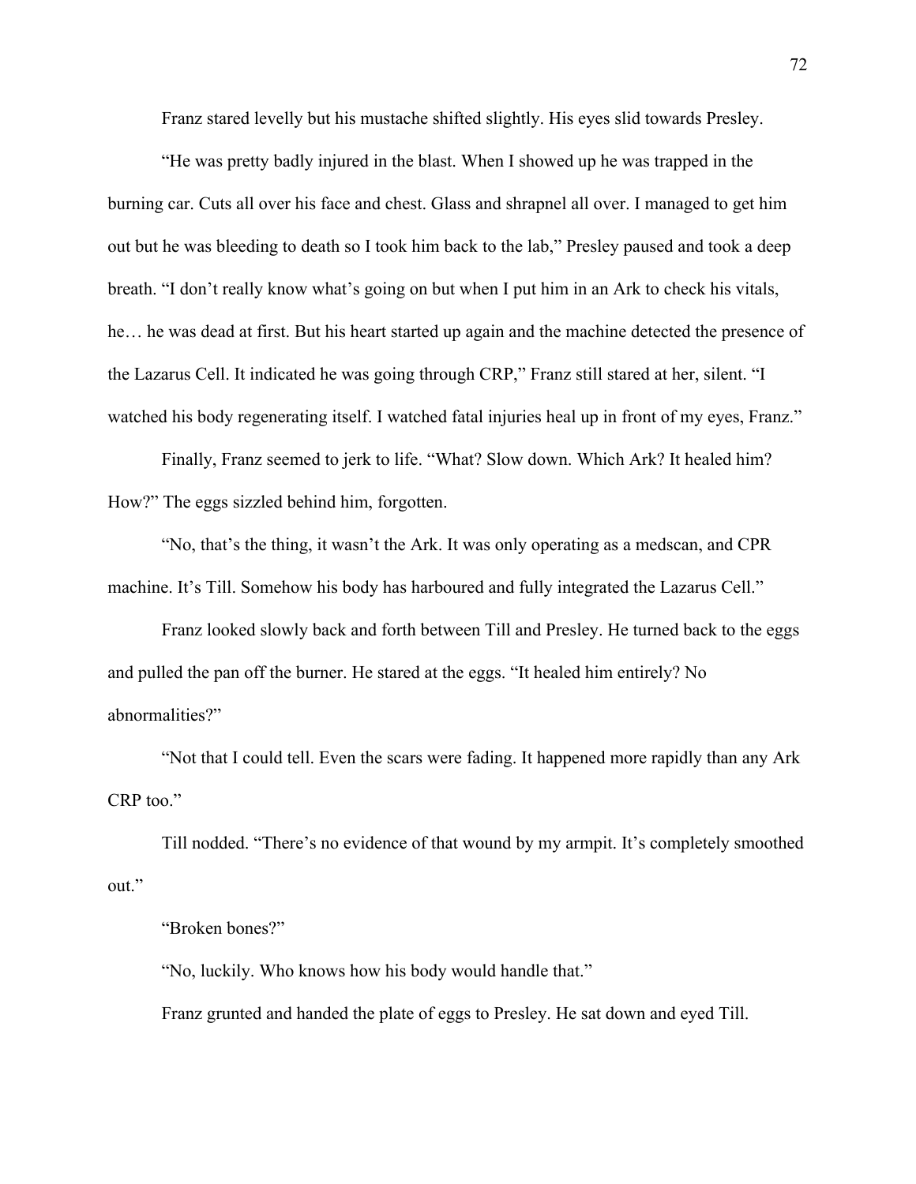Franz stared levelly but his mustache shifted slightly. His eyes slid towards Presley.

"He was pretty badly injured in the blast. When I showed up he was trapped in the burning car. Cuts all over his face and chest. Glass and shrapnel all over. I managed to get him out but he was bleeding to death so I took him back to the lab," Presley paused and took a deep breath. "I don't really know what's going on but when I put him in an Ark to check his vitals, he… he was dead at first. But his heart started up again and the machine detected the presence of the Lazarus Cell. It indicated he was going through CRP," Franz still stared at her, silent. "I watched his body regenerating itself. I watched fatal injuries heal up in front of my eyes, Franz."

Finally, Franz seemed to jerk to life. "What? Slow down. Which Ark? It healed him? How?" The eggs sizzled behind him, forgotten.

"No, that's the thing, it wasn't the Ark. It was only operating as a medscan, and CPR machine. It's Till. Somehow his body has harboured and fully integrated the Lazarus Cell."

Franz looked slowly back and forth between Till and Presley. He turned back to the eggs and pulled the pan off the burner. He stared at the eggs. "It healed him entirely? No abnormalities?"

"Not that I could tell. Even the scars were fading. It happened more rapidly than any Ark CRP too."

Till nodded. "There's no evidence of that wound by my armpit. It's completely smoothed out."

"Broken bones?"

"No, luckily. Who knows how his body would handle that."

Franz grunted and handed the plate of eggs to Presley. He sat down and eyed Till.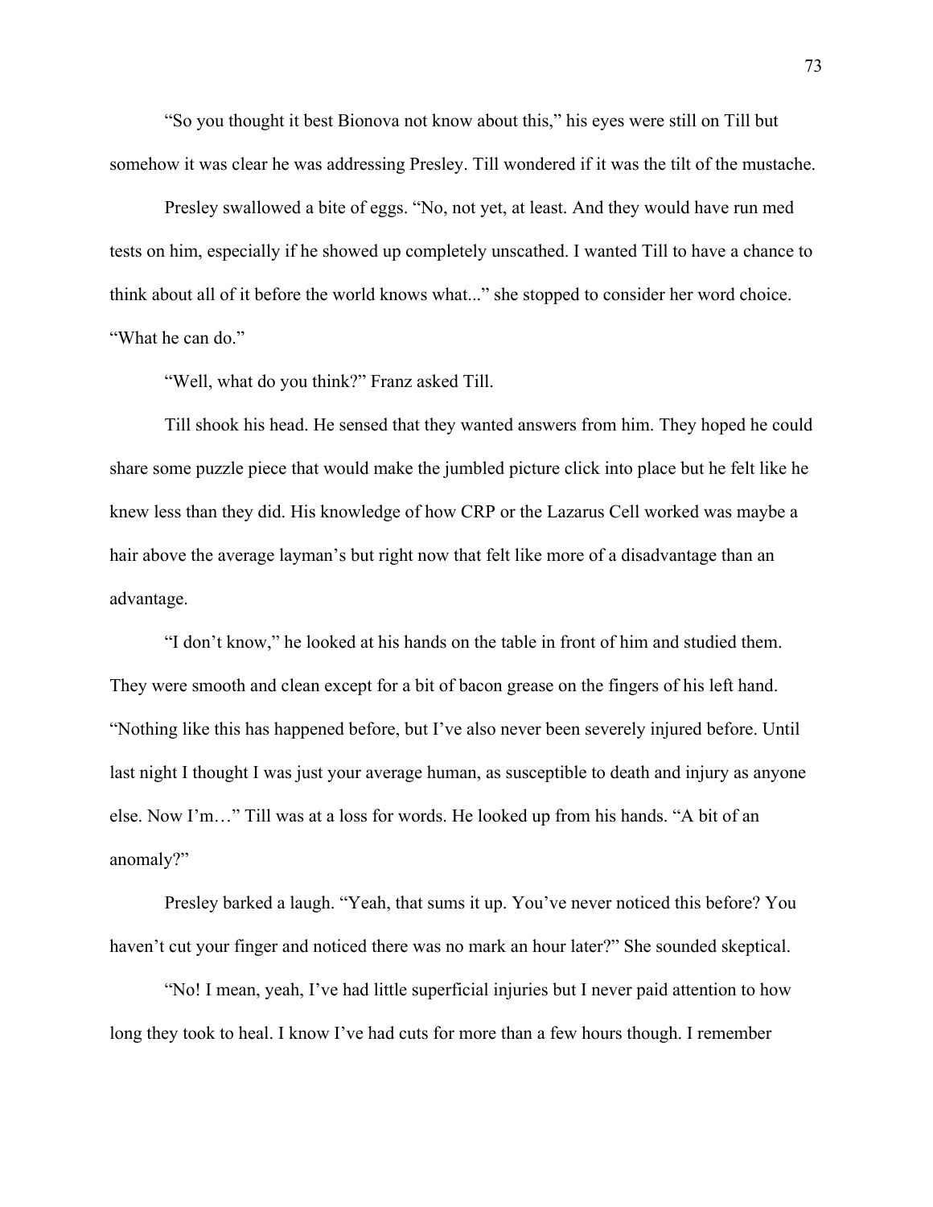"So you thought it best Bionova not know about this," his eyes were still on Till but somehow it was clear he was addressing Presley. Till wondered if it was the tilt of the mustache.

Presley swallowed a bite of eggs. "No, not yet, at least. And they would have run med tests on him, especially if he showed up completely unscathed. I wanted Till to have a chance to think about all of it before the world knows what..." she stopped to consider her word choice. "What he can do."

"Well, what do you think?" Franz asked Till.

Till shook his head. He sensed that they wanted answers from him. They hoped he could share some puzzle piece that would make the jumbled picture click into place but he felt like he knew less than they did. His knowledge of how CRP or the Lazarus Cell worked was maybe a hair above the average layman's but right now that felt like more of a disadvantage than an advantage.

"I don't know," he looked at his hands on the table in front of him and studied them. They were smooth and clean except for a bit of bacon grease on the fingers of his left hand. "Nothing like this has happened before, but I've also never been severely injured before. Until last night I thought I was just your average human, as susceptible to death and injury as anyone else. Now I'm…" Till was at a loss for words. He looked up from his hands. "A bit of an anomaly?"

Presley barked a laugh. "Yeah, that sums it up. You've never noticed this before? You haven't cut your finger and noticed there was no mark an hour later?" She sounded skeptical.

"No! I mean, yeah, I've had little superficial injuries but I never paid attention to how long they took to heal. I know I've had cuts for more than a few hours though. I remember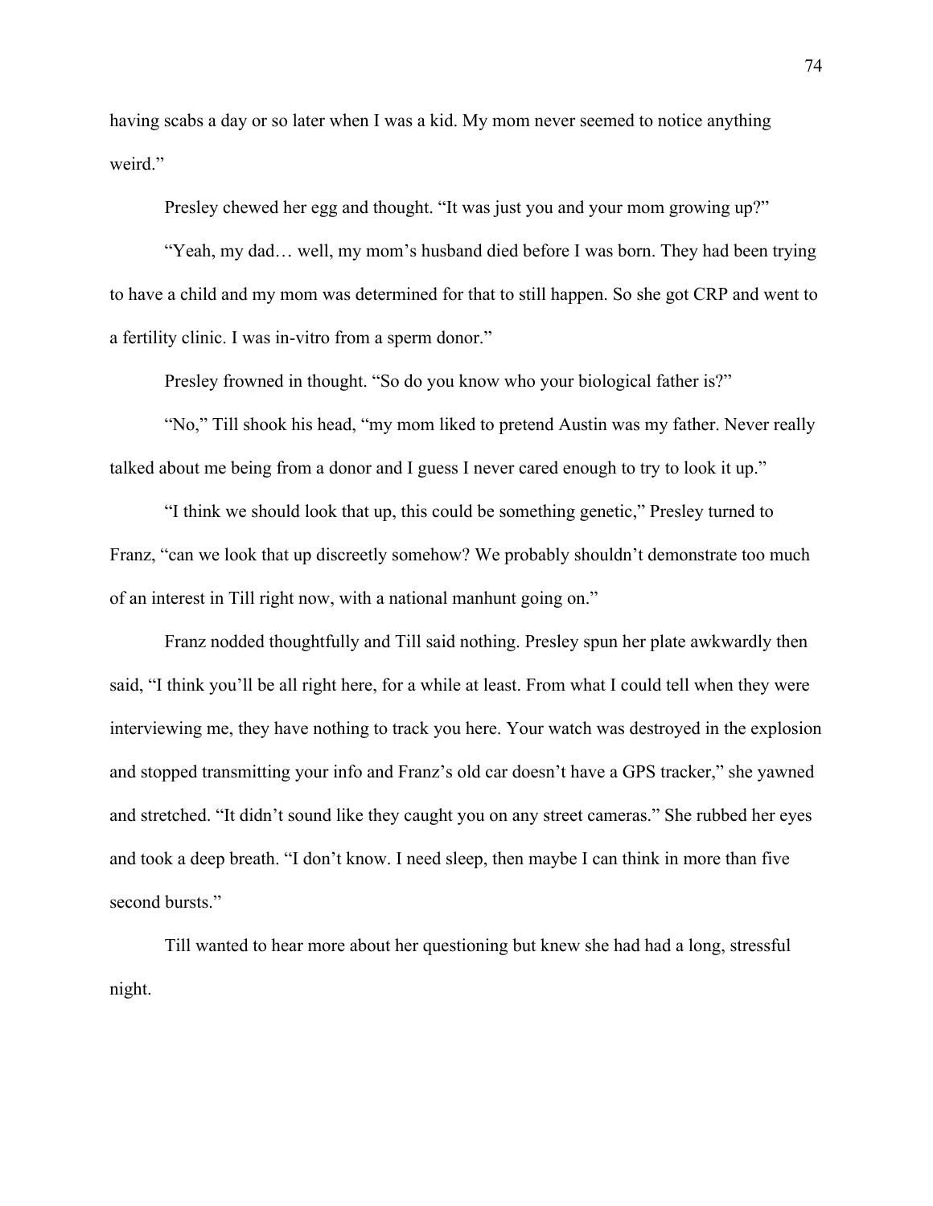having scabs a day or so later when I was a kid. My mom never seemed to notice anything weird."

Presley chewed her egg and thought. "It was just you and your mom growing up?"

"Yeah, my dad… well, my mom's husband died before I was born. They had been trying to have a child and my mom was determined for that to still happen. So she got CRP and went to a fertility clinic. I was in-vitro from a sperm donor."

Presley frowned in thought. "So do you know who your biological father is?"

"No," Till shook his head, "my mom liked to pretend Austin was my father. Never really talked about me being from a donor and I guess I never cared enough to try to look it up."

"I think we should look that up, this could be something genetic," Presley turned to Franz, "can we look that up discreetly somehow? We probably shouldn't demonstrate too much of an interest in Till right now, with a national manhunt going on."

Franz nodded thoughtfully and Till said nothing. Presley spun her plate awkwardly then said, "I think you'll be all right here, for a while at least. From what I could tell when they were interviewing me, they have nothing to track you here. Your watch was destroyed in the explosion and stopped transmitting your info and Franz's old car doesn't have a GPS tracker," she yawned and stretched. "It didn't sound like they caught you on any street cameras." She rubbed her eyes and took a deep breath. "I don't know. I need sleep, then maybe I can think in more than five second bursts."

Till wanted to hear more about her questioning but knew she had had a long, stressful night.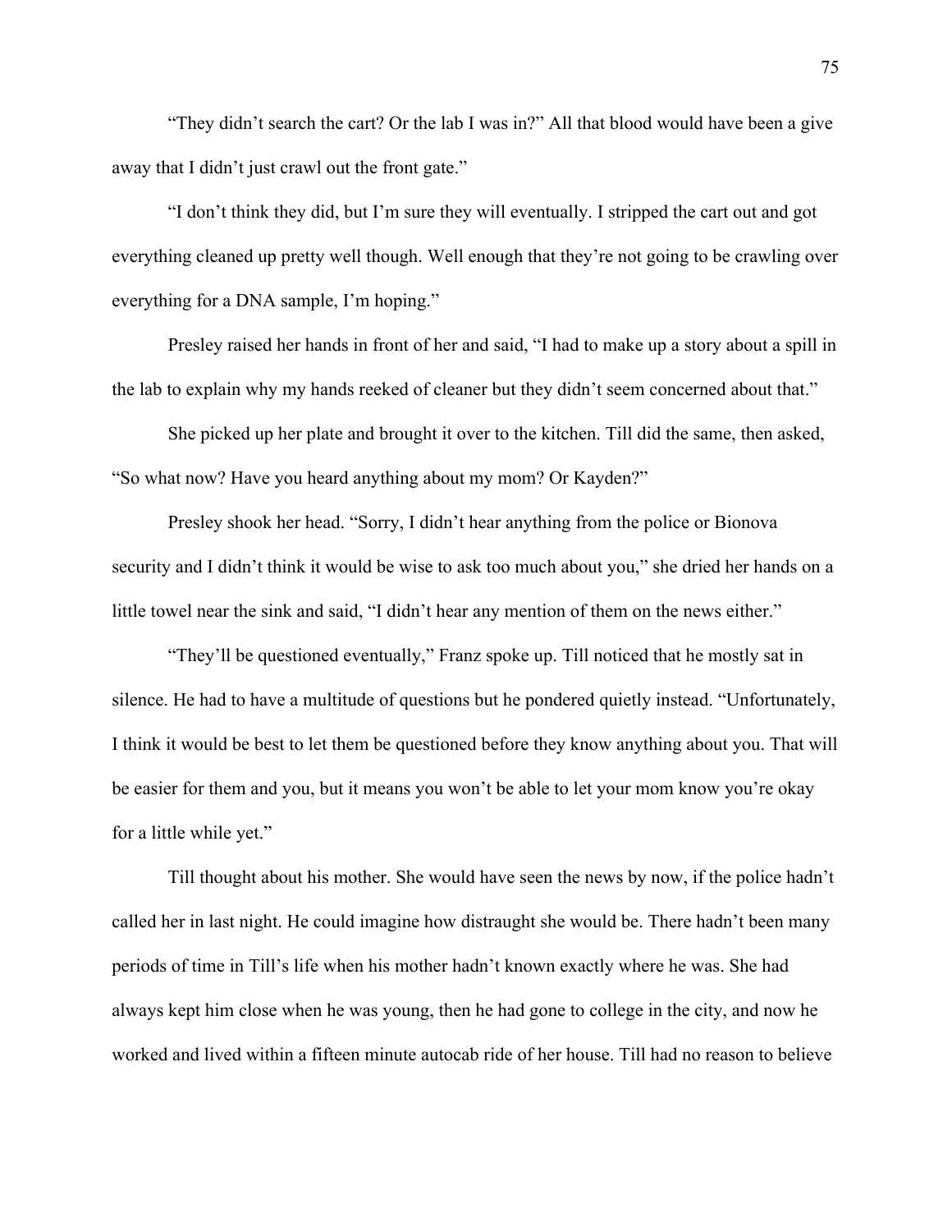"They didn't search the cart? Or the lab I was in?" All that blood would have been a give away that I didn't just crawl out the front gate."

"I don't think they did, but I'm sure they will eventually. I stripped the cart out and got everything cleaned up pretty well though. Well enough that they're not going to be crawling over everything for a DNA sample, I'm hoping."

Presley raised her hands in front of her and said, "I had to make up a story about a spill in the lab to explain why my hands reeked of cleaner but they didn't seem concerned about that."

She picked up her plate and brought it over to the kitchen. Till did the same, then asked, "So what now? Have you heard anything about my mom? Or Kayden?"

Presley shook her head. "Sorry, I didn't hear anything from the police or Bionova security and I didn't think it would be wise to ask too much about you," she dried her hands on a little towel near the sink and said, "I didn't hear any mention of them on the news either."

"They'll be questioned eventually," Franz spoke up. Till noticed that he mostly sat in silence. He had to have a multitude of questions but he pondered quietly instead. "Unfortunately, I think it would be best to let them be questioned before they know anything about you. That will be easier for them and you, but it means you won't be able to let your mom know you're okay for a little while yet."

Till thought about his mother. She would have seen the news by now, if the police hadn't called her in last night. He could imagine how distraught she would be. There hadn't been many periods of time in Till's life when his mother hadn't known exactly where he was. She had always kept him close when he was young, then he had gone to college in the city, and now he worked and lived within a fifteen minute autocab ride of her house. Till had no reason to believe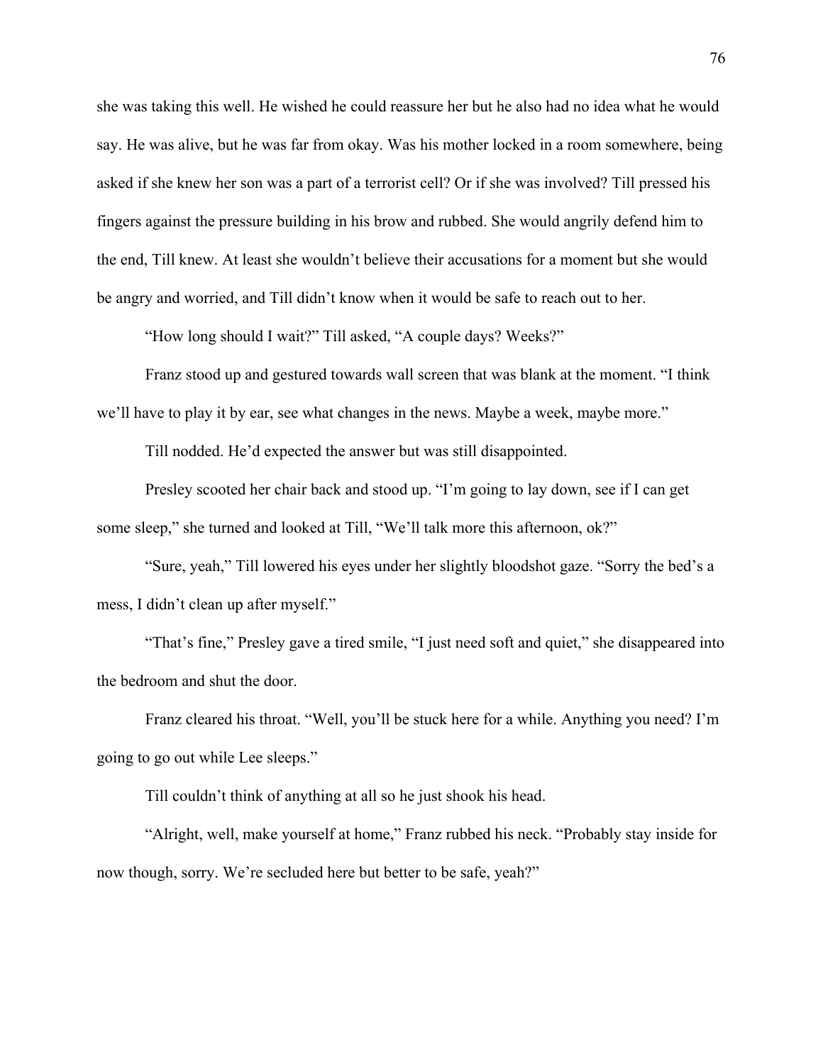she was taking this well. He wished he could reassure her but he also had no idea what he would say. He was alive, but he was far from okay. Was his mother locked in a room somewhere, being asked if she knew her son was a part of a terrorist cell? Or if she was involved? Till pressed his fingers against the pressure building in his brow and rubbed. She would angrily defend him to the end, Till knew. At least she wouldn't believe their accusations for a moment but she would be angry and worried, and Till didn't know when it would be safe to reach out to her.

"How long should I wait?" Till asked, "A couple days? Weeks?"

Franz stood up and gestured towards wall screen that was blank at the moment. "I think we'll have to play it by ear, see what changes in the news. Maybe a week, maybe more."

Till nodded. He'd expected the answer but was still disappointed.

Presley scooted her chair back and stood up. "I'm going to lay down, see if I can get some sleep," she turned and looked at Till, "We'll talk more this afternoon, ok?"

"Sure, yeah," Till lowered his eyes under her slightly bloodshot gaze. "Sorry the bed's a mess, I didn't clean up after myself."

"That's fine," Presley gave a tired smile, "I just need soft and quiet," she disappeared into the bedroom and shut the door.

Franz cleared his throat. "Well, you'll be stuck here for a while. Anything you need? I'm going to go out while Lee sleeps."

Till couldn't think of anything at all so he just shook his head.

"Alright, well, make yourself at home," Franz rubbed his neck. "Probably stay inside for now though, sorry. We're secluded here but better to be safe, yeah?"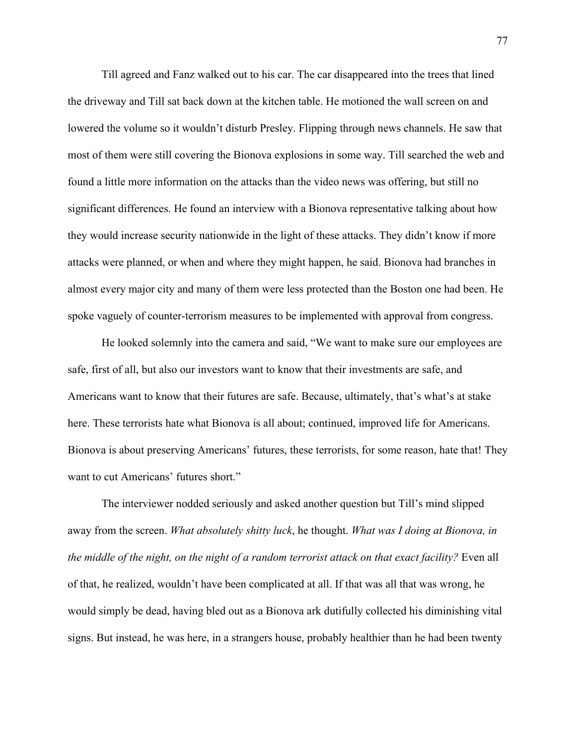Till agreed and Fanz walked out to his car. The car disappeared into the trees that lined the driveway and Till sat back down at the kitchen table. He motioned the wall screen on and lowered the volume so it wouldn't disturb Presley. Flipping through news channels. He saw that most of them were still covering the Bionova explosions in some way. Till searched the web and found a little more information on the attacks than the video news was offering, but still no significant differences. He found an interview with a Bionova representative talking about how they would increase security nationwide in the light of these attacks. They didn't know if more attacks were planned, or when and where they might happen, he said. Bionova had branches in almost every major city and many of them were less protected than the Boston one had been. He spoke vaguely of counter-terrorism measures to be implemented with approval from congress.

He looked solemnly into the camera and said, "We want to make sure our employees are safe, first of all, but also our investors want to know that their investments are safe, and Americans want to know that their futures are safe. Because, ultimately, that's what's at stake here. These terrorists hate what Bionova is all about; continued, improved life for Americans. Bionova is about preserving Americans' futures, these terrorists, for some reason, hate that! They want to cut Americans' futures short."

The interviewer nodded seriously and asked another question but Till's mind slipped away from the screen. *What absolutely shitty luck*, he thought. *What was I doing at Bionova, in the middle of the night, on the night of a random terrorist attack on that exact facility?* Even all of that, he realized, wouldn't have been complicated at all. If that was all that was wrong, he would simply be dead, having bled out as a Bionova ark dutifully collected his diminishing vital signs. But instead, he was here, in a strangers house, probably healthier than he had been twenty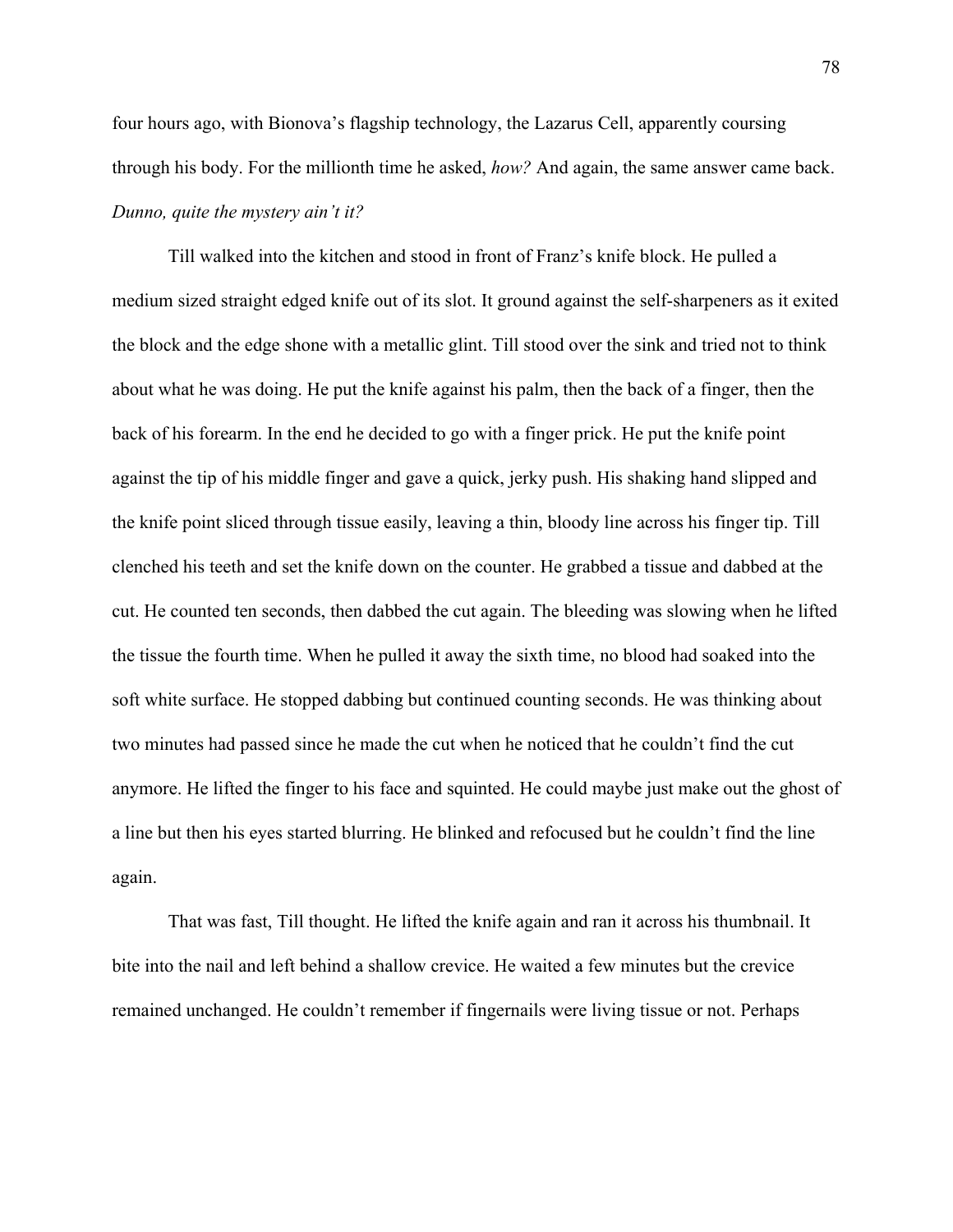four hours ago, with Bionova's flagship technology, the Lazarus Cell, apparently coursing through his body. For the millionth time he asked, *how?* And again, the same answer came back. *Dunno, quite the mystery ain't it?*

Till walked into the kitchen and stood in front of Franz's knife block. He pulled a medium sized straight edged knife out of its slot. It ground against the self-sharpeners as it exited the block and the edge shone with a metallic glint. Till stood over the sink and tried not to think about what he was doing. He put the knife against his palm, then the back of a finger, then the back of his forearm. In the end he decided to go with a finger prick. He put the knife point against the tip of his middle finger and gave a quick, jerky push. His shaking hand slipped and the knife point sliced through tissue easily, leaving a thin, bloody line across his finger tip. Till clenched his teeth and set the knife down on the counter. He grabbed a tissue and dabbed at the cut. He counted ten seconds, then dabbed the cut again. The bleeding was slowing when he lifted the tissue the fourth time. When he pulled it away the sixth time, no blood had soaked into the soft white surface. He stopped dabbing but continued counting seconds. He was thinking about two minutes had passed since he made the cut when he noticed that he couldn't find the cut anymore. He lifted the finger to his face and squinted. He could maybe just make out the ghost of a line but then his eyes started blurring. He blinked and refocused but he couldn't find the line again.

That was fast, Till thought. He lifted the knife again and ran it across his thumbnail. It bite into the nail and left behind a shallow crevice. He waited a few minutes but the crevice remained unchanged. He couldn't remember if fingernails were living tissue or not. Perhaps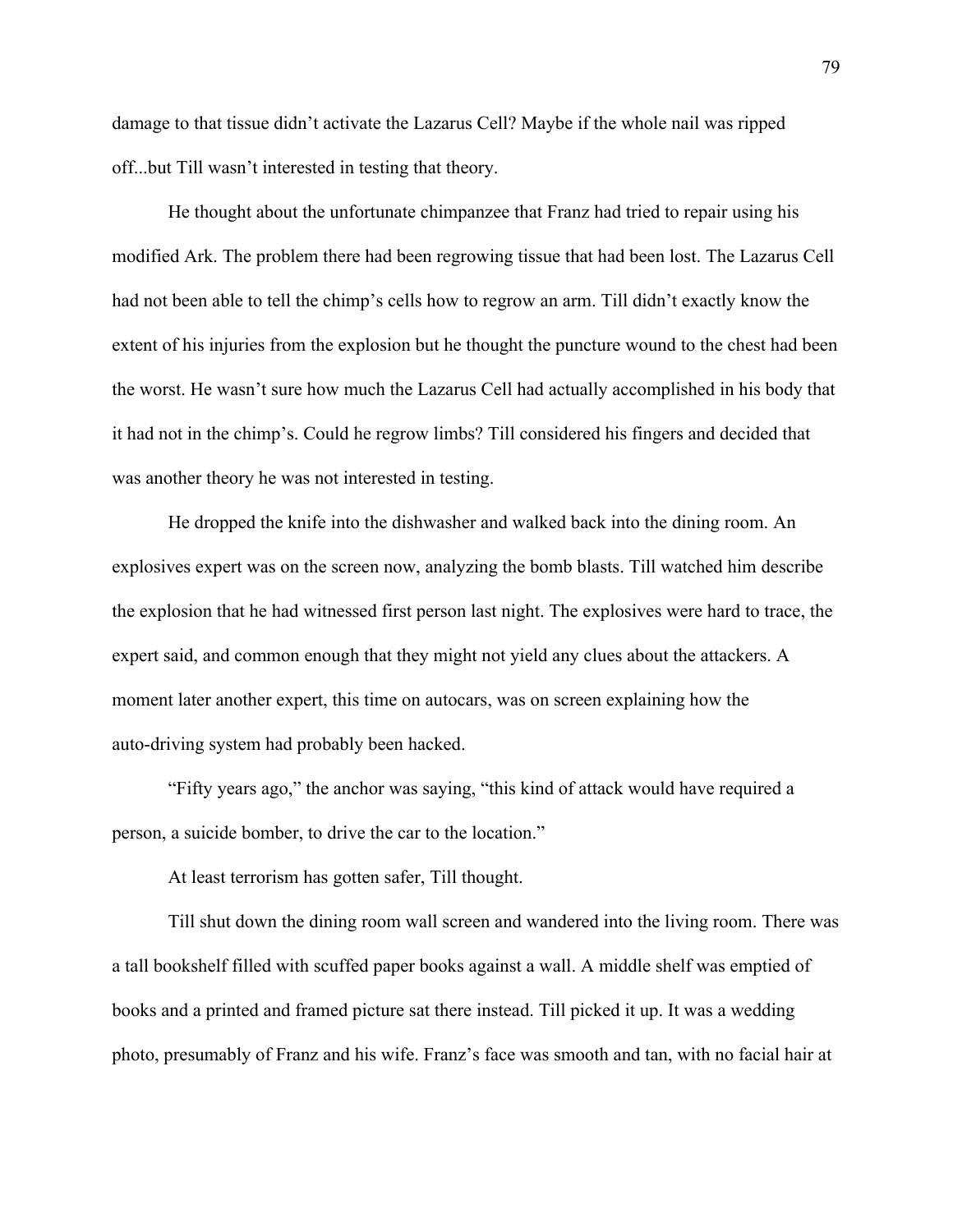damage to that tissue didn't activate the Lazarus Cell? Maybe if the whole nail was ripped off...but Till wasn't interested in testing that theory.

He thought about the unfortunate chimpanzee that Franz had tried to repair using his modified Ark. The problem there had been regrowing tissue that had been lost. The Lazarus Cell had not been able to tell the chimp's cells how to regrow an arm. Till didn't exactly know the extent of his injuries from the explosion but he thought the puncture wound to the chest had been the worst. He wasn't sure how much the Lazarus Cell had actually accomplished in his body that it had not in the chimp's. Could he regrow limbs? Till considered his fingers and decided that was another theory he was not interested in testing.

He dropped the knife into the dishwasher and walked back into the dining room. An explosives expert was on the screen now, analyzing the bomb blasts. Till watched him describe the explosion that he had witnessed first person last night. The explosives were hard to trace, the expert said, and common enough that they might not yield any clues about the attackers. A moment later another expert, this time on autocars, was on screen explaining how the auto-driving system had probably been hacked.

"Fifty years ago," the anchor was saying, "this kind of attack would have required a person, a suicide bomber, to drive the car to the location."

At least terrorism has gotten safer, Till thought.

Till shut down the dining room wall screen and wandered into the living room. There was a tall bookshelf filled with scuffed paper books against a wall. A middle shelf was emptied of books and a printed and framed picture sat there instead. Till picked it up. It was a wedding photo, presumably of Franz and his wife. Franz's face was smooth and tan, with no facial hair at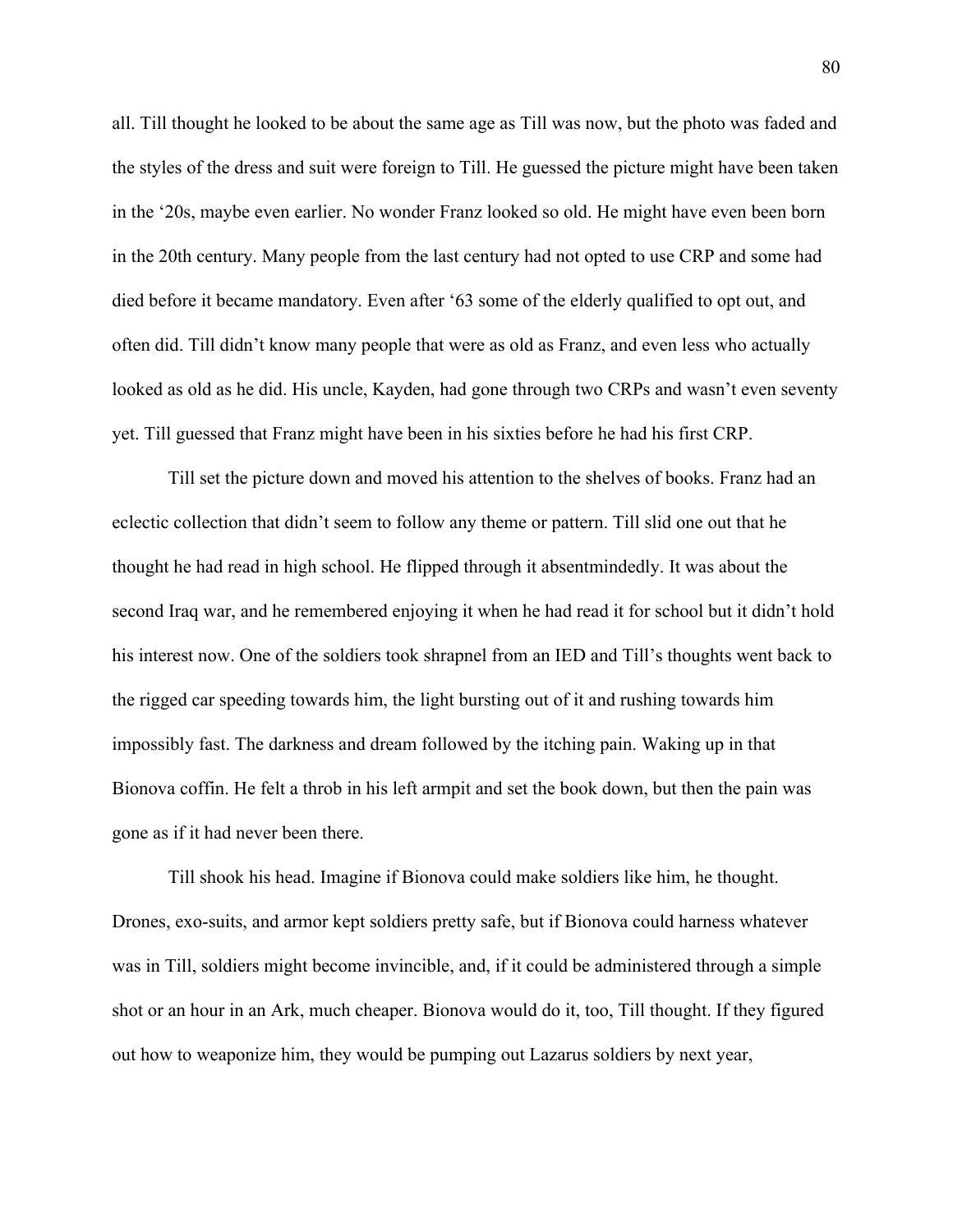all. Till thought he looked to be about the same age as Till was now, but the photo was faded and the styles of the dress and suit were foreign to Till. He guessed the picture might have been taken in the '20s, maybe even earlier. No wonder Franz looked so old. He might have even been born in the 20th century. Many people from the last century had not opted to use CRP and some had died before it became mandatory. Even after '63 some of the elderly qualified to opt out, and often did. Till didn't know many people that were as old as Franz, and even less who actually looked as old as he did. His uncle, Kayden, had gone through two CRPs and wasn't even seventy yet. Till guessed that Franz might have been in his sixties before he had his first CRP.

Till set the picture down and moved his attention to the shelves of books. Franz had an eclectic collection that didn't seem to follow any theme or pattern. Till slid one out that he thought he had read in high school. He flipped through it absentmindedly. It was about the second Iraq war, and he remembered enjoying it when he had read it for school but it didn't hold his interest now. One of the soldiers took shrapnel from an IED and Till's thoughts went back to the rigged car speeding towards him, the light bursting out of it and rushing towards him impossibly fast. The darkness and dream followed by the itching pain. Waking up in that Bionova coffin. He felt a throb in his left armpit and set the book down, but then the pain was gone as if it had never been there.

Till shook his head. Imagine if Bionova could make soldiers like him, he thought. Drones, exo-suits, and armor kept soldiers pretty safe, but if Bionova could harness whatever was in Till, soldiers might become invincible, and, if it could be administered through a simple shot or an hour in an Ark, much cheaper. Bionova would do it, too, Till thought. If they figured out how to weaponize him, they would be pumping out Lazarus soldiers by next year,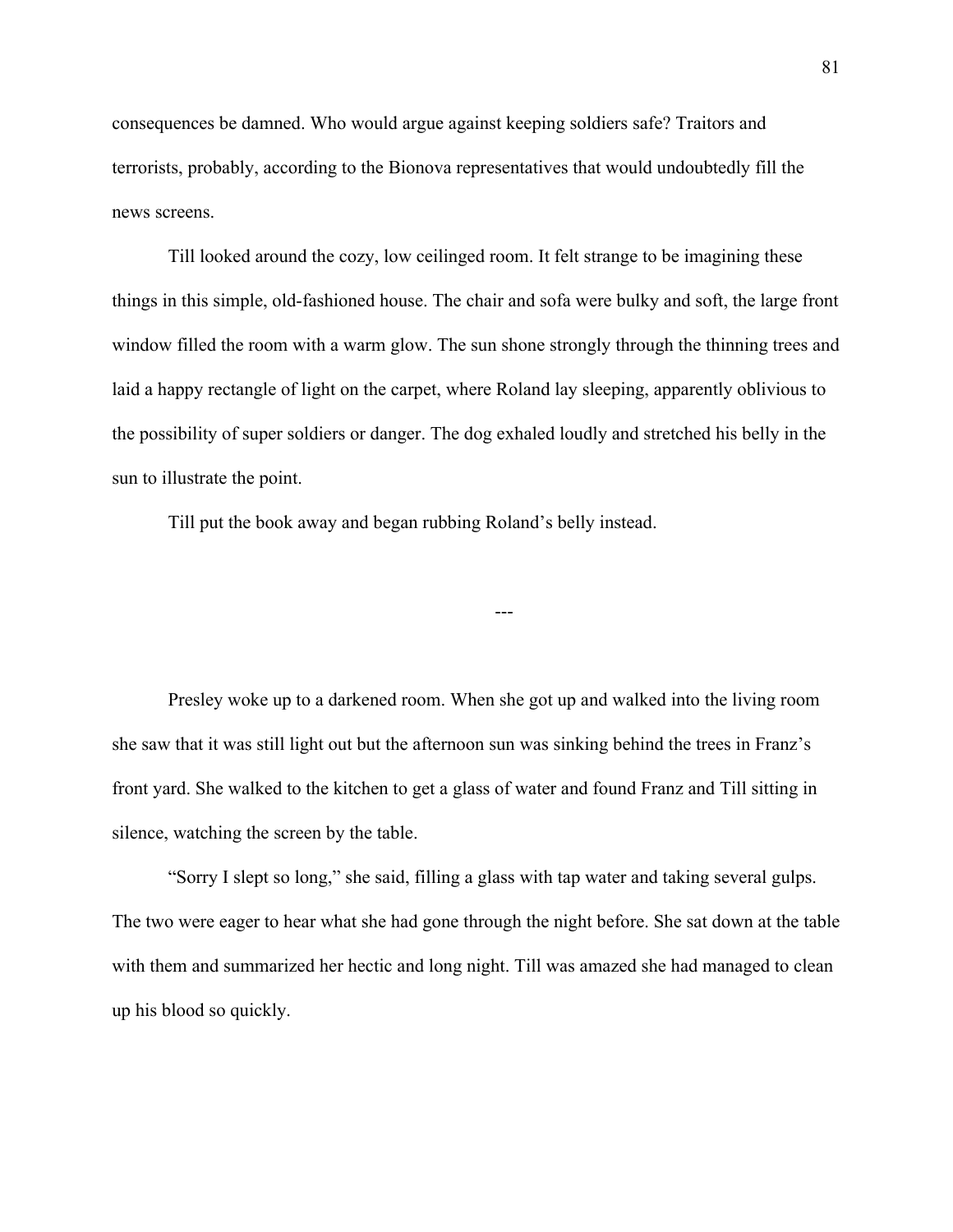consequences be damned. Who would argue against keeping soldiers safe? Traitors and terrorists, probably, according to the Bionova representatives that would undoubtedly fill the news screens.

Till looked around the cozy, low ceilinged room. It felt strange to be imagining these things in this simple, old-fashioned house. The chair and sofa were bulky and soft, the large front window filled the room with a warm glow. The sun shone strongly through the thinning trees and laid a happy rectangle of light on the carpet, where Roland lay sleeping, apparently oblivious to the possibility of super soldiers or danger. The dog exhaled loudly and stretched his belly in the sun to illustrate the point.

Till put the book away and began rubbing Roland's belly instead.

---

Presley woke up to a darkened room. When she got up and walked into the living room she saw that it was still light out but the afternoon sun was sinking behind the trees in Franz's front yard. She walked to the kitchen to get a glass of water and found Franz and Till sitting in silence, watching the screen by the table.

"Sorry I slept so long," she said, filling a glass with tap water and taking several gulps. The two were eager to hear what she had gone through the night before. She sat down at the table with them and summarized her hectic and long night. Till was amazed she had managed to clean up his blood so quickly.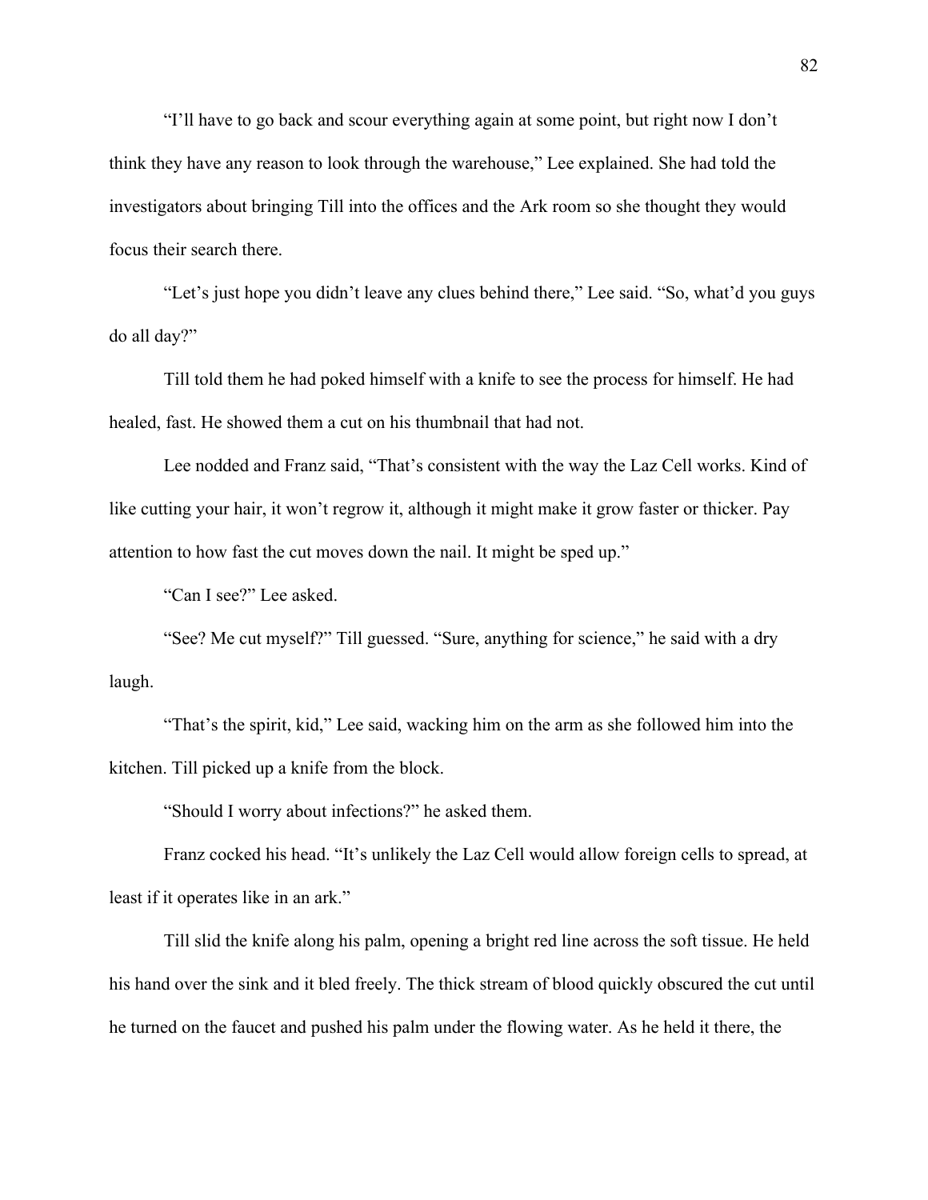"I'll have to go back and scour everything again at some point, but right now I don't think they have any reason to look through the warehouse," Lee explained. She had told the investigators about bringing Till into the offices and the Ark room so she thought they would focus their search there.

"Let's just hope you didn't leave any clues behind there," Lee said. "So, what'd you guys do all day?"

Till told them he had poked himself with a knife to see the process for himself. He had healed, fast. He showed them a cut on his thumbnail that had not.

Lee nodded and Franz said, "That's consistent with the way the Laz Cell works. Kind of like cutting your hair, it won't regrow it, although it might make it grow faster or thicker. Pay attention to how fast the cut moves down the nail. It might be sped up."

"Can I see?" Lee asked.

"See? Me cut myself?" Till guessed. "Sure, anything for science," he said with a dry laugh.

"That's the spirit, kid," Lee said, wacking him on the arm as she followed him into the kitchen. Till picked up a knife from the block.

"Should I worry about infections?" he asked them.

Franz cocked his head. "It's unlikely the Laz Cell would allow foreign cells to spread, at least if it operates like in an ark."

Till slid the knife along his palm, opening a bright red line across the soft tissue. He held his hand over the sink and it bled freely. The thick stream of blood quickly obscured the cut until he turned on the faucet and pushed his palm under the flowing water. As he held it there, the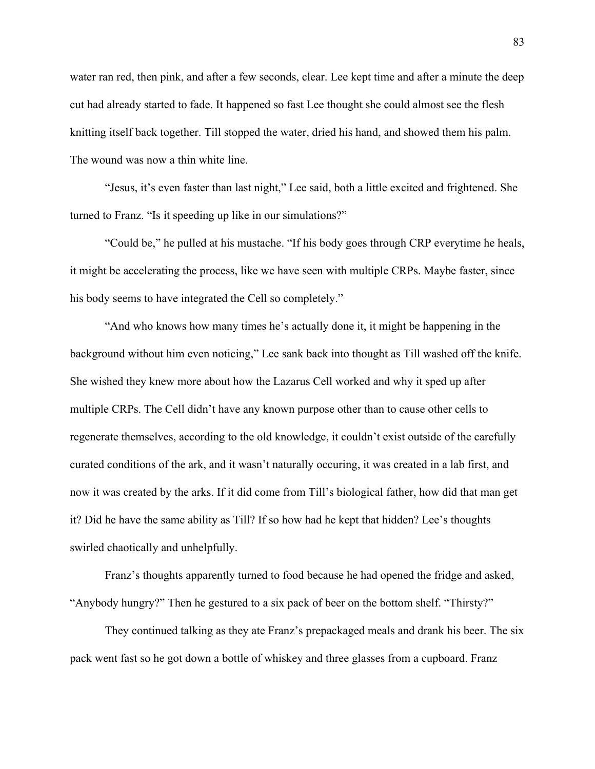water ran red, then pink, and after a few seconds, clear. Lee kept time and after a minute the deep cut had already started to fade. It happened so fast Lee thought she could almost see the flesh knitting itself back together. Till stopped the water, dried his hand, and showed them his palm. The wound was now a thin white line.

"Jesus, it's even faster than last night," Lee said, both a little excited and frightened. She turned to Franz. "Is it speeding up like in our simulations?"

"Could be," he pulled at his mustache. "If his body goes through CRP everytime he heals, it might be accelerating the process, like we have seen with multiple CRPs. Maybe faster, since his body seems to have integrated the Cell so completely."

"And who knows how many times he's actually done it, it might be happening in the background without him even noticing," Lee sank back into thought as Till washed off the knife. She wished they knew more about how the Lazarus Cell worked and why it sped up after multiple CRPs. The Cell didn't have any known purpose other than to cause other cells to regenerate themselves, according to the old knowledge, it couldn't exist outside of the carefully curated conditions of the ark, and it wasn't naturally occuring, it was created in a lab first, and now it was created by the arks. If it did come from Till's biological father, how did that man get it? Did he have the same ability as Till? If so how had he kept that hidden? Lee's thoughts swirled chaotically and unhelpfully.

Franz's thoughts apparently turned to food because he had opened the fridge and asked, "Anybody hungry?" Then he gestured to a six pack of beer on the bottom shelf. "Thirsty?"

They continued talking as they ate Franz's prepackaged meals and drank his beer. The six pack went fast so he got down a bottle of whiskey and three glasses from a cupboard. Franz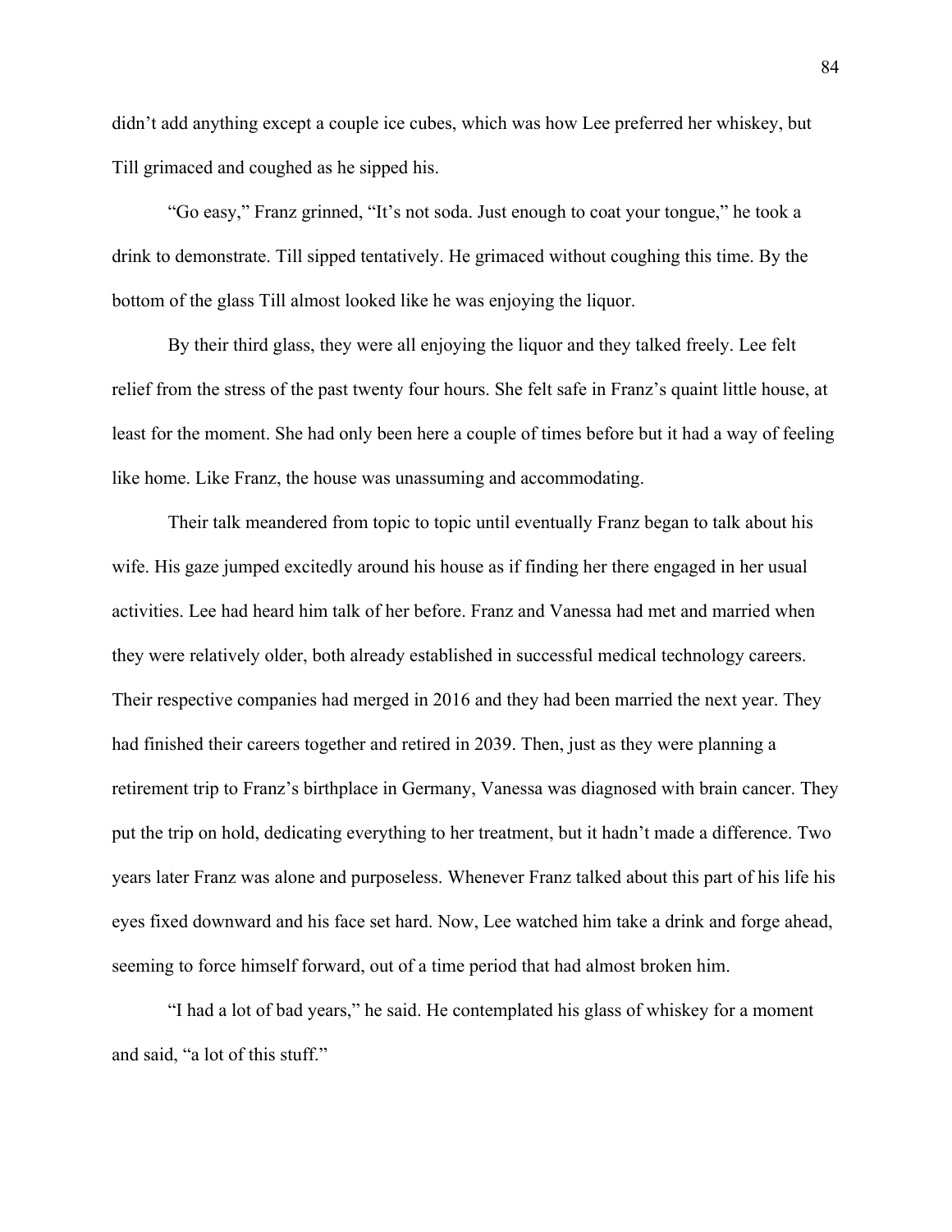didn't add anything except a couple ice cubes, which was how Lee preferred her whiskey, but Till grimaced and coughed as he sipped his.

"Go easy," Franz grinned, "It's not soda. Just enough to coat your tongue," he took a drink to demonstrate. Till sipped tentatively. He grimaced without coughing this time. By the bottom of the glass Till almost looked like he was enjoying the liquor.

By their third glass, they were all enjoying the liquor and they talked freely. Lee felt relief from the stress of the past twenty four hours. She felt safe in Franz's quaint little house, at least for the moment. She had only been here a couple of times before but it had a way of feeling like home. Like Franz, the house was unassuming and accommodating.

Their talk meandered from topic to topic until eventually Franz began to talk about his wife. His gaze jumped excitedly around his house as if finding her there engaged in her usual activities. Lee had heard him talk of her before. Franz and Vanessa had met and married when they were relatively older, both already established in successful medical technology careers. Their respective companies had merged in 2016 and they had been married the next year. They had finished their careers together and retired in 2039. Then, just as they were planning a retirement trip to Franz's birthplace in Germany, Vanessa was diagnosed with brain cancer. They put the trip on hold, dedicating everything to her treatment, but it hadn't made a difference. Two years later Franz was alone and purposeless. Whenever Franz talked about this part of his life his eyes fixed downward and his face set hard. Now, Lee watched him take a drink and forge ahead, seeming to force himself forward, out of a time period that had almost broken him.

"I had a lot of bad years," he said. He contemplated his glass of whiskey for a moment and said, "a lot of this stuff."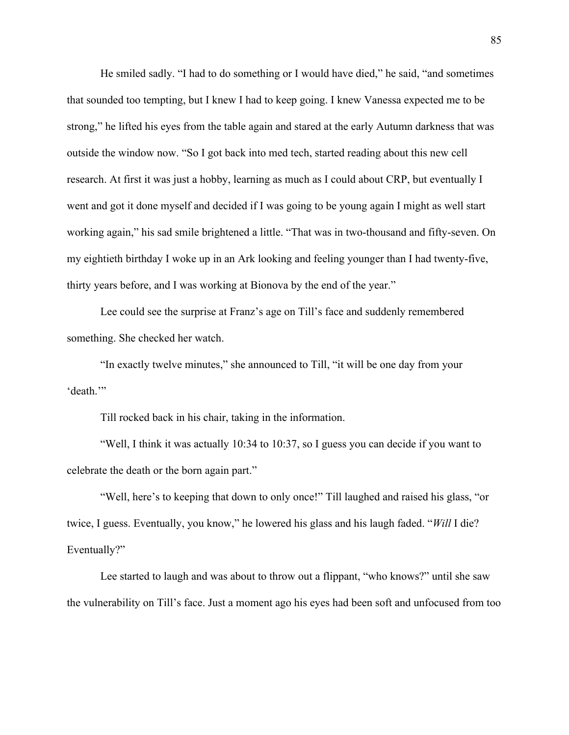He smiled sadly. “I had to do something or I would have died,” he said, “and sometimes that sounded too tempting, but I knew I had to keep going. I knew Vanessa expected me to be strong,” he lifted his eyes from the table again and stared at the early Autumn darkness that was outside the window now. “So I got back into med tech, started reading about this new cell research. At first it was just a hobby, learning as much as I could about CRP, but eventually I went and got it done myself and decided if I was going to be young again I might as well start working again,” his sad smile brightened a little. “That was in two-thousand and fifty-seven. On my eightieth birthday I woke up in an Ark looking and feeling younger than I had twenty-five, thirty years before, and I was working at Bionova by the end of the year.”

Lee could see the surprise at Franz’s age on Till’s face and suddenly remembered something. She checked her watch.

“In exactly twelve minutes,” she announced to Till, “it will be one day from your ‘death.’”

Till rocked back in his chair, taking in the information.

“Well, I think it was actually 10:34 to 10:37, so I guess you can decide if you want to celebrate the death or the born again part.”

“Well, here’s to keeping that down to only once!” Till laughed and raised his glass, “or twice, I guess. Eventually, you know,” he lowered his glass and his laugh faded. “*Will* I die? Eventually?”

Lee started to laugh and was about to throw out a flippant, “who knows?” until she saw the vulnerability on Till’s face. Just a moment ago his eyes had been soft and unfocused from too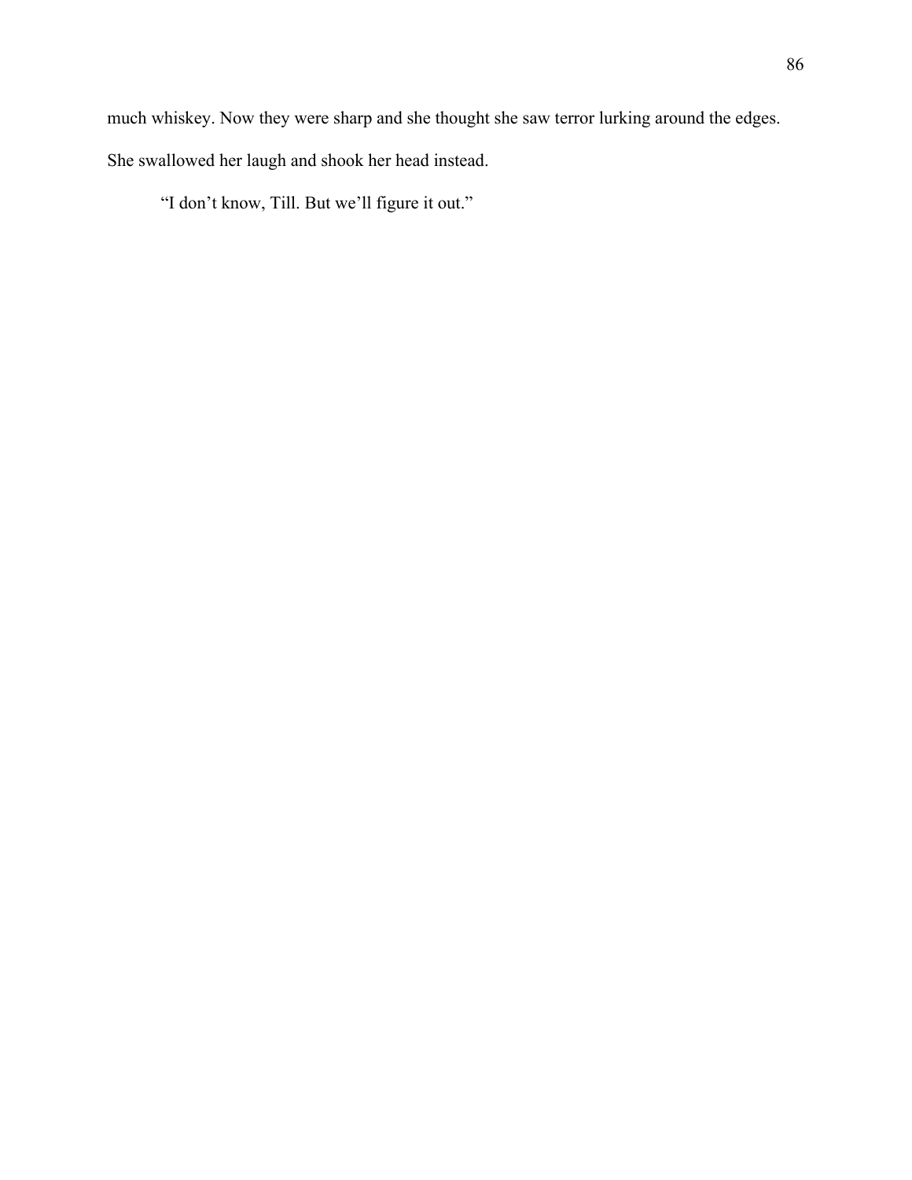much whiskey. Now they were sharp and she thought she saw terror lurking around the edges. She swallowed her laugh and shook her head instead.

"I don't know, Till. But we'll figure it out."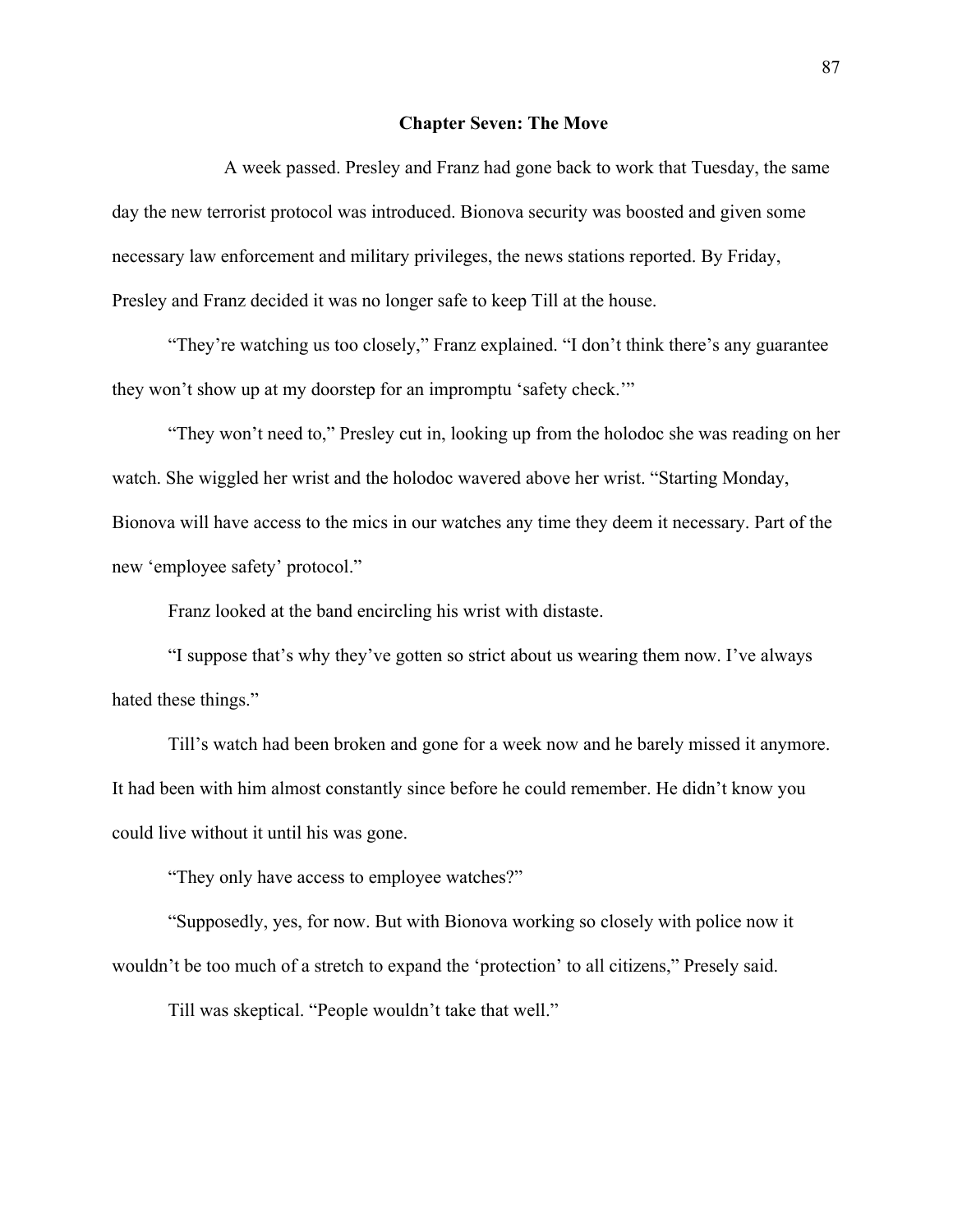**Chapter Seven: The Move**

A week passed. Presley and Franz had gone back to work that Tuesday, the same day the new terrorist protocol was introduced. Bionova security was boosted and given some necessary law enforcement and military privileges, the news stations reported. By Friday, Presley and Franz decided it was no longer safe to keep Till at the house.

"They're watching us too closely," Franz explained. "I don't think there's any guarantee they won't show up at my doorstep for an impromptu 'safety check.'"

"They won't need to," Presley cut in, looking up from the holodoc she was reading on her watch. She wiggled her wrist and the holodoc wavered above her wrist. "Starting Monday, Bionova will have access to the mics in our watches any time they deem it necessary. Part of the new 'employee safety' protocol."

Franz looked at the band encircling his wrist with distaste.

"I suppose that's why they've gotten so strict about us wearing them now. I've always hated these things."

Till's watch had been broken and gone for a week now and he barely missed it anymore. It had been with him almost constantly since before he could remember. He didn't know you could live without it until his was gone.

"They only have access to employee watches?"

"Supposedly, yes, for now. But with Bionova working so closely with police now it wouldn't be too much of a stretch to expand the 'protection' to all citizens," Presely said.

Till was skeptical. "People wouldn't take that well."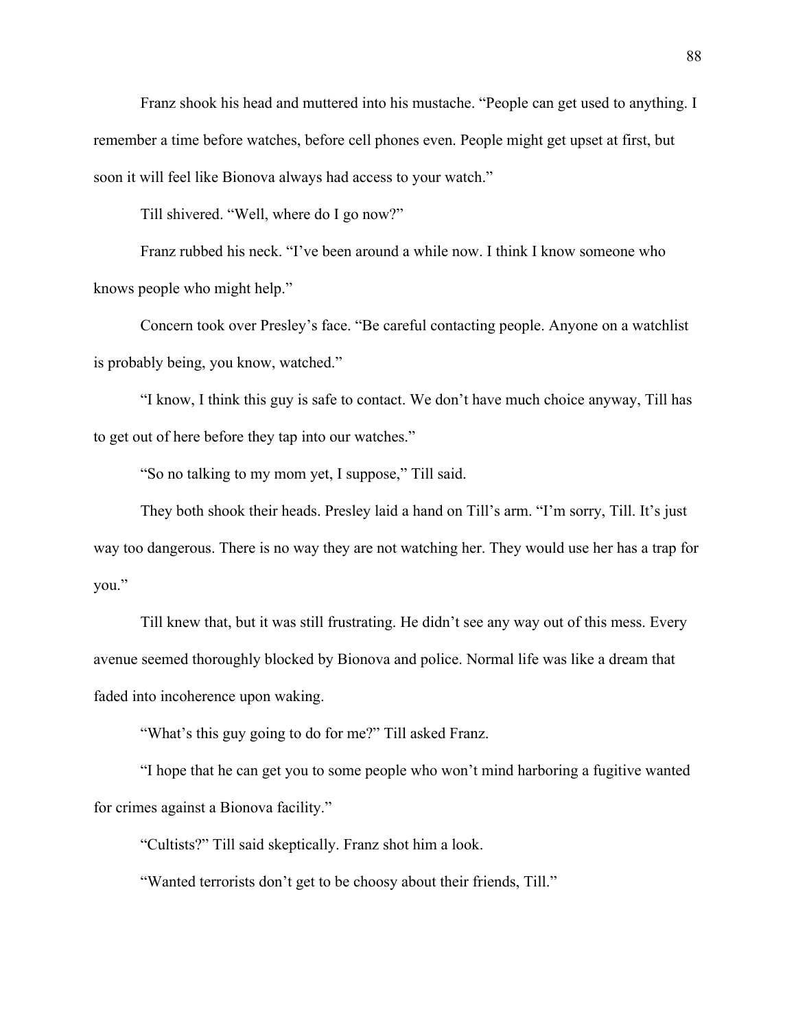Franz shook his head and muttered into his mustache. "People can get used to anything. I remember a time before watches, before cell phones even. People might get upset at first, but soon it will feel like Bionova always had access to your watch."

Till shivered. "Well, where do I go now?"

Franz rubbed his neck. "I've been around a while now. I think I know someone who knows people who might help."

Concern took over Presley's face. "Be careful contacting people. Anyone on a watchlist is probably being, you know, watched."

"I know, I think this guy is safe to contact. We don't have much choice anyway, Till has to get out of here before they tap into our watches."

"So no talking to my mom yet, I suppose," Till said.

They both shook their heads. Presley laid a hand on Till's arm. "I'm sorry, Till. It's just way too dangerous. There is no way they are not watching her. They would use her has a trap for you."

Till knew that, but it was still frustrating. He didn't see any way out of this mess. Every avenue seemed thoroughly blocked by Bionova and police. Normal life was like a dream that faded into incoherence upon waking.

"What's this guy going to do for me?" Till asked Franz.

"I hope that he can get you to some people who won't mind harboring a fugitive wanted for crimes against a Bionova facility."

"Cultists?" Till said skeptically. Franz shot him a look.

"Wanted terrorists don't get to be choosy about their friends, Till."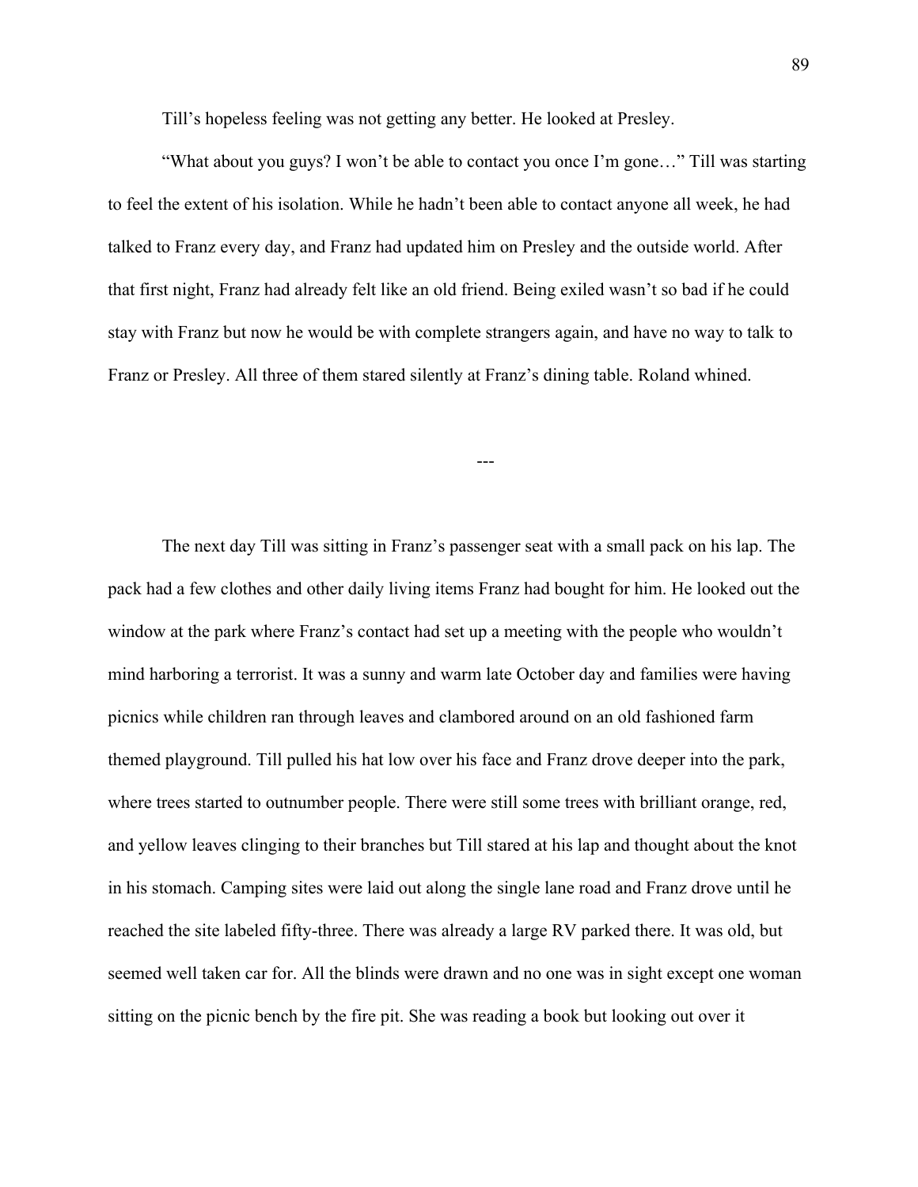Till's hopeless feeling was not getting any better. He looked at Presley.

"What about you guys? I won't be able to contact you once I'm gone…" Till was starting to feel the extent of his isolation. While he hadn't been able to contact anyone all week, he had talked to Franz every day, and Franz had updated him on Presley and the outside world. After that first night, Franz had already felt like an old friend. Being exiled wasn't so bad if he could stay with Franz but now he would be with complete strangers again, and have no way to talk to Franz or Presley. All three of them stared silently at Franz's dining table. Roland whined.

---

The next day Till was sitting in Franz's passenger seat with a small pack on his lap. The pack had a few clothes and other daily living items Franz had bought for him. He looked out the window at the park where Franz's contact had set up a meeting with the people who wouldn't mind harboring a terrorist. It was a sunny and warm late October day and families were having picnics while children ran through leaves and clambored around on an old fashioned farm themed playground. Till pulled his hat low over his face and Franz drove deeper into the park, where trees started to outnumber people. There were still some trees with brilliant orange, red, and yellow leaves clinging to their branches but Till stared at his lap and thought about the knot in his stomach. Camping sites were laid out along the single lane road and Franz drove until he reached the site labeled fifty-three. There was already a large RV parked there. It was old, but seemed well taken car for. All the blinds were drawn and no one was in sight except one woman sitting on the picnic bench by the fire pit. She was reading a book but looking out over it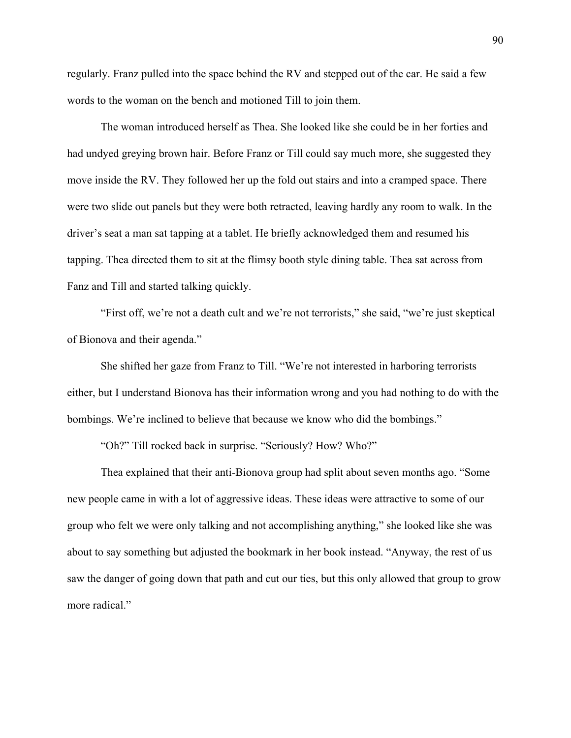regularly. Franz pulled into the space behind the RV and stepped out of the car. He said a few words to the woman on the bench and motioned Till to join them.

The woman introduced herself as Thea. She looked like she could be in her forties and had undyed greying brown hair. Before Franz or Till could say much more, she suggested they move inside the RV. They followed her up the fold out stairs and into a cramped space. There were two slide out panels but they were both retracted, leaving hardly any room to walk. In the driver's seat a man sat tapping at a tablet. He briefly acknowledged them and resumed his tapping. Thea directed them to sit at the flimsy booth style dining table. Thea sat across from Fanz and Till and started talking quickly.

"First off, we're not a death cult and we're not terrorists," she said, "we're just skeptical of Bionova and their agenda."

She shifted her gaze from Franz to Till. "We're not interested in harboring terrorists either, but I understand Bionova has their information wrong and you had nothing to do with the bombings. We're inclined to believe that because we know who did the bombings."

"Oh?" Till rocked back in surprise. "Seriously? How? Who?"

Thea explained that their anti-Bionova group had split about seven months ago. "Some new people came in with a lot of aggressive ideas. These ideas were attractive to some of our group who felt we were only talking and not accomplishing anything," she looked like she was about to say something but adjusted the bookmark in her book instead. "Anyway, the rest of us saw the danger of going down that path and cut our ties, but this only allowed that group to grow more radical."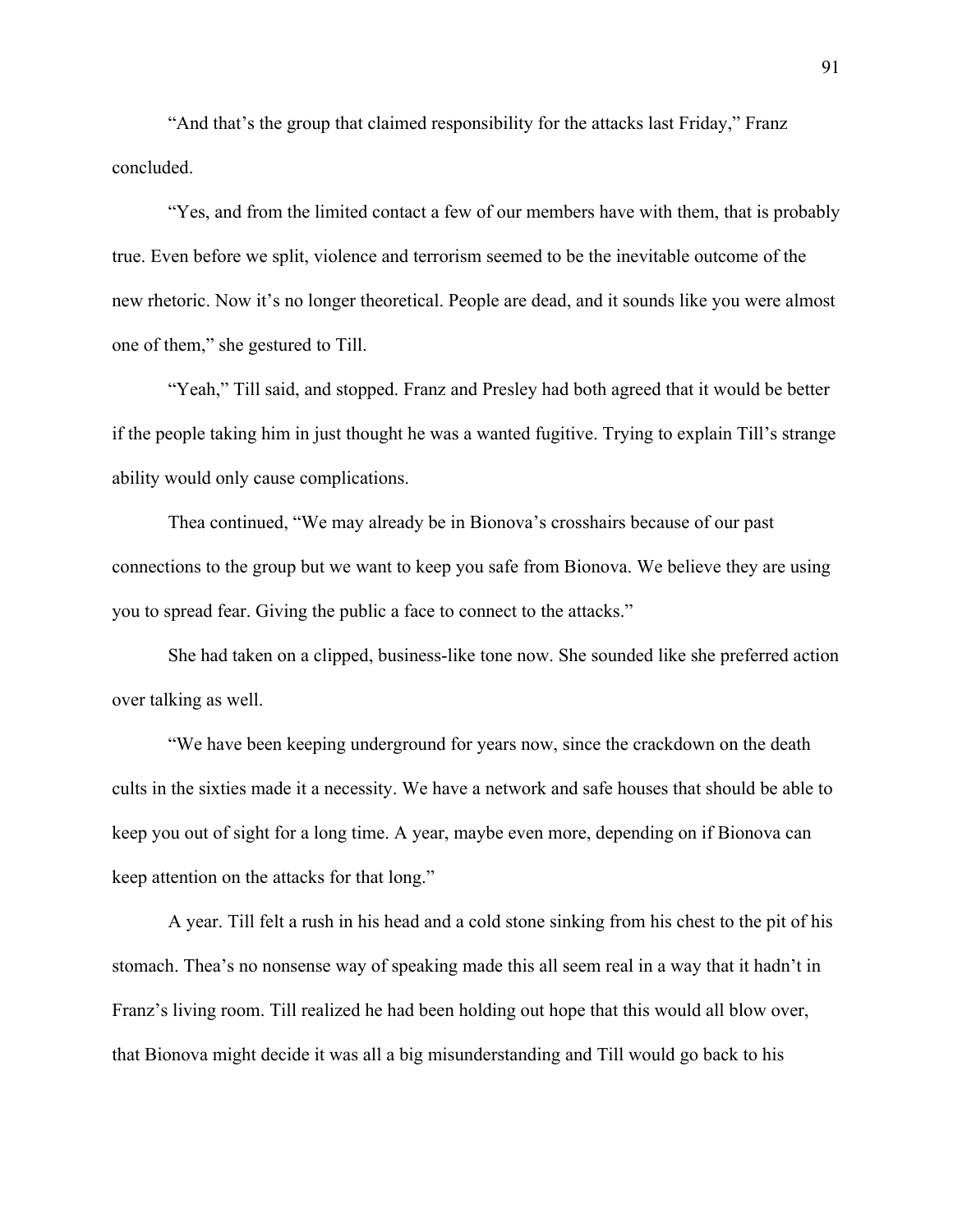"And that's the group that claimed responsibility for the attacks last Friday," Franz concluded.

"Yes, and from the limited contact a few of our members have with them, that is probably true. Even before we split, violence and terrorism seemed to be the inevitable outcome of the new rhetoric. Now it's no longer theoretical. People are dead, and it sounds like you were almost one of them," she gestured to Till.

"Yeah," Till said, and stopped. Franz and Presley had both agreed that it would be better if the people taking him in just thought he was a wanted fugitive. Trying to explain Till's strange ability would only cause complications.

Thea continued, "We may already be in Bionova's crosshairs because of our past connections to the group but we want to keep you safe from Bionova. We believe they are using you to spread fear. Giving the public a face to connect to the attacks."

She had taken on a clipped, business-like tone now. She sounded like she preferred action over talking as well.

"We have been keeping underground for years now, since the crackdown on the death cults in the sixties made it a necessity. We have a network and safe houses that should be able to keep you out of sight for a long time. A year, maybe even more, depending on if Bionova can keep attention on the attacks for that long."

A year. Till felt a rush in his head and a cold stone sinking from his chest to the pit of his stomach. Thea's no nonsense way of speaking made this all seem real in a way that it hadn't in Franz's living room. Till realized he had been holding out hope that this would all blow over, that Bionova might decide it was all a big misunderstanding and Till would go back to his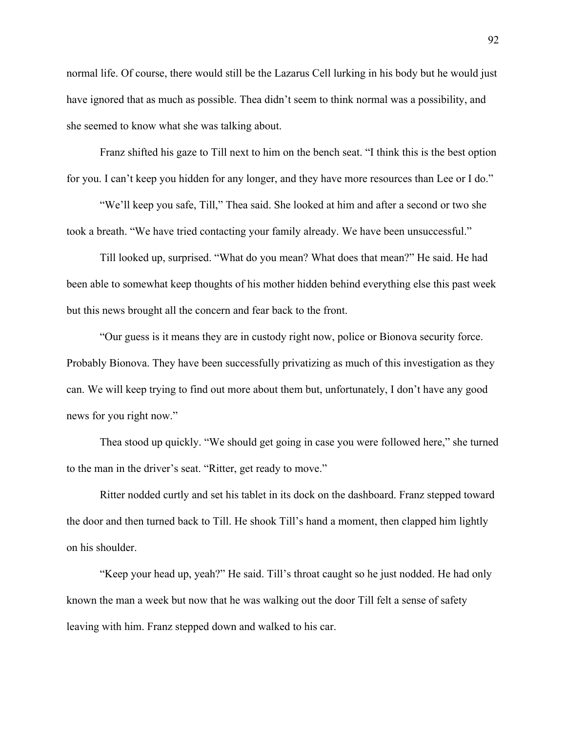normal life. Of course, there would still be the Lazarus Cell lurking in his body but he would just have ignored that as much as possible. Thea didn't seem to think normal was a possibility, and she seemed to know what she was talking about.

Franz shifted his gaze to Till next to him on the bench seat. "I think this is the best option for you. I can't keep you hidden for any longer, and they have more resources than Lee or I do."

"We'll keep you safe, Till," Thea said. She looked at him and after a second or two she took a breath. "We have tried contacting your family already. We have been unsuccessful."

Till looked up, surprised. "What do you mean? What does that mean?" He said. He had been able to somewhat keep thoughts of his mother hidden behind everything else this past week but this news brought all the concern and fear back to the front.

"Our guess is it means they are in custody right now, police or Bionova security force. Probably Bionova. They have been successfully privatizing as much of this investigation as they can. We will keep trying to find out more about them but, unfortunately, I don't have any good news for you right now."

Thea stood up quickly. "We should get going in case you were followed here," she turned to the man in the driver's seat. "Ritter, get ready to move."

Ritter nodded curtly and set his tablet in its dock on the dashboard. Franz stepped toward the door and then turned back to Till. He shook Till's hand a moment, then clapped him lightly on his shoulder.

"Keep your head up, yeah?" He said. Till's throat caught so he just nodded. He had only known the man a week but now that he was walking out the door Till felt a sense of safety leaving with him. Franz stepped down and walked to his car.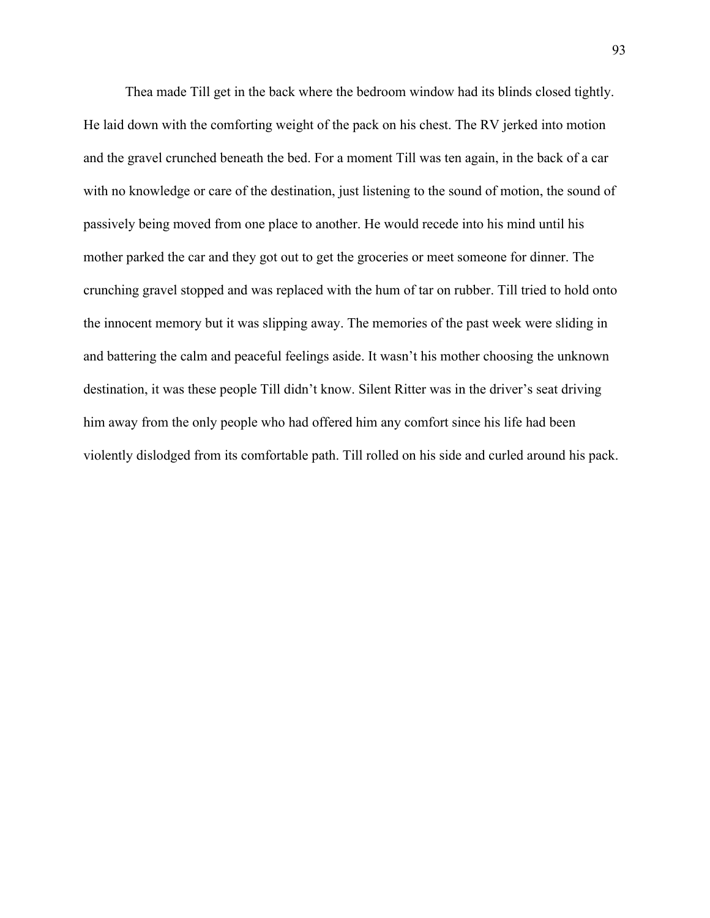Thea made Till get in the back where the bedroom window had its blinds closed tightly. He laid down with the comforting weight of the pack on his chest. The RV jerked into motion and the gravel crunched beneath the bed. For a moment Till was ten again, in the back of a car with no knowledge or care of the destination, just listening to the sound of motion, the sound of passively being moved from one place to another. He would recede into his mind until his mother parked the car and they got out to get the groceries or meet someone for dinner. The crunching gravel stopped and was replaced with the hum of tar on rubber. Till tried to hold onto the innocent memory but it was slipping away. The memories of the past week were sliding in and battering the calm and peaceful feelings aside. It wasn't his mother choosing the unknown destination, it was these people Till didn't know. Silent Ritter was in the driver's seat driving him away from the only people who had offered him any comfort since his life had been violently dislodged from its comfortable path. Till rolled on his side and curled around his pack.